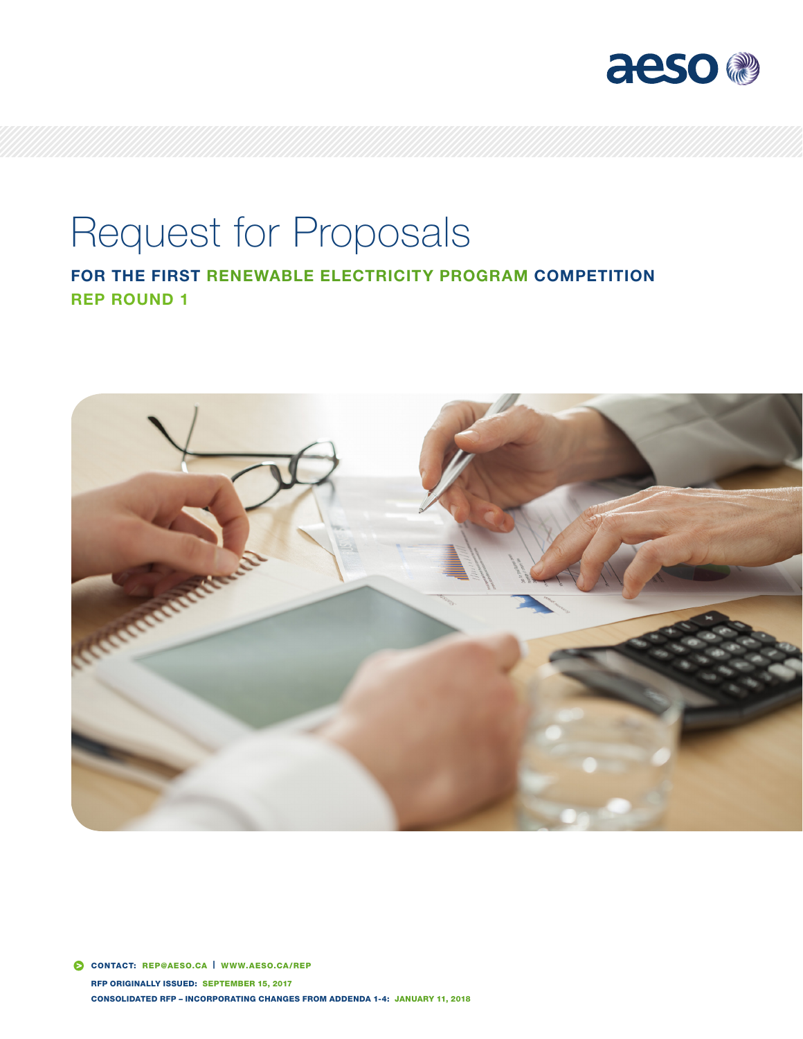aeso

# Request for Proposals

## FOR THE FIRST RENEWABLE ELECTRICITY PROGRAM COMPETITION

## REP ROUND 1

**CONTACT:** REP@AESO.CA | WWW.AESO.CA/REP

**RFP ORIGINALLY ISSUED:** SEPTEMBER 15, 2017

**CONSOLIDATED RFP – INCORPORATING CHANGES FROM ADDENDA 1-4:** JANUARY 11, 2018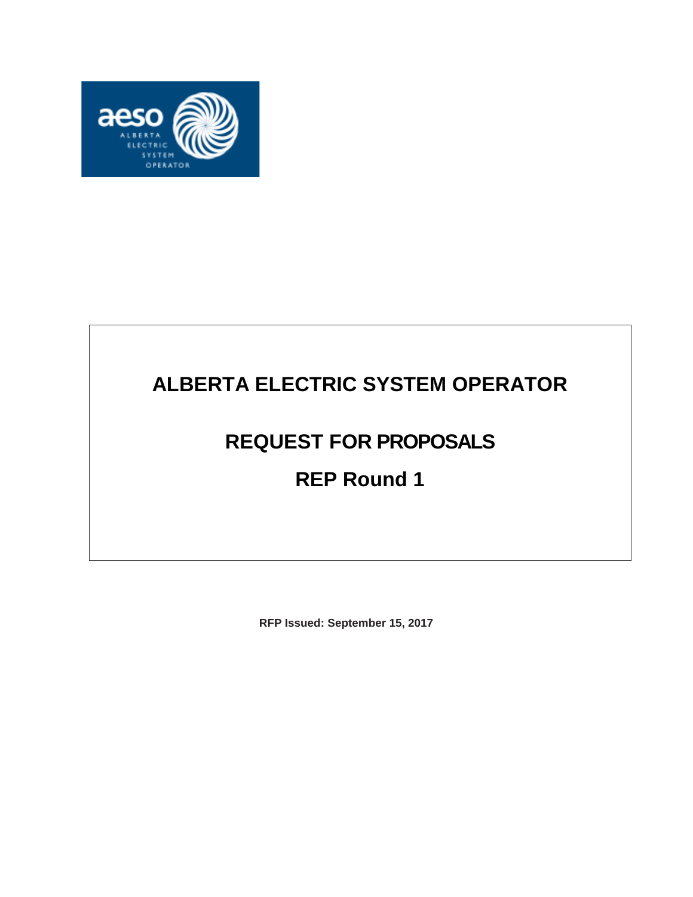# ALBERTA ELECTRIC SYSTEM OPERATOR

# REQUEST FOR PROPOSALS

# REP Round 1

**RFP Issued: September 15, 2017**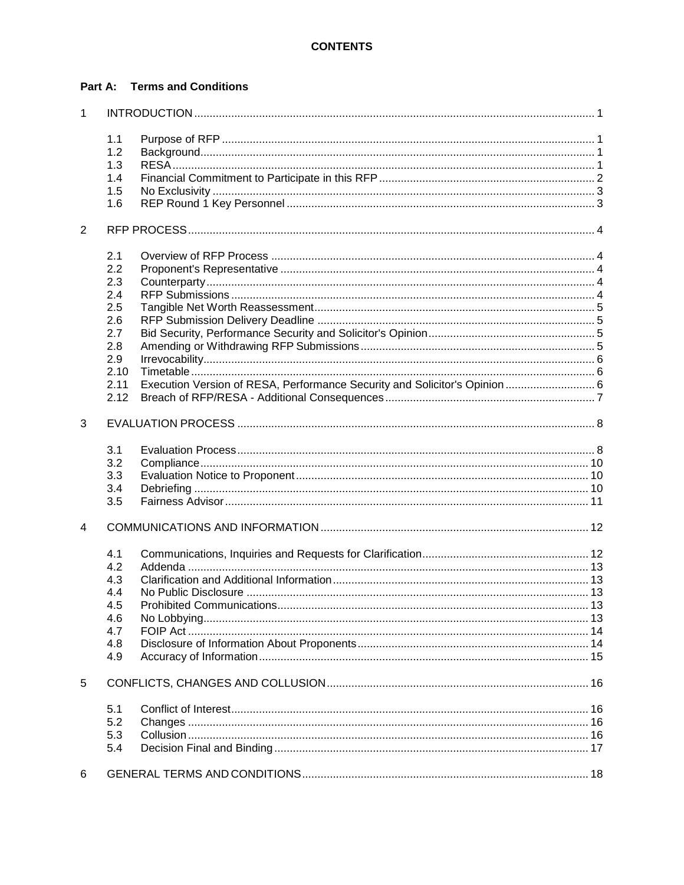# CONTENTS

## Part A: Terms and Conditions

1 INTRODUCTION ..... 1

- 1.1 Purpose of RFP ..... 1
- 1.2 Background ..... 1
- 1.3 RESA ..... 1
- 1.4 Financial Commitment to Participate in this RFP ..... 2
- 1.5 No Exclusivity ..... 3
- 1.6 REP Round 1 Key Personnel ..... 3

2 RFP PROCESS ..... 4

- 2.1 Overview of RFP Process ..... 4
- 2.2 Proponent's Representative ..... 4
- 2.3 Counterparty ..... 4
- 2.4 RFP Submissions ..... 4
- 2.5 Tangible Net Worth Reassessment ..... 5
- 2.6 RFP Submission Delivery Deadline ..... 5
- 2.7 Bid Security, Performance Security and Solicitor's Opinion ..... 5
- 2.8 Amending or Withdrawing RFP Submissions ..... 5
- 2.9 Irrevocability ..... 6
- 2.10 Timetable ..... 6
- 2.11 Execution Version of RESA, Performance Security and Solicitor's Opinion ..... 6
- 2.12 Breach of RFP/RESA - Additional Consequences ..... 7

3 EVALUATION PROCESS ..... 8

- 3.1 Evaluation Process ..... 8
- 3.2 Compliance ..... 10
- 3.3 Evaluation Notice to Proponent ..... 10
- 3.4 Debriefing ..... 10
- 3.5 Fairness Advisor ..... 11

4 COMMUNICATIONS AND INFORMATION ..... 12

- 4.1 Communications, Inquiries and Requests for Clarification ..... 12
- 4.2 Addenda ..... 13
- 4.3 Clarification and Additional Information ..... 13
- 4.4 No Public Disclosure ..... 13
- 4.5 Prohibited Communications ..... 13
- 4.6 No Lobbying ..... 13
- 4.7 FOIP Act ..... 14
- 4.8 Disclosure of Information About Proponents ..... 14
- 4.9 Accuracy of Information ..... 15

5 CONFLICTS, CHANGES AND COLLUSION ..... 16

- 5.1 Conflict of Interest ..... 16
- 5.2 Changes ..... 16
- 5.3 Collusion ..... 16
- 5.4 Decision Final and Binding ..... 17

6 GENERAL TERMS AND CONDITIONS ..... 18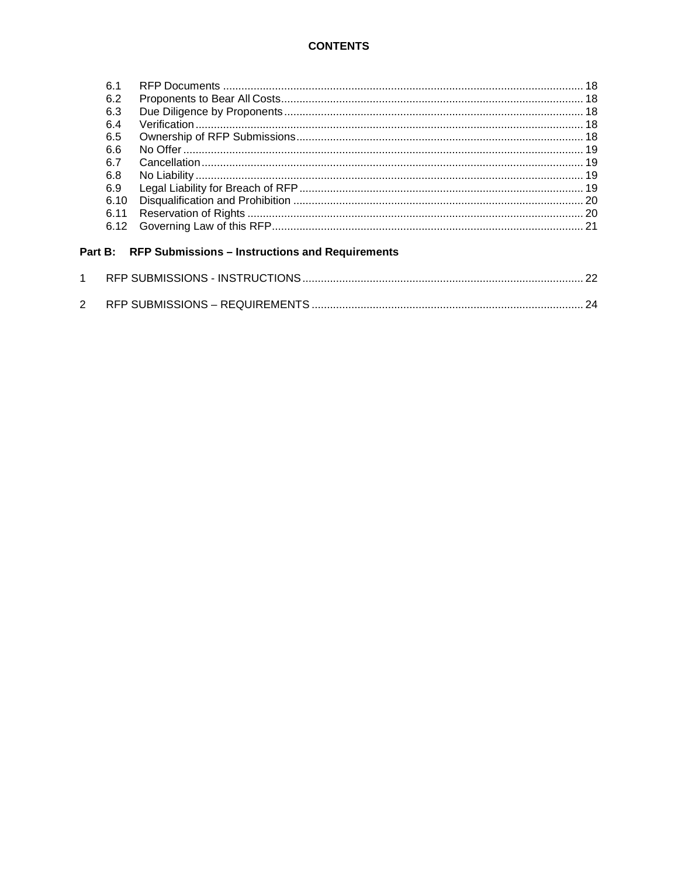**CONTENTS**

| | | |
|---|---|---|
| 6.1 | RFP Documents | 18 |
| 6.2 | Proponents to Bear All Costs | 18 |
| 6.3 | Due Diligence by Proponents | 18 |
| 6.4 | Verification | 18 |
| 6.5 | Ownership of RFP Submissions | 18 |
| 6.6 | No Offer | 19 |
| 6.7 | Cancellation | 19 |
| 6.8 | No Liability | 19 |
| 6.9 | Legal Liability for Breach of RFP | 19 |
| 6.10 | Disqualification and Prohibition | 20 |
| 6.11 | Reservation of Rights | 20 |
| 6.12 | Governing Law of this RFP | 21 |

**Part B: RFP Submissions – Instructions and Requirements**

| | | |
|---|---|---|
| 1 | RFP SUBMISSIONS - INSTRUCTIONS | 22 |
| 2 | RFP SUBMISSIONS – REQUIREMENTS | 24 |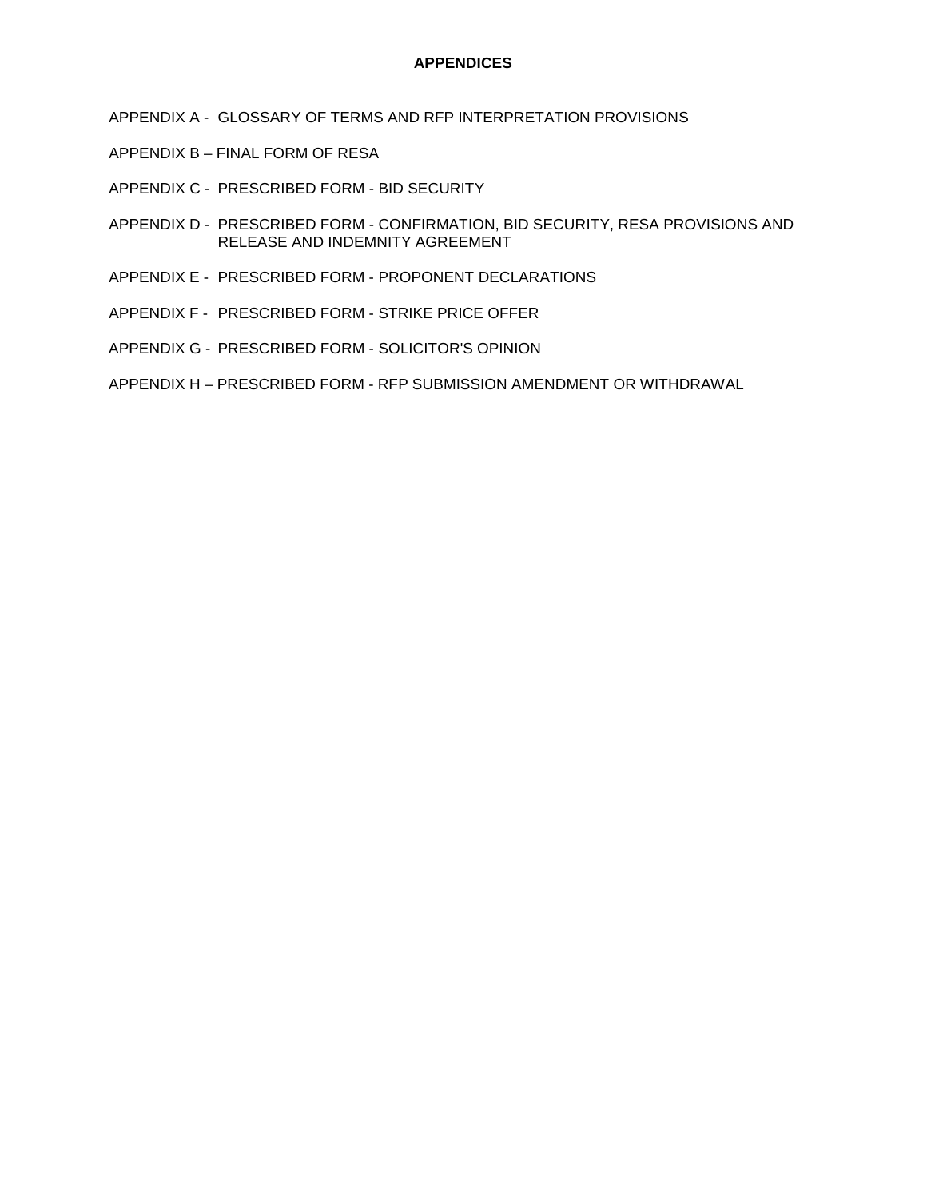## APPENDICES

APPENDIX A - GLOSSARY OF TERMS AND RFP INTERPRETATION PROVISIONS

APPENDIX B – FINAL FORM OF RESA

APPENDIX C - PRESCRIBED FORM - BID SECURITY

APPENDIX D - PRESCRIBED FORM - CONFIRMATION, BID SECURITY, RESA PROVISIONS AND RELEASE AND INDEMNITY AGREEMENT

APPENDIX E - PRESCRIBED FORM - PROPONENT DECLARATIONS

APPENDIX F - PRESCRIBED FORM - STRIKE PRICE OFFER

APPENDIX G - PRESCRIBED FORM - SOLICITOR'S OPINION

APPENDIX H – PRESCRIBED FORM - RFP SUBMISSION AMENDMENT OR WITHDRAWAL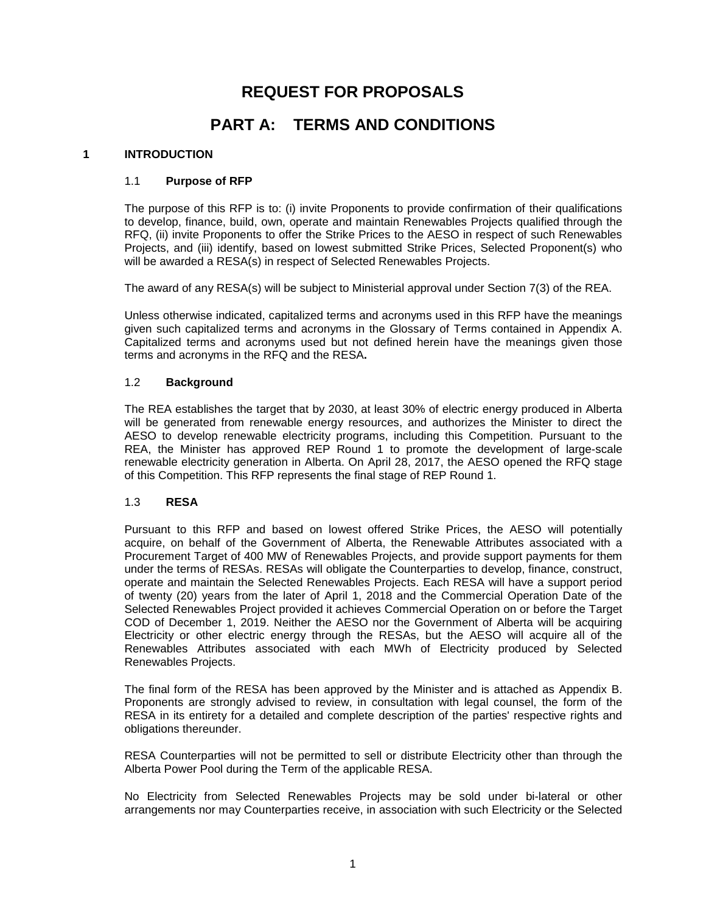# REQUEST FOR PROPOSALS

# PART A: TERMS AND CONDITIONS

## 1 INTRODUCTION

### 1.1 Purpose of RFP

The purpose of this RFP is to: (i) invite Proponents to provide confirmation of their qualifications to develop, finance, build, own, operate and maintain Renewables Projects qualified through the RFQ, (ii) invite Proponents to offer the Strike Prices to the AESO in respect of such Renewables Projects, and (iii) identify, based on lowest submitted Strike Prices, Selected Proponent(s) who will be awarded a RESA(s) in respect of Selected Renewables Projects.

The award of any RESA(s) will be subject to Ministerial approval under Section 7(3) of the REA.

Unless otherwise indicated, capitalized terms and acronyms used in this RFP have the meanings given such capitalized terms and acronyms in the Glossary of Terms contained in Appendix A. Capitalized terms and acronyms used but not defined herein have the meanings given those terms and acronyms in the RFQ and the RESA**.**

### 1.2 Background

The REA establishes the target that by 2030, at least 30% of electric energy produced in Alberta will be generated from renewable energy resources, and authorizes the Minister to direct the AESO to develop renewable electricity programs, including this Competition. Pursuant to the REA, the Minister has approved REP Round 1 to promote the development of large-scale renewable electricity generation in Alberta. On April 28, 2017, the AESO opened the RFQ stage of this Competition. This RFP represents the final stage of REP Round 1.

### 1.3 RESA

Pursuant to this RFP and based on lowest offered Strike Prices, the AESO will potentially acquire, on behalf of the Government of Alberta, the Renewable Attributes associated with a Procurement Target of 400 MW of Renewables Projects, and provide support payments for them under the terms of RESAs. RESAs will obligate the Counterparties to develop, finance, construct, operate and maintain the Selected Renewables Projects. Each RESA will have a support period of twenty (20) years from the later of April 1, 2018 and the Commercial Operation Date of the Selected Renewables Project provided it achieves Commercial Operation on or before the Target COD of December 1, 2019. Neither the AESO nor the Government of Alberta will be acquiring Electricity or other electric energy through the RESAs, but the AESO will acquire all of the Renewables Attributes associated with each MWh of Electricity produced by Selected Renewables Projects.

The final form of the RESA has been approved by the Minister and is attached as Appendix B. Proponents are strongly advised to review, in consultation with legal counsel, the form of the RESA in its entirety for a detailed and complete description of the parties' respective rights and obligations thereunder.

RESA Counterparties will not be permitted to sell or distribute Electricity other than through the Alberta Power Pool during the Term of the applicable RESA.

No Electricity from Selected Renewables Projects may be sold under bi-lateral or other arrangements nor may Counterparties receive, in association with such Electricity or the Selected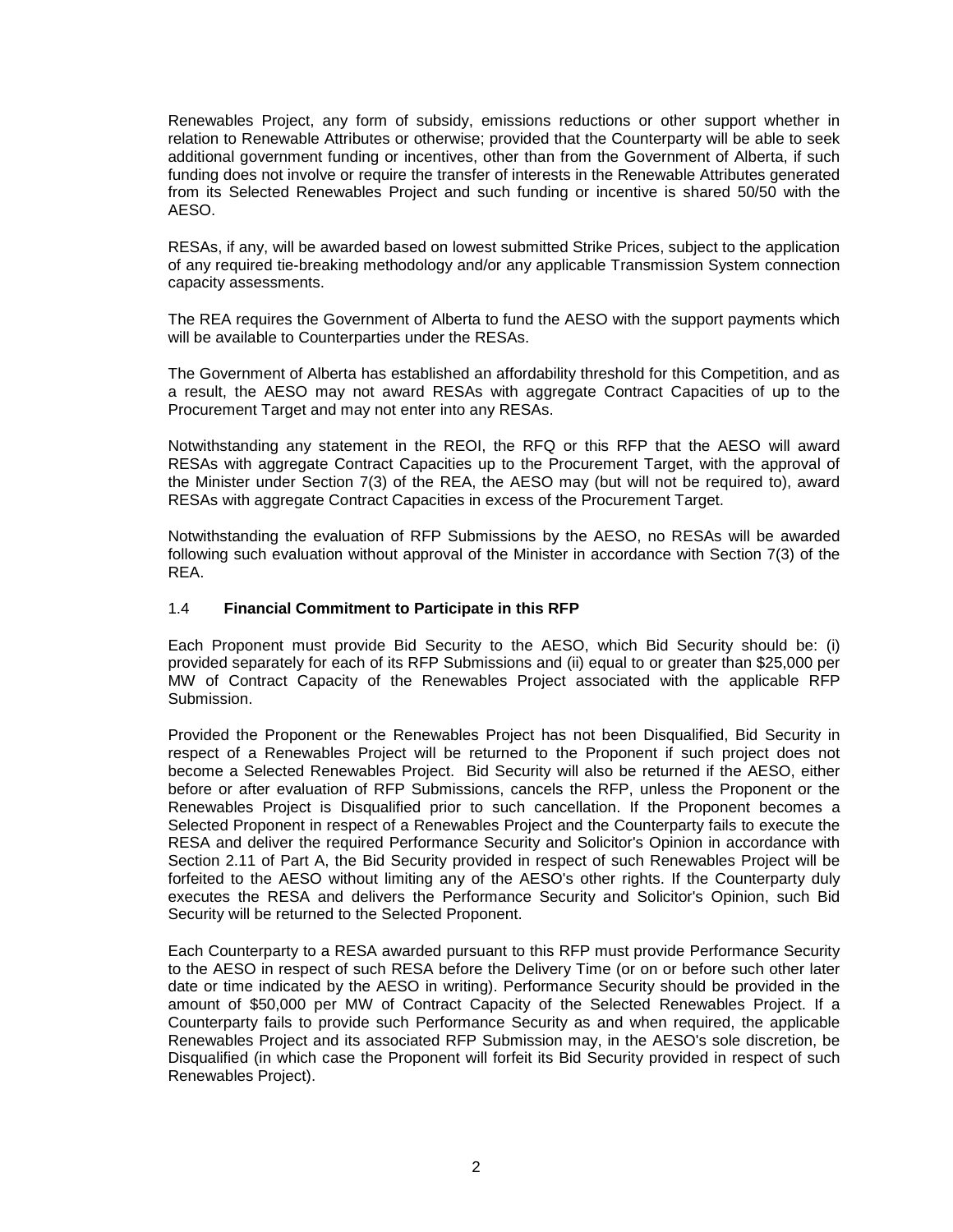Renewables Project, any form of subsidy, emissions reductions or other support whether in relation to Renewable Attributes or otherwise; provided that the Counterparty will be able to seek additional government funding or incentives, other than from the Government of Alberta, if such funding does not involve or require the transfer of interests in the Renewable Attributes generated from its Selected Renewables Project and such funding or incentive is shared 50/50 with the AESO.

RESAs, if any, will be awarded based on lowest submitted Strike Prices, subject to the application of any required tie-breaking methodology and/or any applicable Transmission System connection capacity assessments.

The REA requires the Government of Alberta to fund the AESO with the support payments which will be available to Counterparties under the RESAs.

The Government of Alberta has established an affordability threshold for this Competition, and as a result, the AESO may not award RESAs with aggregate Contract Capacities of up to the Procurement Target and may not enter into any RESAs.

Notwithstanding any statement in the REOI, the RFQ or this RFP that the AESO will award RESAs with aggregate Contract Capacities up to the Procurement Target, with the approval of the Minister under Section 7(3) of the REA, the AESO may (but will not be required to), award RESAs with aggregate Contract Capacities in excess of the Procurement Target.

Notwithstanding the evaluation of RFP Submissions by the AESO, no RESAs will be awarded following such evaluation without approval of the Minister in accordance with Section 7(3) of the REA.

### 1.4 **Financial Commitment to Participate in this RFP**

Each Proponent must provide Bid Security to the AESO, which Bid Security should be: (i) provided separately for each of its RFP Submissions and (ii) equal to or greater than $25,000 per MW of Contract Capacity of the Renewables Project associated with the applicable RFP Submission.

Provided the Proponent or the Renewables Project has not been Disqualified, Bid Security in respect of a Renewables Project will be returned to the Proponent if such project does not become a Selected Renewables Project. Bid Security will also be returned if the AESO, either before or after evaluation of RFP Submissions, cancels the RFP, unless the Proponent or the Renewables Project is Disqualified prior to such cancellation. If the Proponent becomes a Selected Proponent in respect of a Renewables Project and the Counterparty fails to execute the RESA and deliver the required Performance Security and Solicitor's Opinion in accordance with Section 2.11 of Part A, the Bid Security provided in respect of such Renewables Project will be forfeited to the AESO without limiting any of the AESO's other rights. If the Counterparty duly executes the RESA and delivers the Performance Security and Solicitor's Opinion, such Bid Security will be returned to the Selected Proponent.

Each Counterparty to a RESA awarded pursuant to this RFP must provide Performance Security to the AESO in respect of such RESA before the Delivery Time (or on or before such other later date or time indicated by the AESO in writing). Performance Security should be provided in the amount of $50,000 per MW of Contract Capacity of the Selected Renewables Project. If a Counterparty fails to provide such Performance Security as and when required, the applicable Renewables Project and its associated RFP Submission may, in the AESO's sole discretion, be Disqualified (in which case the Proponent will forfeit its Bid Security provided in respect of such Renewables Project).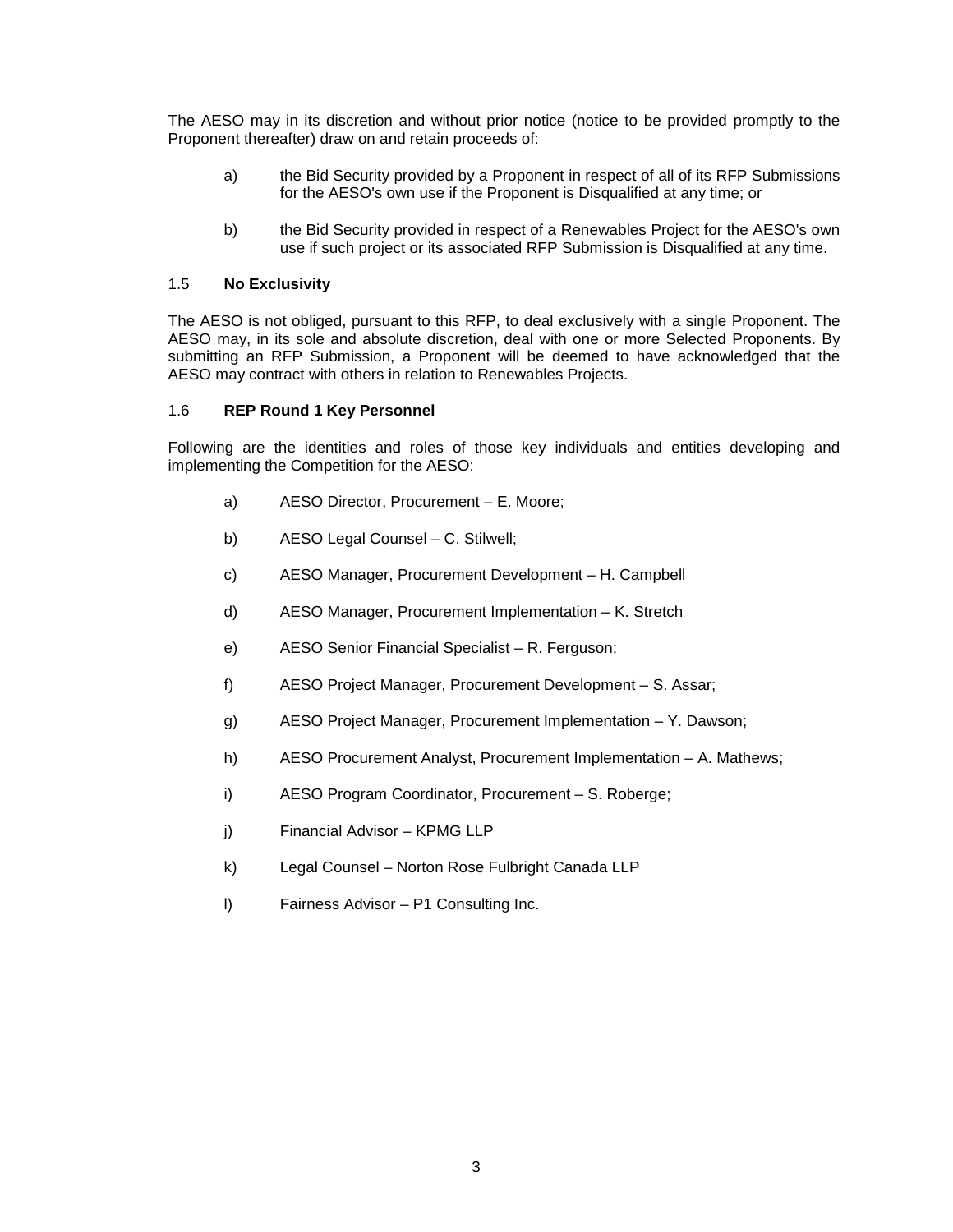The AESO may in its discretion and without prior notice (notice to be provided promptly to the Proponent thereafter) draw on and retain proceeds of:

a) the Bid Security provided by a Proponent in respect of all of its RFP Submissions for the AESO's own use if the Proponent is Disqualified at any time; or

b) the Bid Security provided in respect of a Renewables Project for the AESO's own use if such project or its associated RFP Submission is Disqualified at any time.

### 1.5 **No Exclusivity**

The AESO is not obliged, pursuant to this RFP, to deal exclusively with a single Proponent. The AESO may, in its sole and absolute discretion, deal with one or more Selected Proponents. By submitting an RFP Submission, a Proponent will be deemed to have acknowledged that the AESO may contract with others in relation to Renewables Projects.

### 1.6 **REP Round 1 Key Personnel**

Following are the identities and roles of those key individuals and entities developing and implementing the Competition for the AESO:

a) AESO Director, Procurement – E. Moore;

b) AESO Legal Counsel – C. Stilwell;

c) AESO Manager, Procurement Development – H. Campbell

d) AESO Manager, Procurement Implementation – K. Stretch

e) AESO Senior Financial Specialist – R. Ferguson;

f) AESO Project Manager, Procurement Development – S. Assar;

g) AESO Project Manager, Procurement Implementation – Y. Dawson;

h) AESO Procurement Analyst, Procurement Implementation – A. Mathews;

i) AESO Program Coordinator, Procurement – S. Roberge;

j) Financial Advisor – KPMG LLP

k) Legal Counsel – Norton Rose Fulbright Canada LLP

l) Fairness Advisor – P1 Consulting Inc.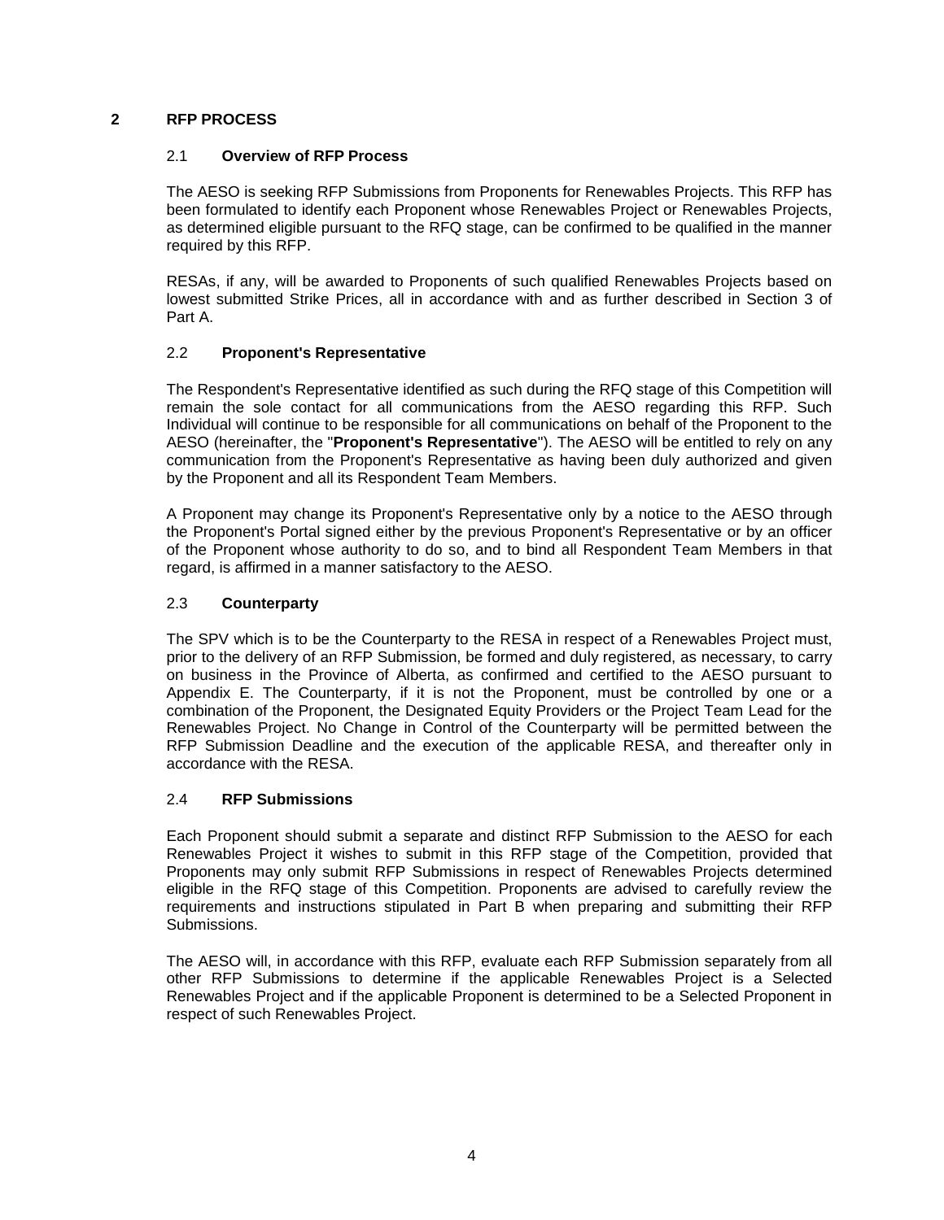# 2 RFP PROCESS

## 2.1 Overview of RFP Process

The AESO is seeking RFP Submissions from Proponents for Renewables Projects. This RFP has been formulated to identify each Proponent whose Renewables Project or Renewables Projects, as determined eligible pursuant to the RFQ stage, can be confirmed to be qualified in the manner required by this RFP.

RESAs, if any, will be awarded to Proponents of such qualified Renewables Projects based on lowest submitted Strike Prices, all in accordance with and as further described in Section 3 of Part A.

## 2.2 Proponent's Representative

The Respondent's Representative identified as such during the RFQ stage of this Competition will remain the sole contact for all communications from the AESO regarding this RFP. Such Individual will continue to be responsible for all communications on behalf of the Proponent to the AESO (hereinafter, the "**Proponent's Representative**"). The AESO will be entitled to rely on any communication from the Proponent's Representative as having been duly authorized and given by the Proponent and all its Respondent Team Members.

A Proponent may change its Proponent's Representative only by a notice to the AESO through the Proponent's Portal signed either by the previous Proponent's Representative or by an officer of the Proponent whose authority to do so, and to bind all Respondent Team Members in that regard, is affirmed in a manner satisfactory to the AESO.

## 2.3 Counterparty

The SPV which is to be the Counterparty to the RESA in respect of a Renewables Project must, prior to the delivery of an RFP Submission, be formed and duly registered, as necessary, to carry on business in the Province of Alberta, as confirmed and certified to the AESO pursuant to Appendix E. The Counterparty, if it is not the Proponent, must be controlled by one or a combination of the Proponent, the Designated Equity Providers or the Project Team Lead for the Renewables Project. No Change in Control of the Counterparty will be permitted between the RFP Submission Deadline and the execution of the applicable RESA, and thereafter only in accordance with the RESA.

## 2.4 RFP Submissions

Each Proponent should submit a separate and distinct RFP Submission to the AESO for each Renewables Project it wishes to submit in this RFP stage of the Competition, provided that Proponents may only submit RFP Submissions in respect of Renewables Projects determined eligible in the RFQ stage of this Competition. Proponents are advised to carefully review the requirements and instructions stipulated in Part B when preparing and submitting their RFP Submissions.

The AESO will, in accordance with this RFP, evaluate each RFP Submission separately from all other RFP Submissions to determine if the applicable Renewables Project is a Selected Renewables Project and if the applicable Proponent is determined to be a Selected Proponent in respect of such Renewables Project.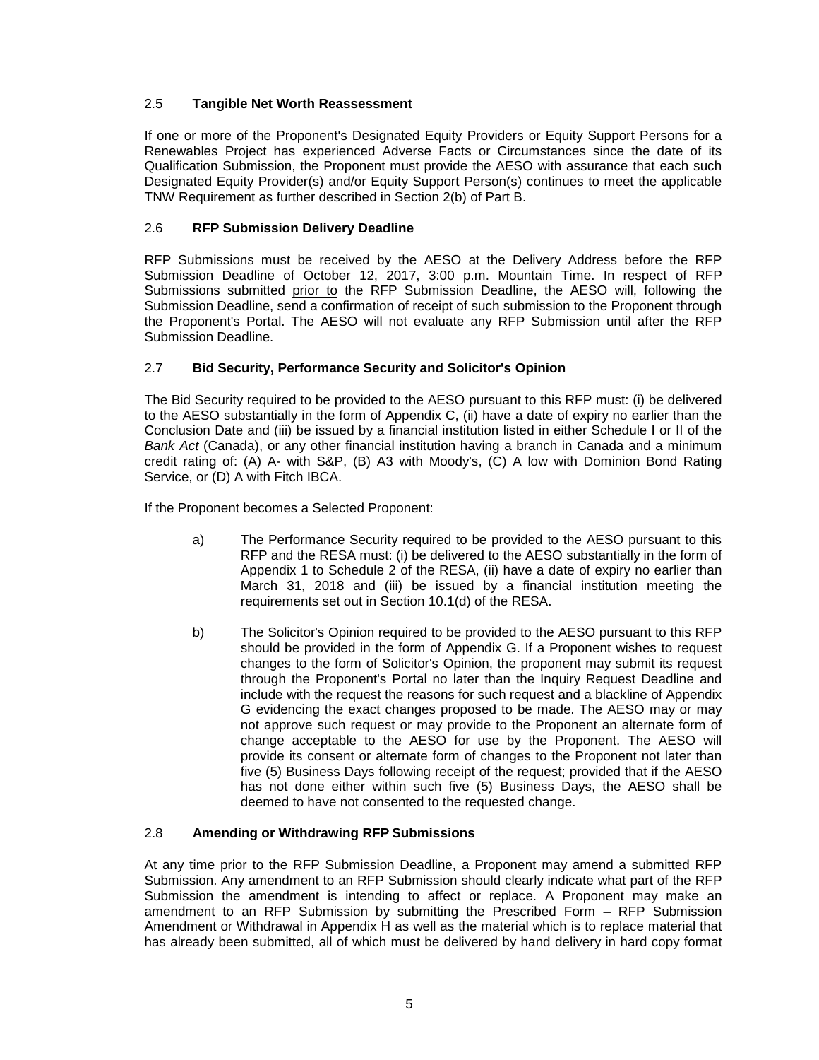### 2.5 **Tangible Net Worth Reassessment**

If one or more of the Proponent's Designated Equity Providers or Equity Support Persons for a Renewables Project has experienced Adverse Facts or Circumstances since the date of its Qualification Submission, the Proponent must provide the AESO with assurance that each such Designated Equity Provider(s) and/or Equity Support Person(s) continues to meet the applicable TNW Requirement as further described in Section 2(b) of Part B.

### 2.6 **RFP Submission Delivery Deadline**

RFP Submissions must be received by the AESO at the Delivery Address before the RFP Submission Deadline of October 12, 2017, 3:00 p.m. Mountain Time. In respect of RFP Submissions submitted <u>prior to</u> the RFP Submission Deadline, the AESO will, following the Submission Deadline, send a confirmation of receipt of such submission to the Proponent through the Proponent's Portal. The AESO will not evaluate any RFP Submission until after the RFP Submission Deadline.

### 2.7 **Bid Security, Performance Security and Solicitor's Opinion**

The Bid Security required to be provided to the AESO pursuant to this RFP must: (i) be delivered to the AESO substantially in the form of Appendix C, (ii) have a date of expiry no earlier than the Conclusion Date and (iii) be issued by a financial institution listed in either Schedule I or II of the *Bank Act* (Canada), or any other financial institution having a branch in Canada and a minimum credit rating of: (A) A- with S&P, (B) A3 with Moody's, (C) A low with Dominion Bond Rating Service, or (D) A with Fitch IBCA.

If the Proponent becomes a Selected Proponent:

a) The Performance Security required to be provided to the AESO pursuant to this RFP and the RESA must: (i) be delivered to the AESO substantially in the form of Appendix 1 to Schedule 2 of the RESA, (ii) have a date of expiry no earlier than March 31, 2018 and (iii) be issued by a financial institution meeting the requirements set out in Section 10.1(d) of the RESA.

b) The Solicitor's Opinion required to be provided to the AESO pursuant to this RFP should be provided in the form of Appendix G. If a Proponent wishes to request changes to the form of Solicitor's Opinion, the proponent may submit its request through the Proponent's Portal no later than the Inquiry Request Deadline and include with the request the reasons for such request and a blackline of Appendix G evidencing the exact changes proposed to be made. The AESO may or may not approve such request or may provide to the Proponent an alternate form of change acceptable to the AESO for use by the Proponent. The AESO will provide its consent or alternate form of changes to the Proponent not later than five (5) Business Days following receipt of the request; provided that if the AESO has not done either within such five (5) Business Days, the AESO shall be deemed to have not consented to the requested change.

### 2.8 **Amending or Withdrawing RFP Submissions**

At any time prior to the RFP Submission Deadline, a Proponent may amend a submitted RFP Submission. Any amendment to an RFP Submission should clearly indicate what part of the RFP Submission the amendment is intending to affect or replace. A Proponent may make an amendment to an RFP Submission by submitting the Prescribed Form – RFP Submission Amendment or Withdrawal in Appendix H as well as the material which is to replace material that has already been submitted, all of which must be delivered by hand delivery in hard copy format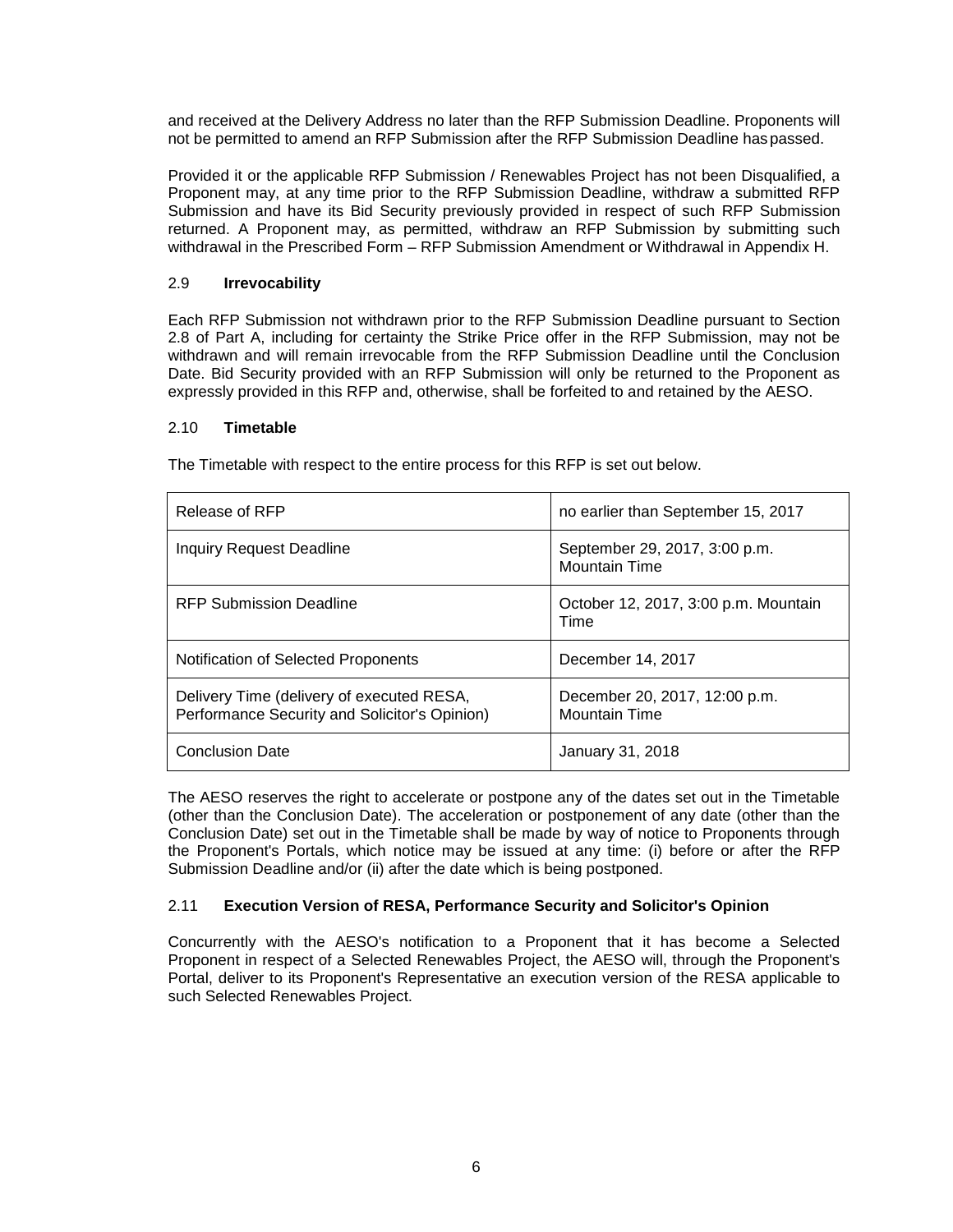and received at the Delivery Address no later than the RFP Submission Deadline. Proponents will not be permitted to amend an RFP Submission after the RFP Submission Deadline has passed.

Provided it or the applicable RFP Submission / Renewables Project has not been Disqualified, a Proponent may, at any time prior to the RFP Submission Deadline, withdraw a submitted RFP Submission and have its Bid Security previously provided in respect of such RFP Submission returned. A Proponent may, as permitted, withdraw an RFP Submission by submitting such withdrawal in the Prescribed Form – RFP Submission Amendment or Withdrawal in Appendix H.

### 2.9 **Irrevocability**

Each RFP Submission not withdrawn prior to the RFP Submission Deadline pursuant to Section 2.8 of Part A, including for certainty the Strike Price offer in the RFP Submission, may not be withdrawn and will remain irrevocable from the RFP Submission Deadline until the Conclusion Date. Bid Security provided with an RFP Submission will only be returned to the Proponent as expressly provided in this RFP and, otherwise, shall be forfeited to and retained by the AESO.

### 2.10 **Timetable**

The Timetable with respect to the entire process for this RFP is set out below.

| | |
|---|---|
| Release of RFP | no earlier than September 15, 2017 |
| Inquiry Request Deadline | September 29, 2017, 3:00 p.m. Mountain Time |
| RFP Submission Deadline | October 12, 2017, 3:00 p.m. Mountain Time |
| Notification of Selected Proponents | December 14, 2017 |
| Delivery Time (delivery of executed RESA, Performance Security and Solicitor's Opinion) | December 20, 2017, 12:00 p.m. Mountain Time |
| Conclusion Date | January 31, 2018 |

The AESO reserves the right to accelerate or postpone any of the dates set out in the Timetable (other than the Conclusion Date). The acceleration or postponement of any date (other than the Conclusion Date) set out in the Timetable shall be made by way of notice to Proponents through the Proponent's Portals, which notice may be issued at any time: (i) before or after the RFP Submission Deadline and/or (ii) after the date which is being postponed.

### 2.11 **Execution Version of RESA, Performance Security and Solicitor's Opinion**

Concurrently with the AESO's notification to a Proponent that it has become a Selected Proponent in respect of a Selected Renewables Project, the AESO will, through the Proponent's Portal, deliver to its Proponent's Representative an execution version of the RESA applicable to such Selected Renewables Project.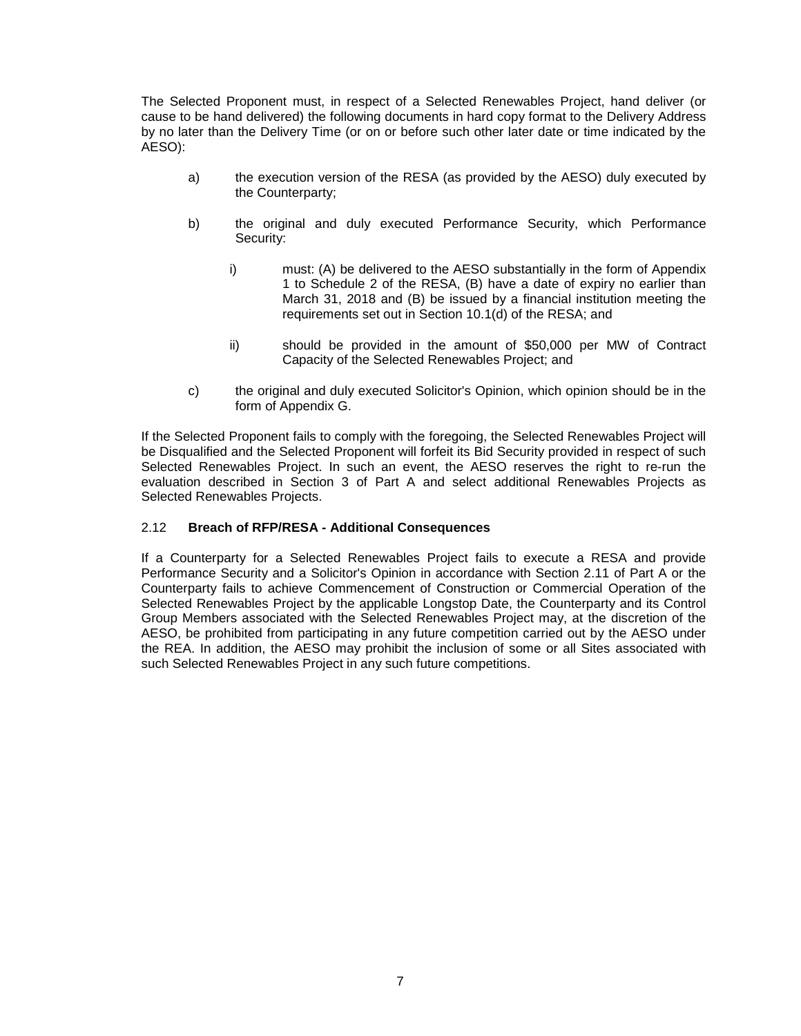The Selected Proponent must, in respect of a Selected Renewables Project, hand deliver (or cause to be hand delivered) the following documents in hard copy format to the Delivery Address by no later than the Delivery Time (or on or before such other later date or time indicated by the AESO):

a) the execution version of the RESA (as provided by the AESO) duly executed by the Counterparty;

b) the original and duly executed Performance Security, which Performance Security:

   i) must: (A) be delivered to the AESO substantially in the form of Appendix 1 to Schedule 2 of the RESA, (B) have a date of expiry no earlier than March 31, 2018 and (B) be issued by a financial institution meeting the requirements set out in Section 10.1(d) of the RESA; and

   ii) should be provided in the amount of $50,000 per MW of Contract Capacity of the Selected Renewables Project; and

c) the original and duly executed Solicitor's Opinion, which opinion should be in the form of Appendix G.

If the Selected Proponent fails to comply with the foregoing, the Selected Renewables Project will be Disqualified and the Selected Proponent will forfeit its Bid Security provided in respect of such Selected Renewables Project. In such an event, the AESO reserves the right to re-run the evaluation described in Section 3 of Part A and select additional Renewables Projects as Selected Renewables Projects.

### 2.12 **Breach of RFP/RESA - Additional Consequences**

If a Counterparty for a Selected Renewables Project fails to execute a RESA and provide Performance Security and a Solicitor's Opinion in accordance with Section 2.11 of Part A or the Counterparty fails to achieve Commencement of Construction or Commercial Operation of the Selected Renewables Project by the applicable Longstop Date, the Counterparty and its Control Group Members associated with the Selected Renewables Project may, at the discretion of the AESO, be prohibited from participating in any future competition carried out by the AESO under the REA. In addition, the AESO may prohibit the inclusion of some or all Sites associated with such Selected Renewables Project in any such future competitions.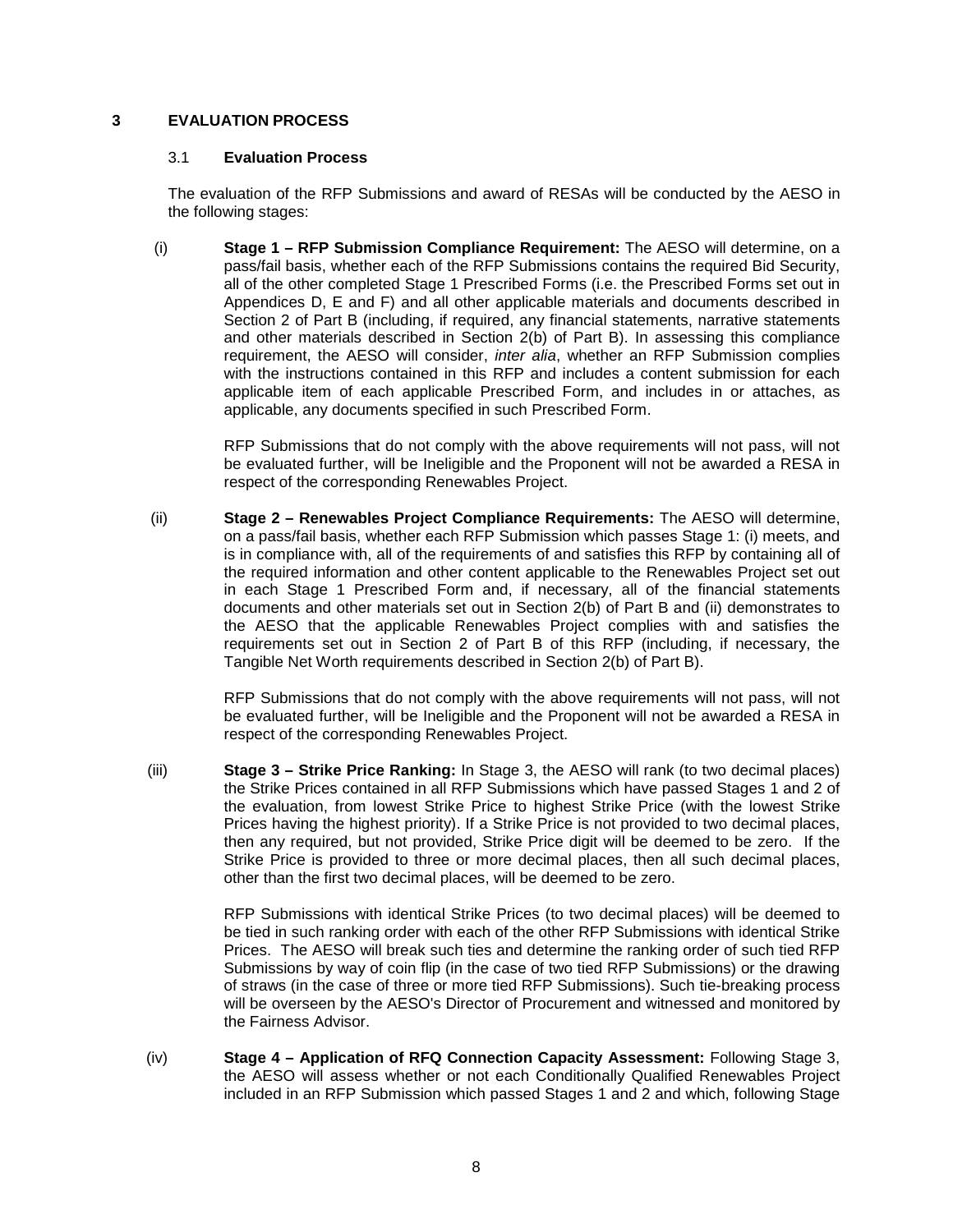# 3 EVALUATION PROCESS

## 3.1 Evaluation Process

The evaluation of the RFP Submissions and award of RESAs will be conducted by the AESO in the following stages:

(i) **Stage 1 – RFP Submission Compliance Requirement:** The AESO will determine, on a pass/fail basis, whether each of the RFP Submissions contains the required Bid Security, all of the other completed Stage 1 Prescribed Forms (i.e. the Prescribed Forms set out in Appendices D, E and F) and all other applicable materials and documents described in Section 2 of Part B (including, if required, any financial statements, narrative statements and other materials described in Section 2(b) of Part B). In assessing this compliance requirement, the AESO will consider, *inter alia*, whether an RFP Submission complies with the instructions contained in this RFP and includes a content submission for each applicable item of each applicable Prescribed Form, and includes in or attaches, as applicable, any documents specified in such Prescribed Form.

RFP Submissions that do not comply with the above requirements will not pass, will not be evaluated further, will be Ineligible and the Proponent will not be awarded a RESA in respect of the corresponding Renewables Project.

(ii) **Stage 2 – Renewables Project Compliance Requirements:** The AESO will determine, on a pass/fail basis, whether each RFP Submission which passes Stage 1: (i) meets, and is in compliance with, all of the requirements of and satisfies this RFP by containing all of the required information and other content applicable to the Renewables Project set out in each Stage 1 Prescribed Form and, if necessary, all of the financial statements documents and other materials set out in Section 2(b) of Part B and (ii) demonstrates to the AESO that the applicable Renewables Project complies with and satisfies the requirements set out in Section 2 of Part B of this RFP (including, if necessary, the Tangible Net Worth requirements described in Section 2(b) of Part B).

RFP Submissions that do not comply with the above requirements will not pass, will not be evaluated further, will be Ineligible and the Proponent will not be awarded a RESA in respect of the corresponding Renewables Project.

(iii) **Stage 3 – Strike Price Ranking:** In Stage 3, the AESO will rank (to two decimal places) the Strike Prices contained in all RFP Submissions which have passed Stages 1 and 2 of the evaluation, from lowest Strike Price to highest Strike Price (with the lowest Strike Prices having the highest priority). If a Strike Price is not provided to two decimal places, then any required, but not provided, Strike Price digit will be deemed to be zero. If the Strike Price is provided to three or more decimal places, then all such decimal places, other than the first two decimal places, will be deemed to be zero.

RFP Submissions with identical Strike Prices (to two decimal places) will be deemed to be tied in such ranking order with each of the other RFP Submissions with identical Strike Prices. The AESO will break such ties and determine the ranking order of such tied RFP Submissions by way of coin flip (in the case of two tied RFP Submissions) or the drawing of straws (in the case of three or more tied RFP Submissions). Such tie-breaking process will be overseen by the AESO's Director of Procurement and witnessed and monitored by the Fairness Advisor.

(iv) **Stage 4 – Application of RFQ Connection Capacity Assessment:** Following Stage 3, the AESO will assess whether or not each Conditionally Qualified Renewables Project included in an RFP Submission which passed Stages 1 and 2 and which, following Stage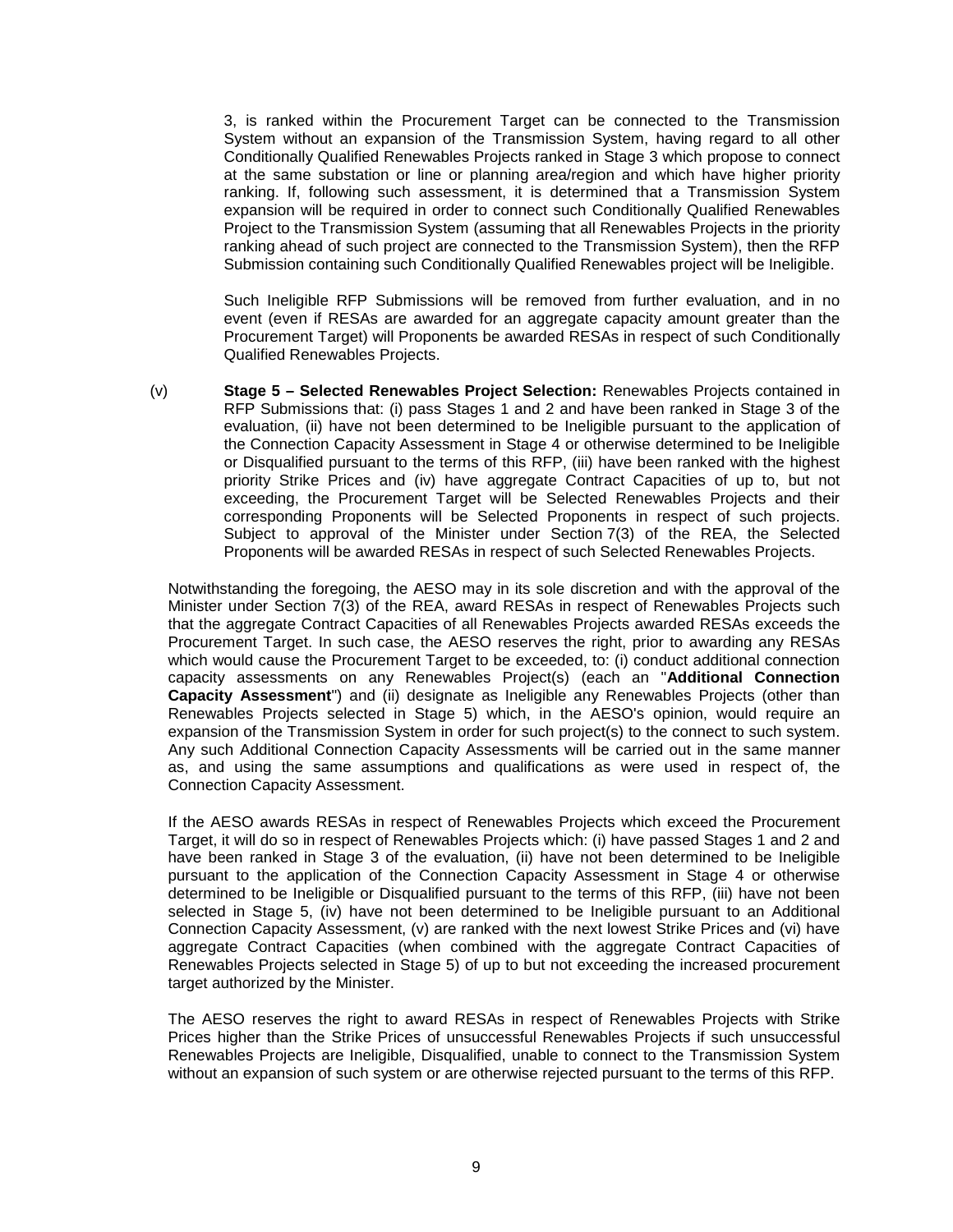3, is ranked within the Procurement Target can be connected to the Transmission System without an expansion of the Transmission System, having regard to all other Conditionally Qualified Renewables Projects ranked in Stage 3 which propose to connect at the same substation or line or planning area/region and which have higher priority ranking. If, following such assessment, it is determined that a Transmission System expansion will be required in order to connect such Conditionally Qualified Renewables Project to the Transmission System (assuming that all Renewables Projects in the priority ranking ahead of such project are connected to the Transmission System), then the RFP Submission containing such Conditionally Qualified Renewables project will be Ineligible.

Such Ineligible RFP Submissions will be removed from further evaluation, and in no event (even if RESAs are awarded for an aggregate capacity amount greater than the Procurement Target) will Proponents be awarded RESAs in respect of such Conditionally Qualified Renewables Projects.

(v) **Stage 5 – Selected Renewables Project Selection:** Renewables Projects contained in RFP Submissions that: (i) pass Stages 1 and 2 and have been ranked in Stage 3 of the evaluation, (ii) have not been determined to be Ineligible pursuant to the application of the Connection Capacity Assessment in Stage 4 or otherwise determined to be Ineligible or Disqualified pursuant to the terms of this RFP, (iii) have been ranked with the highest priority Strike Prices and (iv) have aggregate Contract Capacities of up to, but not exceeding, the Procurement Target will be Selected Renewables Projects and their corresponding Proponents will be Selected Proponents in respect of such projects. Subject to approval of the Minister under Section 7(3) of the REA, the Selected Proponents will be awarded RESAs in respect of such Selected Renewables Projects.

Notwithstanding the foregoing, the AESO may in its sole discretion and with the approval of the Minister under Section 7(3) of the REA, award RESAs in respect of Renewables Projects such that the aggregate Contract Capacities of all Renewables Projects awarded RESAs exceeds the Procurement Target. In such case, the AESO reserves the right, prior to awarding any RESAs which would cause the Procurement Target to be exceeded, to: (i) conduct additional connection capacity assessments on any Renewables Project(s) (each an "**Additional Connection Capacity Assessment**") and (ii) designate as Ineligible any Renewables Projects (other than Renewables Projects selected in Stage 5) which, in the AESO's opinion, would require an expansion of the Transmission System in order for such project(s) to the connect to such system. Any such Additional Connection Capacity Assessments will be carried out in the same manner as, and using the same assumptions and qualifications as were used in respect of, the Connection Capacity Assessment.

If the AESO awards RESAs in respect of Renewables Projects which exceed the Procurement Target, it will do so in respect of Renewables Projects which: (i) have passed Stages 1 and 2 and have been ranked in Stage 3 of the evaluation, (ii) have not been determined to be Ineligible pursuant to the application of the Connection Capacity Assessment in Stage 4 or otherwise determined to be Ineligible or Disqualified pursuant to the terms of this RFP, (iii) have not been selected in Stage 5, (iv) have not been determined to be Ineligible pursuant to an Additional Connection Capacity Assessment, (v) are ranked with the next lowest Strike Prices and (vi) have aggregate Contract Capacities (when combined with the aggregate Contract Capacities of Renewables Projects selected in Stage 5) of up to but not exceeding the increased procurement target authorized by the Minister.

The AESO reserves the right to award RESAs in respect of Renewables Projects with Strike Prices higher than the Strike Prices of unsuccessful Renewables Projects if such unsuccessful Renewables Projects are Ineligible, Disqualified, unable to connect to the Transmission System without an expansion of such system or are otherwise rejected pursuant to the terms of this RFP.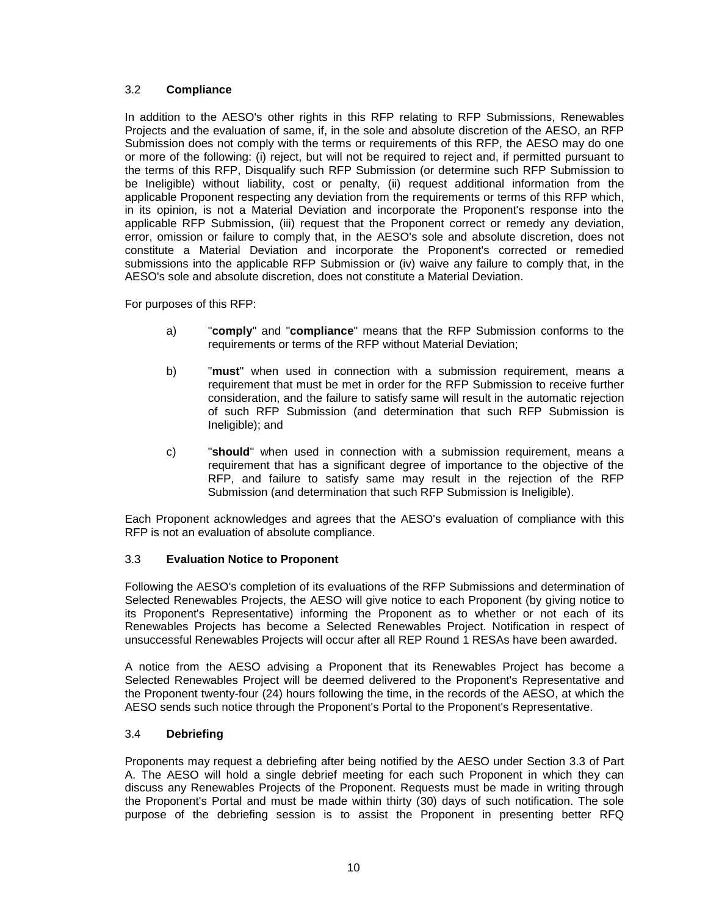### 3.2 **Compliance**

In addition to the AESO's other rights in this RFP relating to RFP Submissions, Renewables Projects and the evaluation of same, if, in the sole and absolute discretion of the AESO, an RFP Submission does not comply with the terms or requirements of this RFP, the AESO may do one or more of the following: (i) reject, but will not be required to reject and, if permitted pursuant to the terms of this RFP, Disqualify such RFP Submission (or determine such RFP Submission to be Ineligible) without liability, cost or penalty, (ii) request additional information from the applicable Proponent respecting any deviation from the requirements or terms of this RFP which, in its opinion, is not a Material Deviation and incorporate the Proponent's response into the applicable RFP Submission, (iii) request that the Proponent correct or remedy any deviation, error, omission or failure to comply that, in the AESO's sole and absolute discretion, does not constitute a Material Deviation and incorporate the Proponent's corrected or remedied submissions into the applicable RFP Submission or (iv) waive any failure to comply that, in the AESO's sole and absolute discretion, does not constitute a Material Deviation.

For purposes of this RFP:

a) "**comply**" and "**compliance**" means that the RFP Submission conforms to the requirements or terms of the RFP without Material Deviation;

b) "**must**" when used in connection with a submission requirement, means a requirement that must be met in order for the RFP Submission to receive further consideration, and the failure to satisfy same will result in the automatic rejection of such RFP Submission (and determination that such RFP Submission is Ineligible); and

c) "**should**" when used in connection with a submission requirement, means a requirement that has a significant degree of importance to the objective of the RFP, and failure to satisfy same may result in the rejection of the RFP Submission (and determination that such RFP Submission is Ineligible).

Each Proponent acknowledges and agrees that the AESO's evaluation of compliance with this RFP is not an evaluation of absolute compliance.

### 3.3 **Evaluation Notice to Proponent**

Following the AESO's completion of its evaluations of the RFP Submissions and determination of Selected Renewables Projects, the AESO will give notice to each Proponent (by giving notice to its Proponent's Representative) informing the Proponent as to whether or not each of its Renewables Projects has become a Selected Renewables Project. Notification in respect of unsuccessful Renewables Projects will occur after all REP Round 1 RESAs have been awarded.

A notice from the AESO advising a Proponent that its Renewables Project has become a Selected Renewables Project will be deemed delivered to the Proponent's Representative and the Proponent twenty-four (24) hours following the time, in the records of the AESO, at which the AESO sends such notice through the Proponent's Portal to the Proponent's Representative.

### 3.4 **Debriefing**

Proponents may request a debriefing after being notified by the AESO under Section 3.3 of Part A. The AESO will hold a single debrief meeting for each such Proponent in which they can discuss any Renewables Projects of the Proponent. Requests must be made in writing through the Proponent's Portal and must be made within thirty (30) days of such notification. The sole purpose of the debriefing session is to assist the Proponent in presenting better RFQ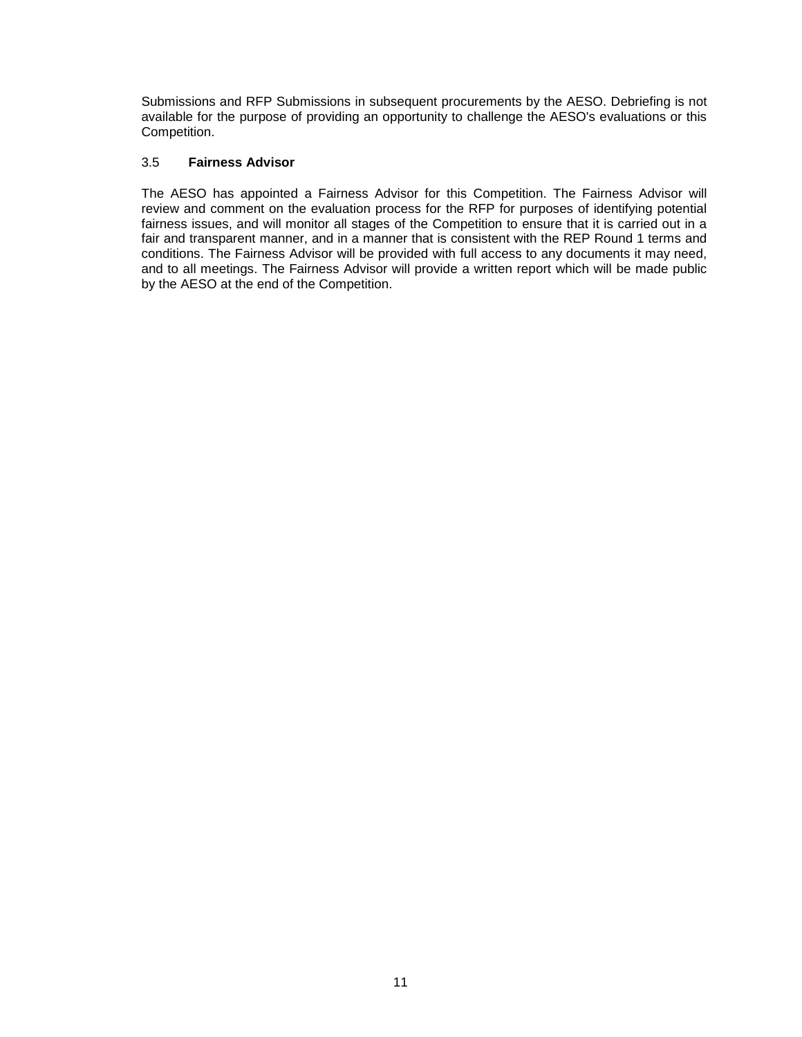Submissions and RFP Submissions in subsequent procurements by the AESO. Debriefing is not available for the purpose of providing an opportunity to challenge the AESO's evaluations or this Competition.

### 3.5 **Fairness Advisor**

The AESO has appointed a Fairness Advisor for this Competition. The Fairness Advisor will review and comment on the evaluation process for the RFP for purposes of identifying potential fairness issues, and will monitor all stages of the Competition to ensure that it is carried out in a fair and transparent manner, and in a manner that is consistent with the REP Round 1 terms and conditions. The Fairness Advisor will be provided with full access to any documents it may need, and to all meetings. The Fairness Advisor will provide a written report which will be made public by the AESO at the end of the Competition.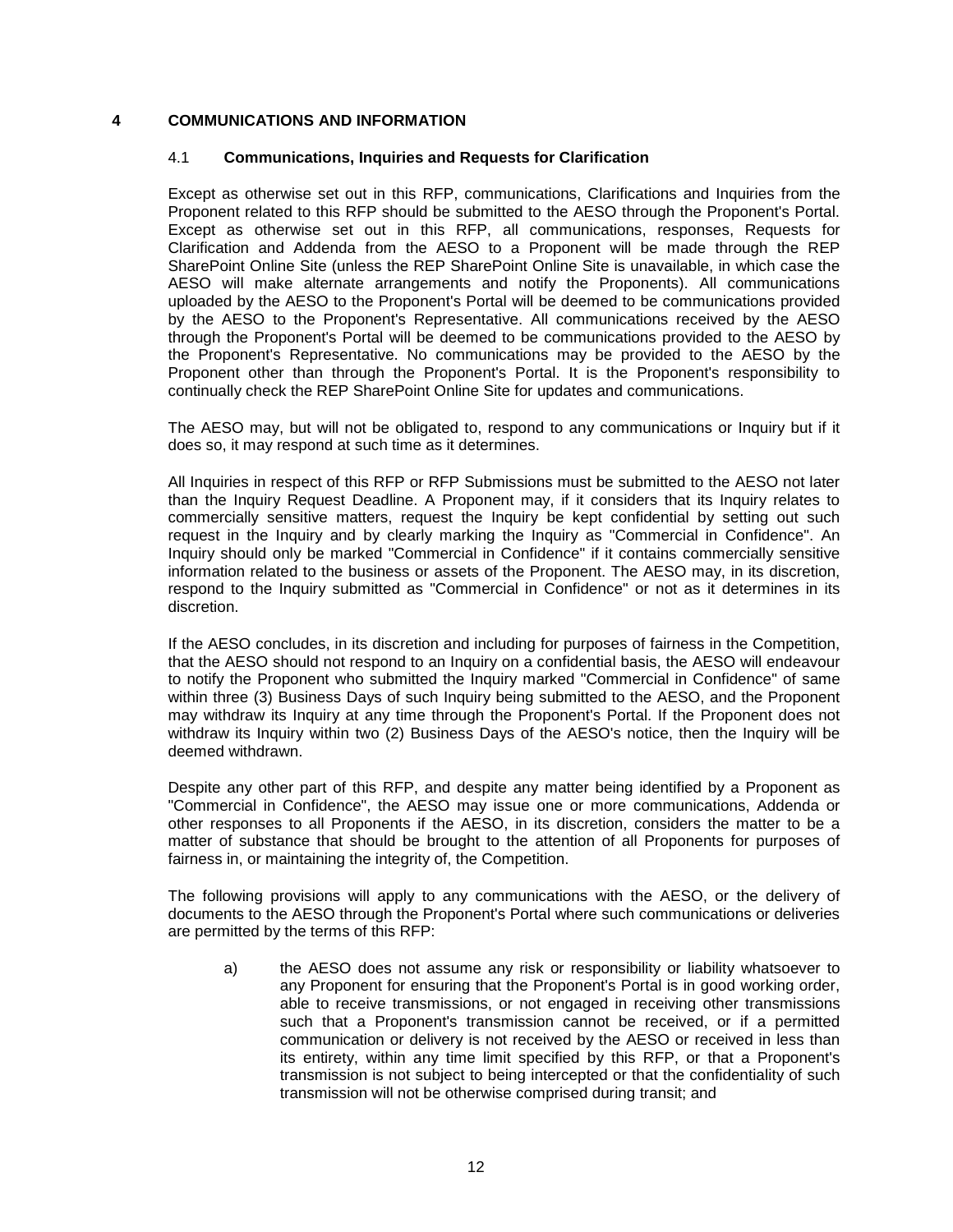# 4 COMMUNICATIONS AND INFORMATION

## 4.1 Communications, Inquiries and Requests for Clarification

Except as otherwise set out in this RFP, communications, Clarifications and Inquiries from the Proponent related to this RFP should be submitted to the AESO through the Proponent's Portal. Except as otherwise set out in this RFP, all communications, responses, Requests for Clarification and Addenda from the AESO to a Proponent will be made through the REP SharePoint Online Site (unless the REP SharePoint Online Site is unavailable, in which case the AESO will make alternate arrangements and notify the Proponents). All communications uploaded by the AESO to the Proponent's Portal will be deemed to be communications provided by the AESO to the Proponent's Representative. All communications received by the AESO through the Proponent's Portal will be deemed to be communications provided to the AESO by the Proponent's Representative. No communications may be provided to the AESO by the Proponent other than through the Proponent's Portal. It is the Proponent's responsibility to continually check the REP SharePoint Online Site for updates and communications.

The AESO may, but will not be obligated to, respond to any communications or Inquiry but if it does so, it may respond at such time as it determines.

All Inquiries in respect of this RFP or RFP Submissions must be submitted to the AESO not later than the Inquiry Request Deadline. A Proponent may, if it considers that its Inquiry relates to commercially sensitive matters, request the Inquiry be kept confidential by setting out such request in the Inquiry and by clearly marking the Inquiry as "Commercial in Confidence". An Inquiry should only be marked "Commercial in Confidence" if it contains commercially sensitive information related to the business or assets of the Proponent. The AESO may, in its discretion, respond to the Inquiry submitted as "Commercial in Confidence" or not as it determines in its discretion.

If the AESO concludes, in its discretion and including for purposes of fairness in the Competition, that the AESO should not respond to an Inquiry on a confidential basis, the AESO will endeavour to notify the Proponent who submitted the Inquiry marked "Commercial in Confidence" of same within three (3) Business Days of such Inquiry being submitted to the AESO, and the Proponent may withdraw its Inquiry at any time through the Proponent's Portal. If the Proponent does not withdraw its Inquiry within two (2) Business Days of the AESO's notice, then the Inquiry will be deemed withdrawn.

Despite any other part of this RFP, and despite any matter being identified by a Proponent as "Commercial in Confidence", the AESO may issue one or more communications, Addenda or other responses to all Proponents if the AESO, in its discretion, considers the matter to be a matter of substance that should be brought to the attention of all Proponents for purposes of fairness in, or maintaining the integrity of, the Competition.

The following provisions will apply to any communications with the AESO, or the delivery of documents to the AESO through the Proponent's Portal where such communications or deliveries are permitted by the terms of this RFP:

a) the AESO does not assume any risk or responsibility or liability whatsoever to any Proponent for ensuring that the Proponent's Portal is in good working order, able to receive transmissions, or not engaged in receiving other transmissions such that a Proponent's transmission cannot be received, or if a permitted communication or delivery is not received by the AESO or received in less than its entirety, within any time limit specified by this RFP, or that a Proponent's transmission is not subject to being intercepted or that the confidentiality of such transmission will not be otherwise comprised during transit; and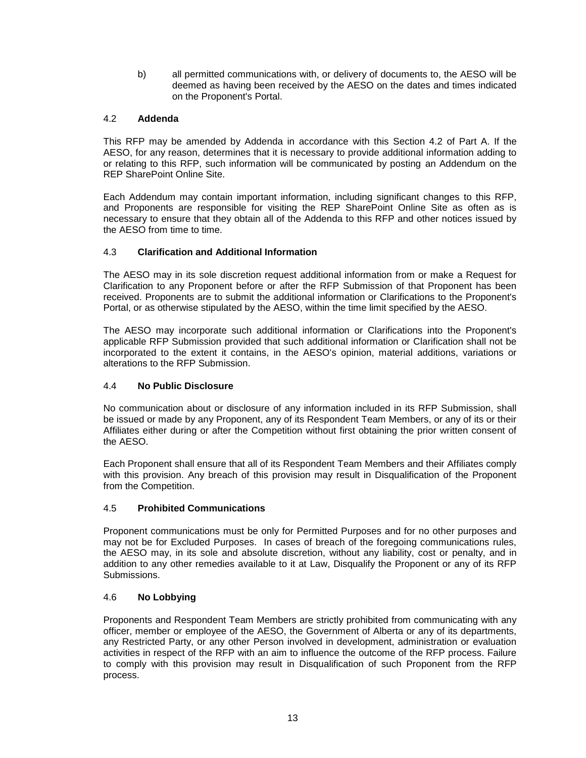b) all permitted communications with, or delivery of documents to, the AESO will be deemed as having been received by the AESO on the dates and times indicated on the Proponent's Portal.

### 4.2 **Addenda**

This RFP may be amended by Addenda in accordance with this Section 4.2 of Part A. If the AESO, for any reason, determines that it is necessary to provide additional information adding to or relating to this RFP, such information will be communicated by posting an Addendum on the REP SharePoint Online Site.

Each Addendum may contain important information, including significant changes to this RFP, and Proponents are responsible for visiting the REP SharePoint Online Site as often as is necessary to ensure that they obtain all of the Addenda to this RFP and other notices issued by the AESO from time to time.

### 4.3 **Clarification and Additional Information**

The AESO may in its sole discretion request additional information from or make a Request for Clarification to any Proponent before or after the RFP Submission of that Proponent has been received. Proponents are to submit the additional information or Clarifications to the Proponent's Portal, or as otherwise stipulated by the AESO, within the time limit specified by the AESO.

The AESO may incorporate such additional information or Clarifications into the Proponent's applicable RFP Submission provided that such additional information or Clarification shall not be incorporated to the extent it contains, in the AESO's opinion, material additions, variations or alterations to the RFP Submission.

### 4.4 **No Public Disclosure**

No communication about or disclosure of any information included in its RFP Submission, shall be issued or made by any Proponent, any of its Respondent Team Members, or any of its or their Affiliates either during or after the Competition without first obtaining the prior written consent of the AESO.

Each Proponent shall ensure that all of its Respondent Team Members and their Affiliates comply with this provision. Any breach of this provision may result in Disqualification of the Proponent from the Competition.

### 4.5 **Prohibited Communications**

Proponent communications must be only for Permitted Purposes and for no other purposes and may not be for Excluded Purposes. In cases of breach of the foregoing communications rules, the AESO may, in its sole and absolute discretion, without any liability, cost or penalty, and in addition to any other remedies available to it at Law, Disqualify the Proponent or any of its RFP Submissions.

### 4.6 **No Lobbying**

Proponents and Respondent Team Members are strictly prohibited from communicating with any officer, member or employee of the AESO, the Government of Alberta or any of its departments, any Restricted Party, or any other Person involved in development, administration or evaluation activities in respect of the RFP with an aim to influence the outcome of the RFP process. Failure to comply with this provision may result in Disqualification of such Proponent from the RFP process.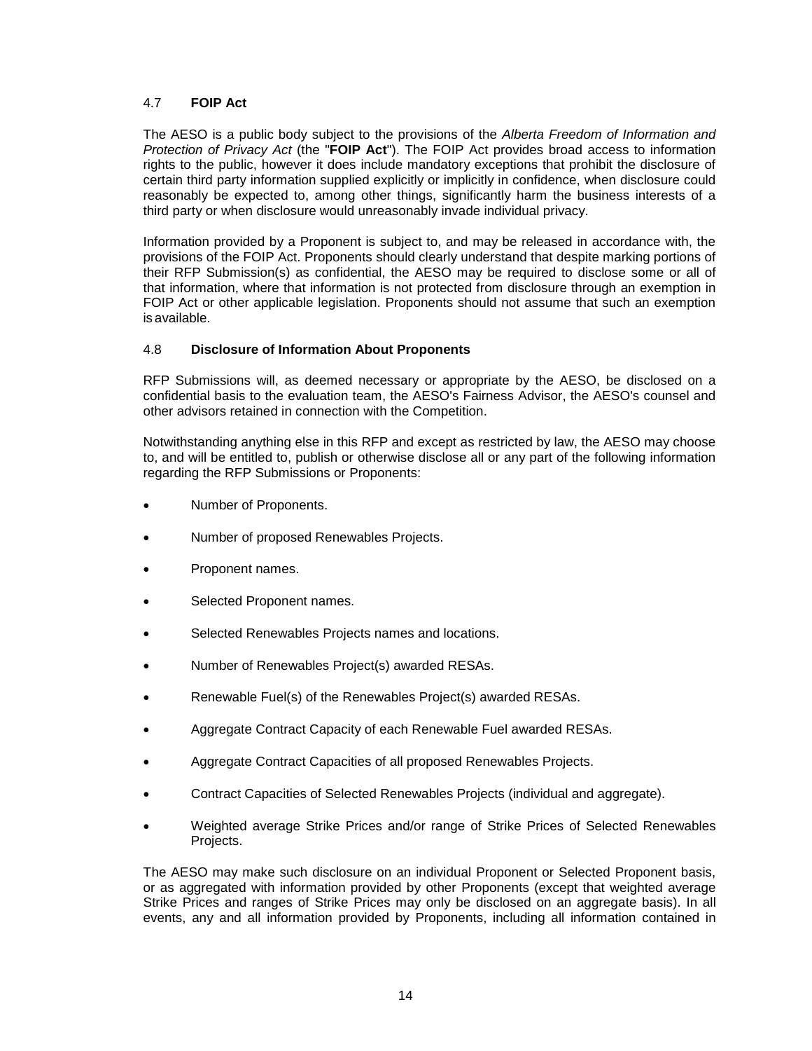### 4.7 **FOIP Act**

The AESO is a public body subject to the provisions of the *Alberta Freedom of Information and Protection of Privacy Act* (the "**FOIP Act**"). The FOIP Act provides broad access to information rights to the public, however it does include mandatory exceptions that prohibit the disclosure of certain third party information supplied explicitly or implicitly in confidence, when disclosure could reasonably be expected to, among other things, significantly harm the business interests of a third party or when disclosure would unreasonably invade individual privacy.

Information provided by a Proponent is subject to, and may be released in accordance with, the provisions of the FOIP Act. Proponents should clearly understand that despite marking portions of their RFP Submission(s) as confidential, the AESO may be required to disclose some or all of that information, where that information is not protected from disclosure through an exemption in FOIP Act or other applicable legislation. Proponents should not assume that such an exemption is available.

### 4.8 **Disclosure of Information About Proponents**

RFP Submissions will, as deemed necessary or appropriate by the AESO, be disclosed on a confidential basis to the evaluation team, the AESO's Fairness Advisor, the AESO's counsel and other advisors retained in connection with the Competition.

Notwithstanding anything else in this RFP and except as restricted by law, the AESO may choose to, and will be entitled to, publish or otherwise disclose all or any part of the following information regarding the RFP Submissions or Proponents:

- Number of Proponents.
- Number of proposed Renewables Projects.
- Proponent names.
- Selected Proponent names.
- Selected Renewables Projects names and locations.
- Number of Renewables Project(s) awarded RESAs.
- Renewable Fuel(s) of the Renewables Project(s) awarded RESAs.
- Aggregate Contract Capacity of each Renewable Fuel awarded RESAs.
- Aggregate Contract Capacities of all proposed Renewables Projects.
- Contract Capacities of Selected Renewables Projects (individual and aggregate).
- Weighted average Strike Prices and/or range of Strike Prices of Selected Renewables Projects.

The AESO may make such disclosure on an individual Proponent or Selected Proponent basis, or as aggregated with information provided by other Proponents (except that weighted average Strike Prices and ranges of Strike Prices may only be disclosed on an aggregate basis). In all events, any and all information provided by Proponents, including all information contained in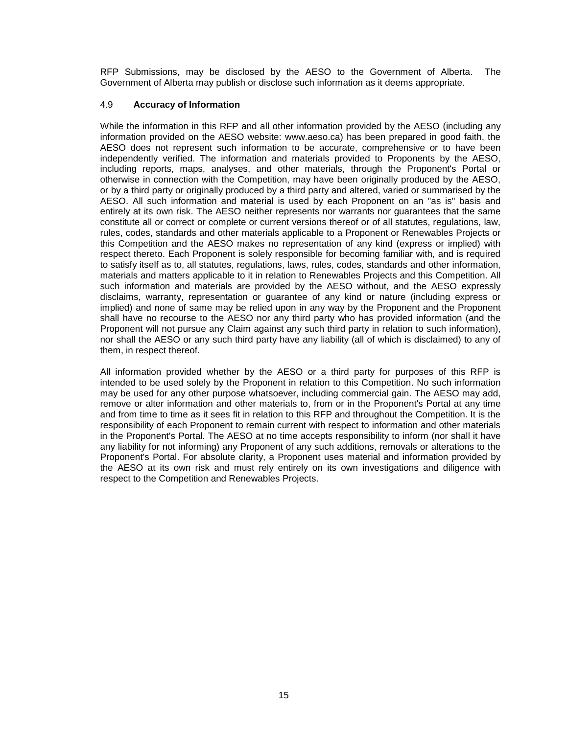RFP Submissions, may be disclosed by the AESO to the Government of Alberta. The Government of Alberta may publish or disclose such information as it deems appropriate.

### 4.9 **Accuracy of Information**

While the information in this RFP and all other information provided by the AESO (including any information provided on the AESO website: www.aeso.ca) has been prepared in good faith, the AESO does not represent such information to be accurate, comprehensive or to have been independently verified. The information and materials provided to Proponents by the AESO, including reports, maps, analyses, and other materials, through the Proponent's Portal or otherwise in connection with the Competition, may have been originally produced by the AESO, or by a third party or originally produced by a third party and altered, varied or summarised by the AESO. All such information and material is used by each Proponent on an "as is" basis and entirely at its own risk. The AESO neither represents nor warrants nor guarantees that the same constitute all or correct or complete or current versions thereof or of all statutes, regulations, law, rules, codes, standards and other materials applicable to a Proponent or Renewables Projects or this Competition and the AESO makes no representation of any kind (express or implied) with respect thereto. Each Proponent is solely responsible for becoming familiar with, and is required to satisfy itself as to, all statutes, regulations, laws, rules, codes, standards and other information, materials and matters applicable to it in relation to Renewables Projects and this Competition. All such information and materials are provided by the AESO without, and the AESO expressly disclaims, warranty, representation or guarantee of any kind or nature (including express or implied) and none of same may be relied upon in any way by the Proponent and the Proponent shall have no recourse to the AESO nor any third party who has provided information (and the Proponent will not pursue any Claim against any such third party in relation to such information), nor shall the AESO or any such third party have any liability (all of which is disclaimed) to any of them, in respect thereof.

All information provided whether by the AESO or a third party for purposes of this RFP is intended to be used solely by the Proponent in relation to this Competition. No such information may be used for any other purpose whatsoever, including commercial gain. The AESO may add, remove or alter information and other materials to, from or in the Proponent's Portal at any time and from time to time as it sees fit in relation to this RFP and throughout the Competition. It is the responsibility of each Proponent to remain current with respect to information and other materials in the Proponent's Portal. The AESO at no time accepts responsibility to inform (nor shall it have any liability for not informing) any Proponent of any such additions, removals or alterations to the Proponent's Portal. For absolute clarity, a Proponent uses material and information provided by the AESO at its own risk and must rely entirely on its own investigations and diligence with respect to the Competition and Renewables Projects.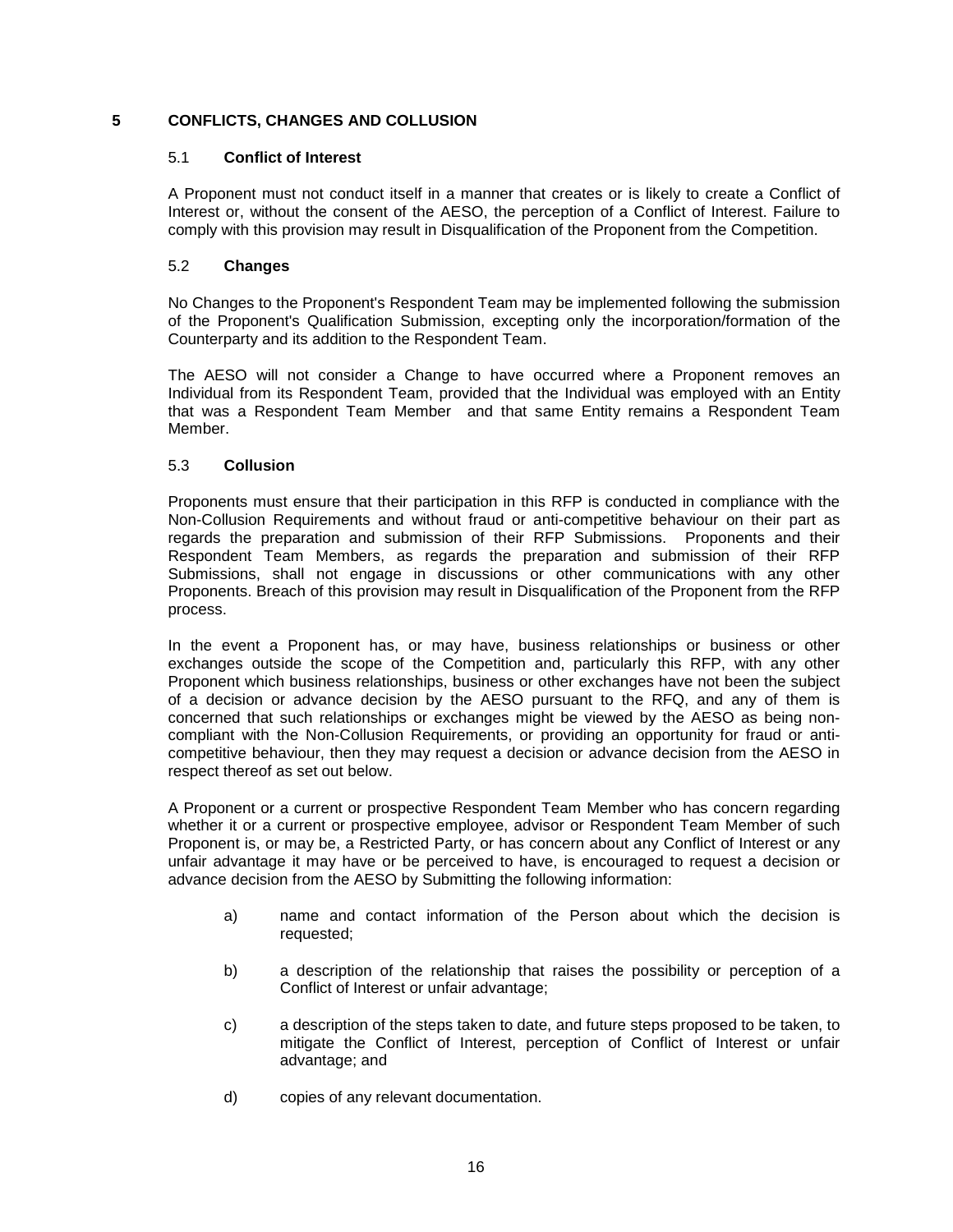# 5 CONFLICTS, CHANGES AND COLLUSION

## 5.1 Conflict of Interest

A Proponent must not conduct itself in a manner that creates or is likely to create a Conflict of Interest or, without the consent of the AESO, the perception of a Conflict of Interest. Failure to comply with this provision may result in Disqualification of the Proponent from the Competition.

## 5.2 Changes

No Changes to the Proponent's Respondent Team may be implemented following the submission of the Proponent's Qualification Submission, excepting only the incorporation/formation of the Counterparty and its addition to the Respondent Team.

The AESO will not consider a Change to have occurred where a Proponent removes an Individual from its Respondent Team, provided that the Individual was employed with an Entity that was a Respondent Team Member and that same Entity remains a Respondent Team Member.

## 5.3 Collusion

Proponents must ensure that their participation in this RFP is conducted in compliance with the Non-Collusion Requirements and without fraud or anti-competitive behaviour on their part as regards the preparation and submission of their RFP Submissions. Proponents and their Respondent Team Members, as regards the preparation and submission of their RFP Submissions, shall not engage in discussions or other communications with any other Proponents. Breach of this provision may result in Disqualification of the Proponent from the RFP process.

In the event a Proponent has, or may have, business relationships or business or other exchanges outside the scope of the Competition and, particularly this RFP, with any other Proponent which business relationships, business or other exchanges have not been the subject of a decision or advance decision by the AESO pursuant to the RFQ, and any of them is concerned that such relationships or exchanges might be viewed by the AESO as being non-compliant with the Non-Collusion Requirements, or providing an opportunity for fraud or anti-competitive behaviour, then they may request a decision or advance decision from the AESO in respect thereof as set out below.

A Proponent or a current or prospective Respondent Team Member who has concern regarding whether it or a current or prospective employee, advisor or Respondent Team Member of such Proponent is, or may be, a Restricted Party, or has concern about any Conflict of Interest or any unfair advantage it may have or be perceived to have, is encouraged to request a decision or advance decision from the AESO by Submitting the following information:

a) name and contact information of the Person about which the decision is requested;

b) a description of the relationship that raises the possibility or perception of a Conflict of Interest or unfair advantage;

c) a description of the steps taken to date, and future steps proposed to be taken, to mitigate the Conflict of Interest, perception of Conflict of Interest or unfair advantage; and

d) copies of any relevant documentation.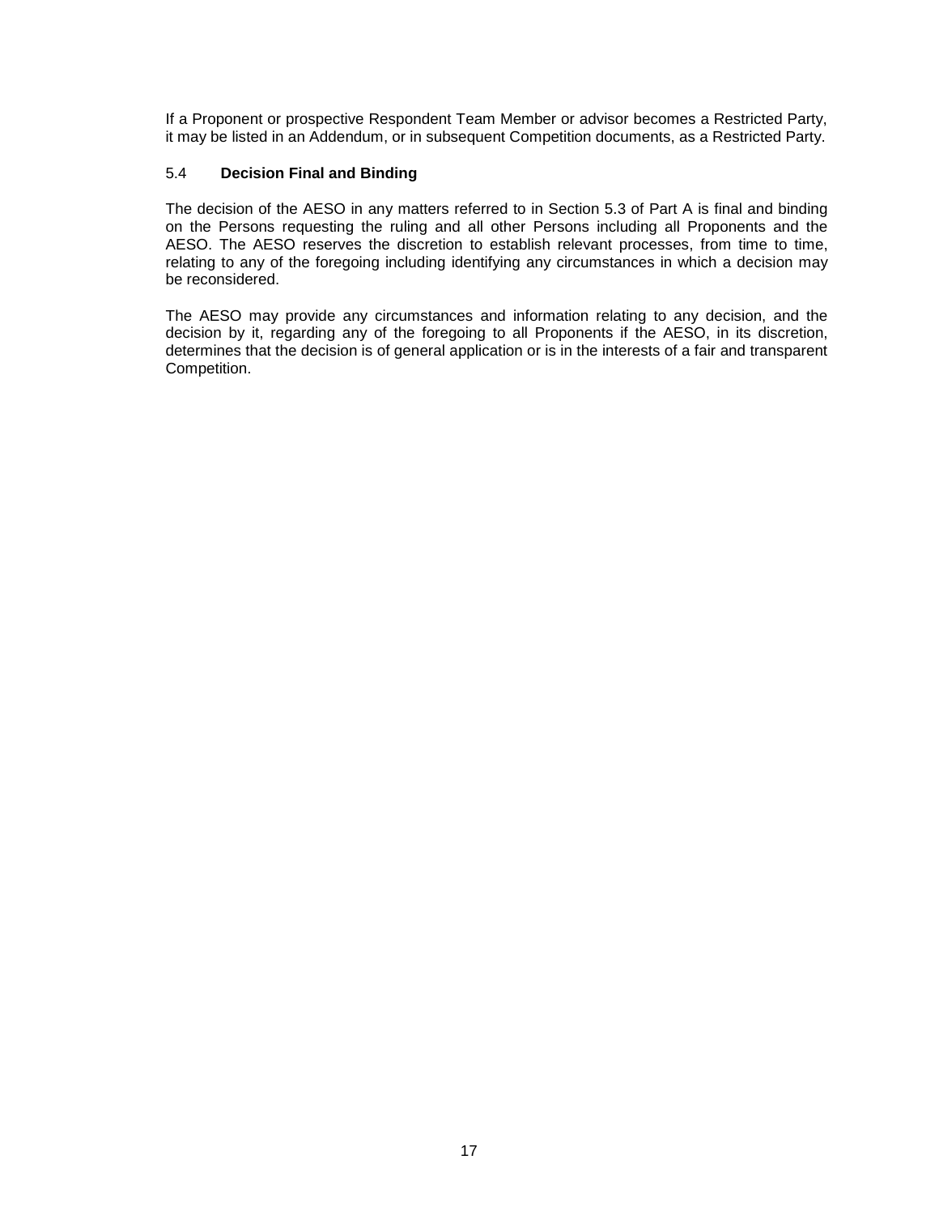If a Proponent or prospective Respondent Team Member or advisor becomes a Restricted Party, it may be listed in an Addendum, or in subsequent Competition documents, as a Restricted Party.

### 5.4 **Decision Final and Binding**

The decision of the AESO in any matters referred to in Section 5.3 of Part A is final and binding on the Persons requesting the ruling and all other Persons including all Proponents and the AESO. The AESO reserves the discretion to establish relevant processes, from time to time, relating to any of the foregoing including identifying any circumstances in which a decision may be reconsidered.

The AESO may provide any circumstances and information relating to any decision, and the decision by it, regarding any of the foregoing to all Proponents if the AESO, in its discretion, determines that the decision is of general application or is in the interests of a fair and transparent Competition.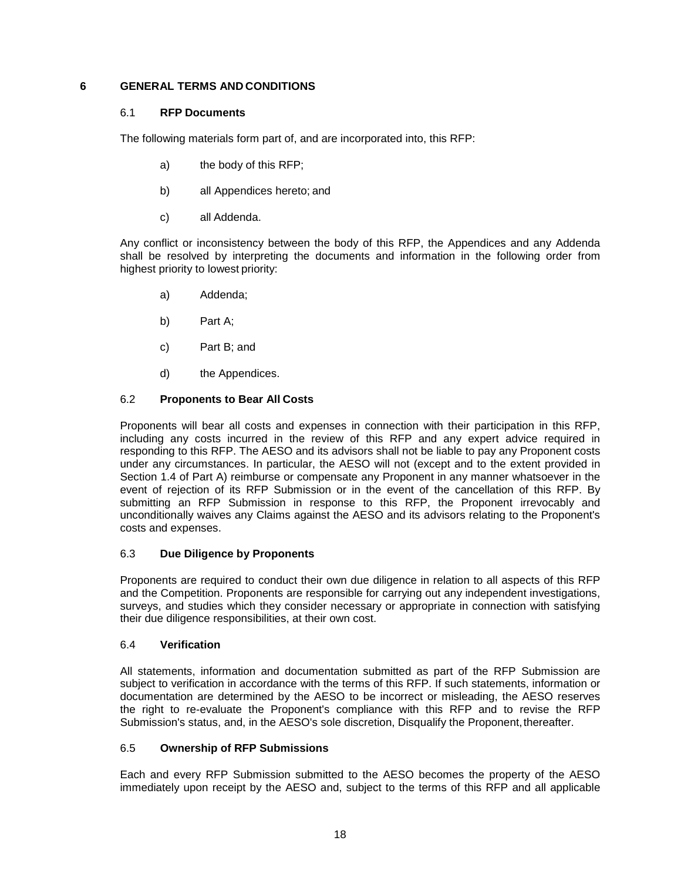# 6 GENERAL TERMS AND CONDITIONS

## 6.1 RFP Documents

The following materials form part of, and are incorporated into, this RFP:

a) the body of this RFP;

b) all Appendices hereto; and

c) all Addenda.

Any conflict or inconsistency between the body of this RFP, the Appendices and any Addenda shall be resolved by interpreting the documents and information in the following order from highest priority to lowest priority:

a) Addenda;

b) Part A;

c) Part B; and

d) the Appendices.

## 6.2 Proponents to Bear All Costs

Proponents will bear all costs and expenses in connection with their participation in this RFP, including any costs incurred in the review of this RFP and any expert advice required in responding to this RFP. The AESO and its advisors shall not be liable to pay any Proponent costs under any circumstances. In particular, the AESO will not (except and to the extent provided in Section 1.4 of Part A) reimburse or compensate any Proponent in any manner whatsoever in the event of rejection of its RFP Submission or in the event of the cancellation of this RFP. By submitting an RFP Submission in response to this RFP, the Proponent irrevocably and unconditionally waives any Claims against the AESO and its advisors relating to the Proponent's costs and expenses.

## 6.3 Due Diligence by Proponents

Proponents are required to conduct their own due diligence in relation to all aspects of this RFP and the Competition. Proponents are responsible for carrying out any independent investigations, surveys, and studies which they consider necessary or appropriate in connection with satisfying their due diligence responsibilities, at their own cost.

## 6.4 Verification

All statements, information and documentation submitted as part of the RFP Submission are subject to verification in accordance with the terms of this RFP. If such statements, information or documentation are determined by the AESO to be incorrect or misleading, the AESO reserves the right to re-evaluate the Proponent's compliance with this RFP and to revise the RFP Submission's status, and, in the AESO's sole discretion, Disqualify the Proponent, thereafter.

## 6.5 Ownership of RFP Submissions

Each and every RFP Submission submitted to the AESO becomes the property of the AESO immediately upon receipt by the AESO and, subject to the terms of this RFP and all applicable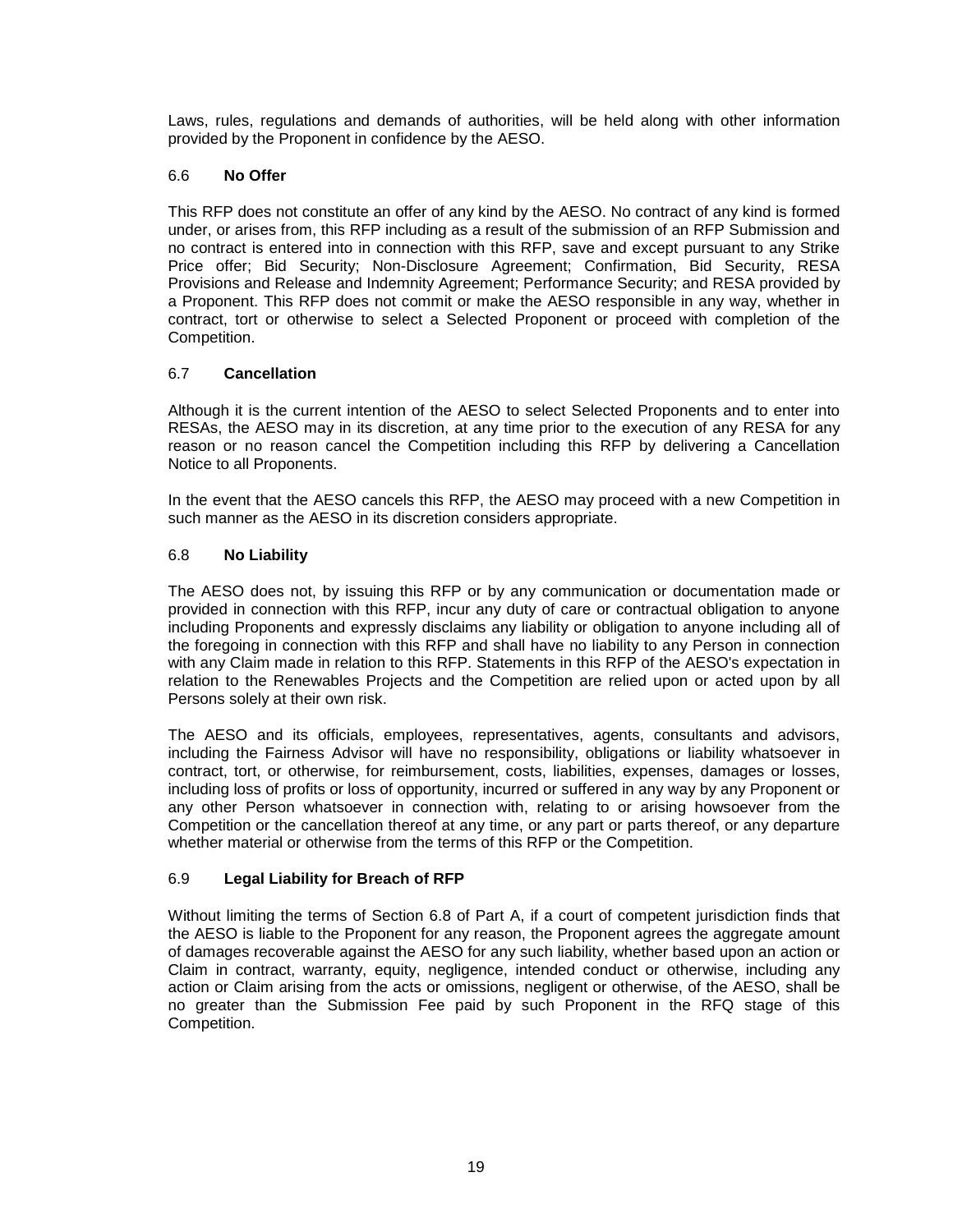Laws, rules, regulations and demands of authorities, will be held along with other information provided by the Proponent in confidence by the AESO.

### 6.6 **No Offer**

This RFP does not constitute an offer of any kind by the AESO. No contract of any kind is formed under, or arises from, this RFP including as a result of the submission of an RFP Submission and no contract is entered into in connection with this RFP, save and except pursuant to any Strike Price offer; Bid Security; Non-Disclosure Agreement; Confirmation, Bid Security, RESA Provisions and Release and Indemnity Agreement; Performance Security; and RESA provided by a Proponent. This RFP does not commit or make the AESO responsible in any way, whether in contract, tort or otherwise to select a Selected Proponent or proceed with completion of the Competition.

### 6.7 **Cancellation**

Although it is the current intention of the AESO to select Selected Proponents and to enter into RESAs, the AESO may in its discretion, at any time prior to the execution of any RESA for any reason or no reason cancel the Competition including this RFP by delivering a Cancellation Notice to all Proponents.

In the event that the AESO cancels this RFP, the AESO may proceed with a new Competition in such manner as the AESO in its discretion considers appropriate.

### 6.8 **No Liability**

The AESO does not, by issuing this RFP or by any communication or documentation made or provided in connection with this RFP, incur any duty of care or contractual obligation to anyone including Proponents and expressly disclaims any liability or obligation to anyone including all of the foregoing in connection with this RFP and shall have no liability to any Person in connection with any Claim made in relation to this RFP. Statements in this RFP of the AESO's expectation in relation to the Renewables Projects and the Competition are relied upon or acted upon by all Persons solely at their own risk.

The AESO and its officials, employees, representatives, agents, consultants and advisors, including the Fairness Advisor will have no responsibility, obligations or liability whatsoever in contract, tort, or otherwise, for reimbursement, costs, liabilities, expenses, damages or losses, including loss of profits or loss of opportunity, incurred or suffered in any way by any Proponent or any other Person whatsoever in connection with, relating to or arising howsoever from the Competition or the cancellation thereof at any time, or any part or parts thereof, or any departure whether material or otherwise from the terms of this RFP or the Competition.

### 6.9 **Legal Liability for Breach of RFP**

Without limiting the terms of Section 6.8 of Part A, if a court of competent jurisdiction finds that the AESO is liable to the Proponent for any reason, the Proponent agrees the aggregate amount of damages recoverable against the AESO for any such liability, whether based upon an action or Claim in contract, warranty, equity, negligence, intended conduct or otherwise, including any action or Claim arising from the acts or omissions, negligent or otherwise, of the AESO, shall be no greater than the Submission Fee paid by such Proponent in the RFQ stage of this Competition.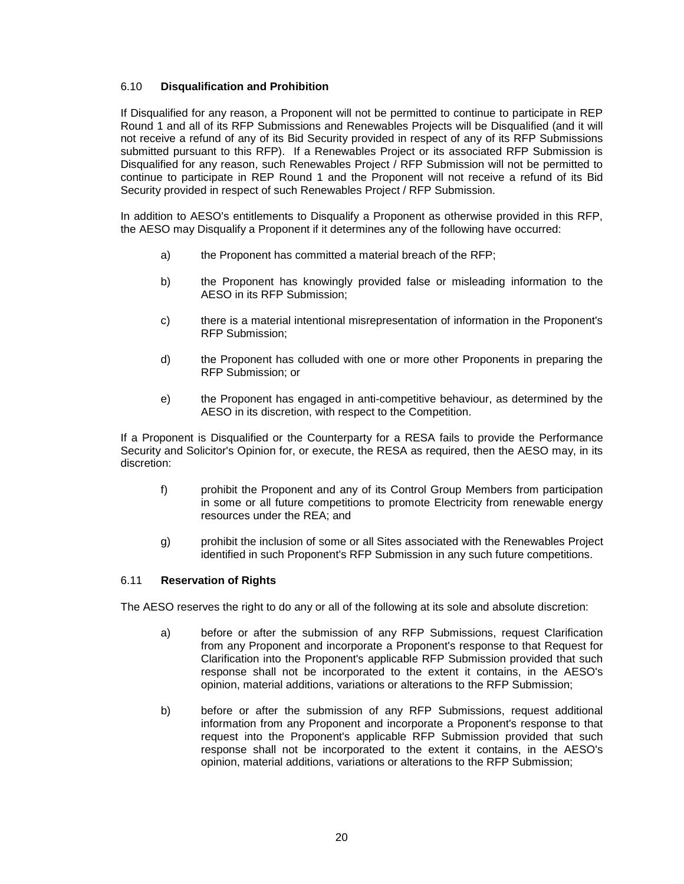### 6.10 **Disqualification and Prohibition**

If Disqualified for any reason, a Proponent will not be permitted to continue to participate in REP Round 1 and all of its RFP Submissions and Renewables Projects will be Disqualified (and it will not receive a refund of any of its Bid Security provided in respect of any of its RFP Submissions submitted pursuant to this RFP). If a Renewables Project or its associated RFP Submission is Disqualified for any reason, such Renewables Project / RFP Submission will not be permitted to continue to participate in REP Round 1 and the Proponent will not receive a refund of its Bid Security provided in respect of such Renewables Project / RFP Submission.

In addition to AESO's entitlements to Disqualify a Proponent as otherwise provided in this RFP, the AESO may Disqualify a Proponent if it determines any of the following have occurred:

a) the Proponent has committed a material breach of the RFP;

b) the Proponent has knowingly provided false or misleading information to the AESO in its RFP Submission;

c) there is a material intentional misrepresentation of information in the Proponent's RFP Submission;

d) the Proponent has colluded with one or more other Proponents in preparing the RFP Submission; or

e) the Proponent has engaged in anti-competitive behaviour, as determined by the AESO in its discretion, with respect to the Competition.

If a Proponent is Disqualified or the Counterparty for a RESA fails to provide the Performance Security and Solicitor's Opinion for, or execute, the RESA as required, then the AESO may, in its discretion:

f) prohibit the Proponent and any of its Control Group Members from participation in some or all future competitions to promote Electricity from renewable energy resources under the REA; and

g) prohibit the inclusion of some or all Sites associated with the Renewables Project identified in such Proponent's RFP Submission in any such future competitions.

### 6.11 **Reservation of Rights**

The AESO reserves the right to do any or all of the following at its sole and absolute discretion:

a) before or after the submission of any RFP Submissions, request Clarification from any Proponent and incorporate a Proponent's response to that Request for Clarification into the Proponent's applicable RFP Submission provided that such response shall not be incorporated to the extent it contains, in the AESO's opinion, material additions, variations or alterations to the RFP Submission;

b) before or after the submission of any RFP Submissions, request additional information from any Proponent and incorporate a Proponent's response to that request into the Proponent's applicable RFP Submission provided that such response shall not be incorporated to the extent it contains, in the AESO's opinion, material additions, variations or alterations to the RFP Submission;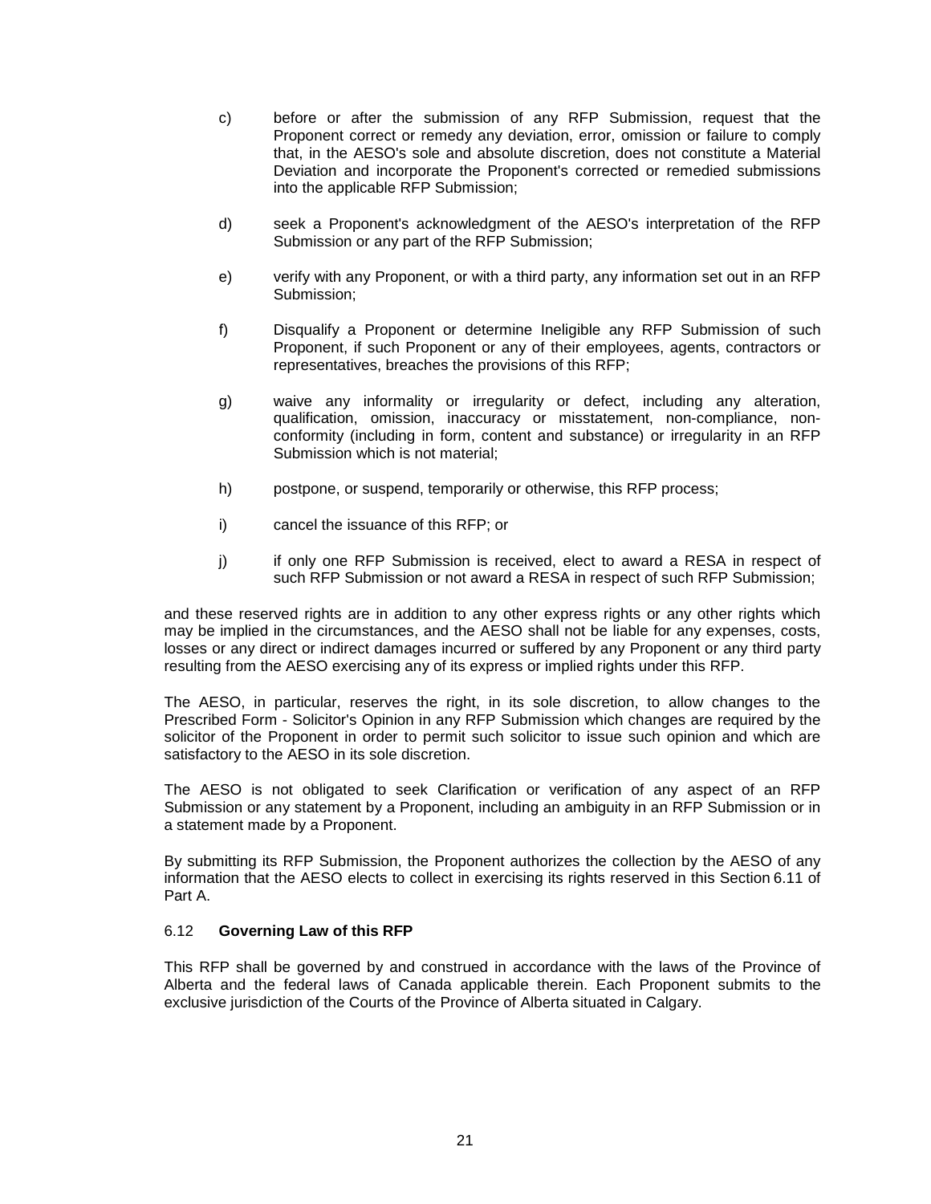c) before or after the submission of any RFP Submission, request that the Proponent correct or remedy any deviation, error, omission or failure to comply that, in the AESO's sole and absolute discretion, does not constitute a Material Deviation and incorporate the Proponent's corrected or remedied submissions into the applicable RFP Submission;

d) seek a Proponent's acknowledgment of the AESO's interpretation of the RFP Submission or any part of the RFP Submission;

e) verify with any Proponent, or with a third party, any information set out in an RFP Submission;

f) Disqualify a Proponent or determine Ineligible any RFP Submission of such Proponent, if such Proponent or any of their employees, agents, contractors or representatives, breaches the provisions of this RFP;

g) waive any informality or irregularity or defect, including any alteration, qualification, omission, inaccuracy or misstatement, non-compliance, non-conformity (including in form, content and substance) or irregularity in an RFP Submission which is not material;

h) postpone, or suspend, temporarily or otherwise, this RFP process;

i) cancel the issuance of this RFP; or

j) if only one RFP Submission is received, elect to award a RESA in respect of such RFP Submission or not award a RESA in respect of such RFP Submission;

and these reserved rights are in addition to any other express rights or any other rights which may be implied in the circumstances, and the AESO shall not be liable for any expenses, costs, losses or any direct or indirect damages incurred or suffered by any Proponent or any third party resulting from the AESO exercising any of its express or implied rights under this RFP.

The AESO, in particular, reserves the right, in its sole discretion, to allow changes to the Prescribed Form - Solicitor's Opinion in any RFP Submission which changes are required by the solicitor of the Proponent in order to permit such solicitor to issue such opinion and which are satisfactory to the AESO in its sole discretion.

The AESO is not obligated to seek Clarification or verification of any aspect of an RFP Submission or any statement by a Proponent, including an ambiguity in an RFP Submission or in a statement made by a Proponent.

By submitting its RFP Submission, the Proponent authorizes the collection by the AESO of any information that the AESO elects to collect in exercising its rights reserved in this Section 6.11 of Part A.

### 6.12 **Governing Law of this RFP**

This RFP shall be governed by and construed in accordance with the laws of the Province of Alberta and the federal laws of Canada applicable therein. Each Proponent submits to the exclusive jurisdiction of the Courts of the Province of Alberta situated in Calgary.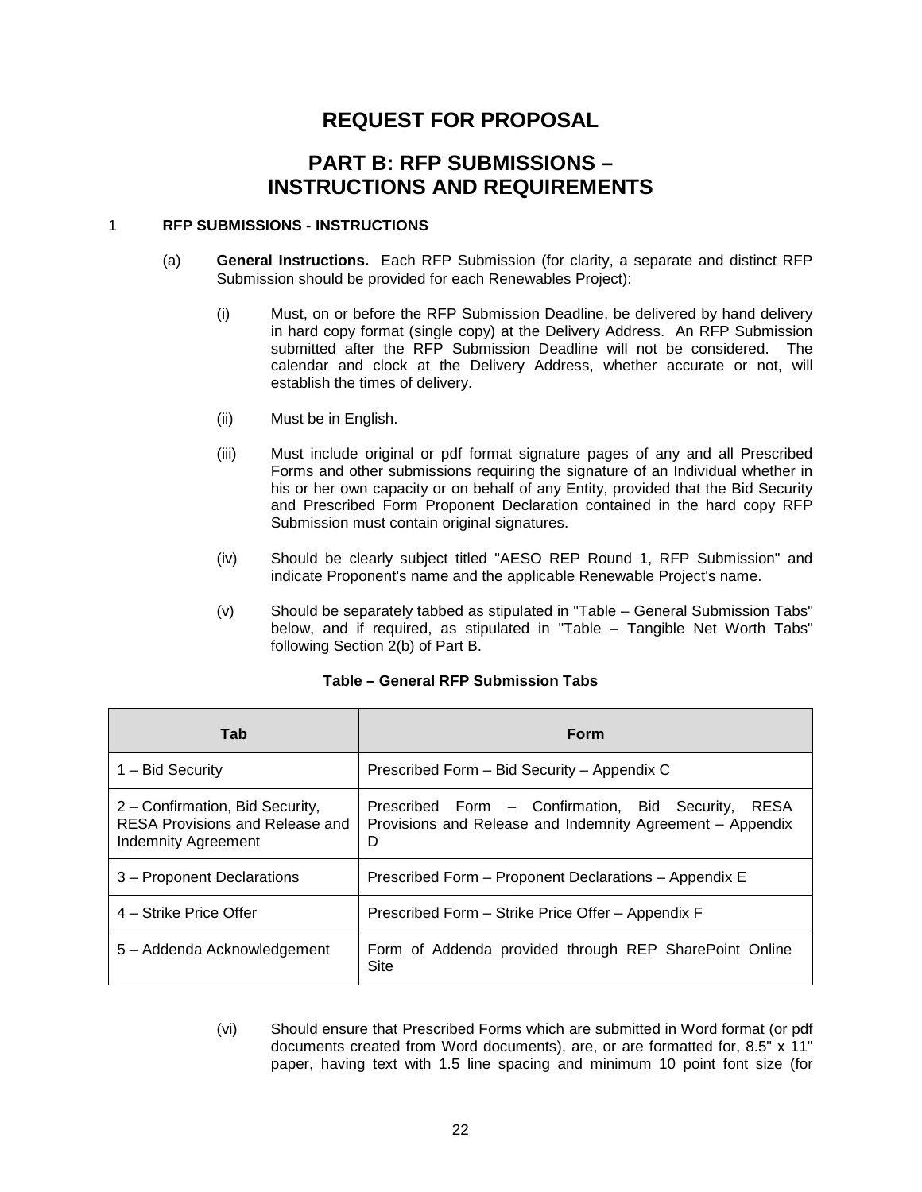# REQUEST FOR PROPOSAL

# PART B: RFP SUBMISSIONS – INSTRUCTIONS AND REQUIREMENTS

## 1 RFP SUBMISSIONS - INSTRUCTIONS

(a) **General Instructions.** Each RFP Submission (for clarity, a separate and distinct RFP Submission should be provided for each Renewables Project):

(i) Must, on or before the RFP Submission Deadline, be delivered by hand delivery in hard copy format (single copy) at the Delivery Address. An RFP Submission submitted after the RFP Submission Deadline will not be considered. The calendar and clock at the Delivery Address, whether accurate or not, will establish the times of delivery.

(ii) Must be in English.

(iii) Must include original or pdf format signature pages of any and all Prescribed Forms and other submissions requiring the signature of an Individual whether in his or her own capacity or on behalf of any Entity, provided that the Bid Security and Prescribed Form Proponent Declaration contained in the hard copy RFP Submission must contain original signatures.

(iv) Should be clearly subject titled "AESO REP Round 1, RFP Submission" and indicate Proponent's name and the applicable Renewable Project's name.

(v) Should be separately tabbed as stipulated in "Table – General Submission Tabs" below, and if required, as stipulated in "Table – Tangible Net Worth Tabs" following Section 2(b) of Part B.

**Table – General RFP Submission Tabs**

| Tab | Form |
|---|---|
| 1 – Bid Security | Prescribed Form – Bid Security – Appendix C |
| 2 – Confirmation, Bid Security, RESA Provisions and Release and Indemnity Agreement | Prescribed Form – Confirmation, Bid Security, RESA Provisions and Release and Indemnity Agreement – Appendix D |
| 3 – Proponent Declarations | Prescribed Form – Proponent Declarations – Appendix E |
| 4 – Strike Price Offer | Prescribed Form – Strike Price Offer – Appendix F |
| 5 – Addenda Acknowledgement | Form of Addenda provided through REP SharePoint Online Site |

(vi) Should ensure that Prescribed Forms which are submitted in Word format (or pdf documents created from Word documents), are, or are formatted for, 8.5" x 11" paper, having text with 1.5 line spacing and minimum 10 point font size (for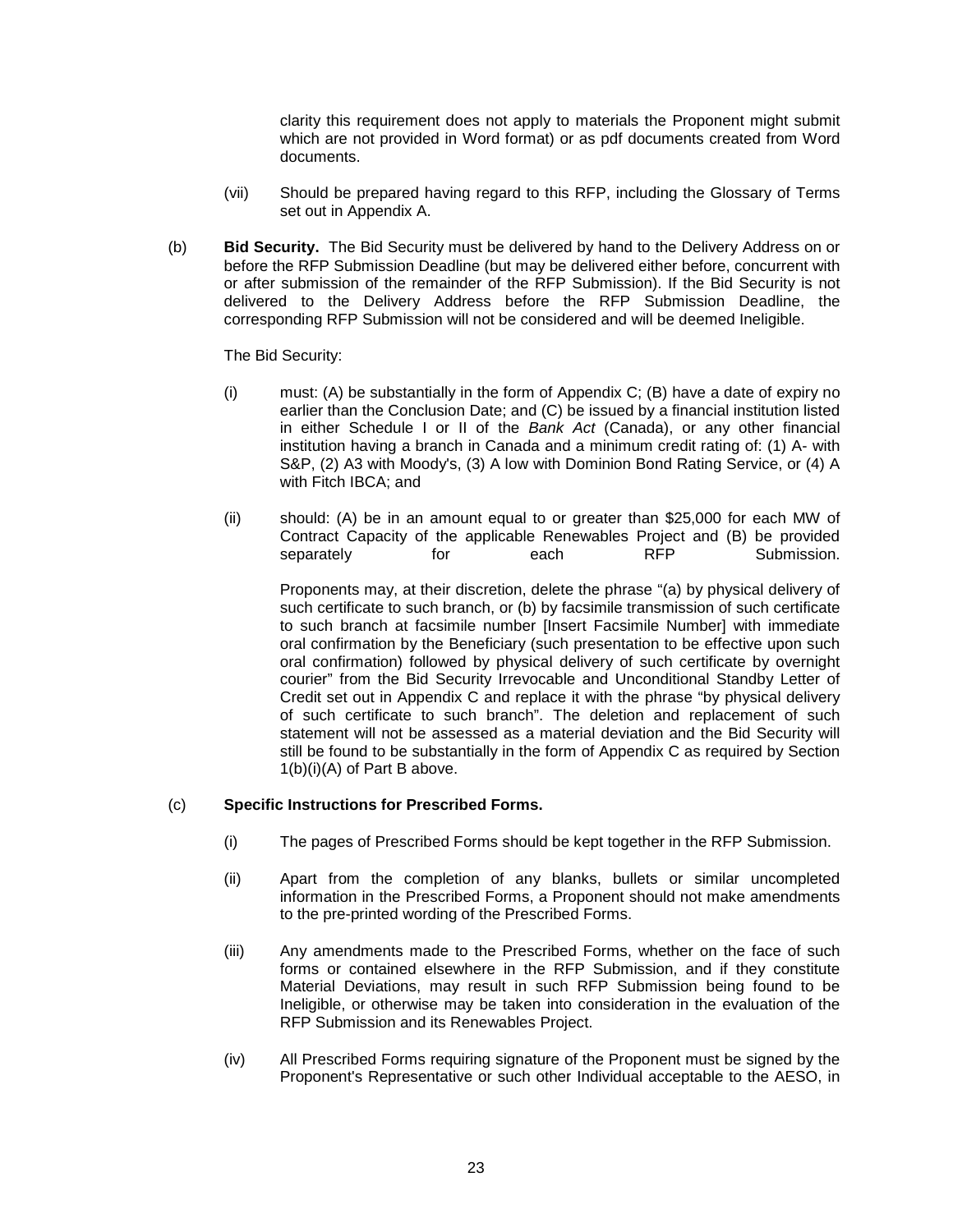clarity this requirement does not apply to materials the Proponent might submit which are not provided in Word format) or as pdf documents created from Word documents.

(vii) Should be prepared having regard to this RFP, including the Glossary of Terms set out in Appendix A.

(b) **Bid Security.** The Bid Security must be delivered by hand to the Delivery Address on or before the RFP Submission Deadline (but may be delivered either before, concurrent with or after submission of the remainder of the RFP Submission). If the Bid Security is not delivered to the Delivery Address before the RFP Submission Deadline, the corresponding RFP Submission will not be considered and will be deemed Ineligible.

The Bid Security:

(i) must: (A) be substantially in the form of Appendix C; (B) have a date of expiry no earlier than the Conclusion Date; and (C) be issued by a financial institution listed in either Schedule I or II of the *Bank Act* (Canada), or any other financial institution having a branch in Canada and a minimum credit rating of: (1) A- with S&P, (2) A3 with Moody's, (3) A low with Dominion Bond Rating Service, or (4) A with Fitch IBCA; and

(ii) should: (A) be in an amount equal to or greater than $25,000 for each MW of Contract Capacity of the applicable Renewables Project and (B) be provided separately for each RFP Submission.

Proponents may, at their discretion, delete the phrase "(a) by physical delivery of such certificate to such branch, or (b) by facsimile transmission of such certificate to such branch at facsimile number [Insert Facsimile Number] with immediate oral confirmation by the Beneficiary (such presentation to be effective upon such oral confirmation) followed by physical delivery of such certificate by overnight courier" from the Bid Security Irrevocable and Unconditional Standby Letter of Credit set out in Appendix C and replace it with the phrase "by physical delivery of such certificate to such branch". The deletion and replacement of such statement will not be assessed as a material deviation and the Bid Security will still be found to be substantially in the form of Appendix C as required by Section 1(b)(i)(A) of Part B above.

(c) **Specific Instructions for Prescribed Forms.**

(i) The pages of Prescribed Forms should be kept together in the RFP Submission.

(ii) Apart from the completion of any blanks, bullets or similar uncompleted information in the Prescribed Forms, a Proponent should not make amendments to the pre-printed wording of the Prescribed Forms.

(iii) Any amendments made to the Prescribed Forms, whether on the face of such forms or contained elsewhere in the RFP Submission, and if they constitute Material Deviations, may result in such RFP Submission being found to be Ineligible, or otherwise may be taken into consideration in the evaluation of the RFP Submission and its Renewables Project.

(iv) All Prescribed Forms requiring signature of the Proponent must be signed by the Proponent's Representative or such other Individual acceptable to the AESO, in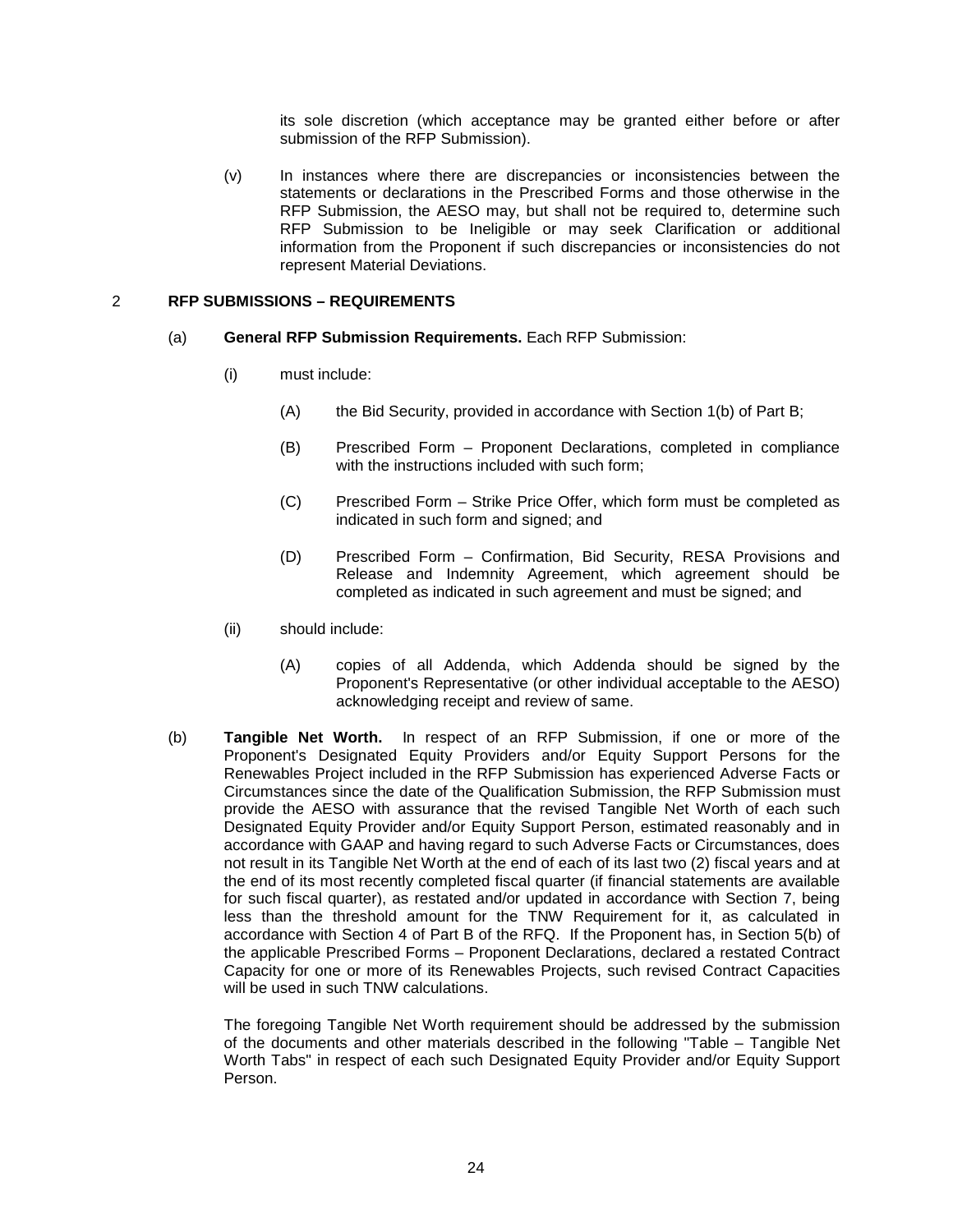its sole discretion (which acceptance may be granted either before or after submission of the RFP Submission).

(v) In instances where there are discrepancies or inconsistencies between the statements or declarations in the Prescribed Forms and those otherwise in the RFP Submission, the AESO may, but shall not be required to, determine such RFP Submission to be Ineligible or may seek Clarification or additional information from the Proponent if such discrepancies or inconsistencies do not represent Material Deviations.

## 2 RFP SUBMISSIONS – REQUIREMENTS

(a) **General RFP Submission Requirements.** Each RFP Submission:

(i) must include:

(A) the Bid Security, provided in accordance with Section 1(b) of Part B;

(B) Prescribed Form – Proponent Declarations, completed in compliance with the instructions included with such form;

(C) Prescribed Form – Strike Price Offer, which form must be completed as indicated in such form and signed; and

(D) Prescribed Form – Confirmation, Bid Security, RESA Provisions and Release and Indemnity Agreement, which agreement should be completed as indicated in such agreement and must be signed; and

(ii) should include:

(A) copies of all Addenda, which Addenda should be signed by the Proponent's Representative (or other individual acceptable to the AESO) acknowledging receipt and review of same.

(b) **Tangible Net Worth.** In respect of an RFP Submission, if one or more of the Proponent's Designated Equity Providers and/or Equity Support Persons for the Renewables Project included in the RFP Submission has experienced Adverse Facts or Circumstances since the date of the Qualification Submission, the RFP Submission must provide the AESO with assurance that the revised Tangible Net Worth of each such Designated Equity Provider and/or Equity Support Person, estimated reasonably and in accordance with GAAP and having regard to such Adverse Facts or Circumstances, does not result in its Tangible Net Worth at the end of each of its last two (2) fiscal years and at the end of its most recently completed fiscal quarter (if financial statements are available for such fiscal quarter), as restated and/or updated in accordance with Section 7, being less than the threshold amount for the TNW Requirement for it, as calculated in accordance with Section 4 of Part B of the RFQ. If the Proponent has, in Section 5(b) of the applicable Prescribed Forms – Proponent Declarations, declared a restated Contract Capacity for one or more of its Renewables Projects, such revised Contract Capacities will be used in such TNW calculations.

The foregoing Tangible Net Worth requirement should be addressed by the submission of the documents and other materials described in the following "Table – Tangible Net Worth Tabs" in respect of each such Designated Equity Provider and/or Equity Support Person.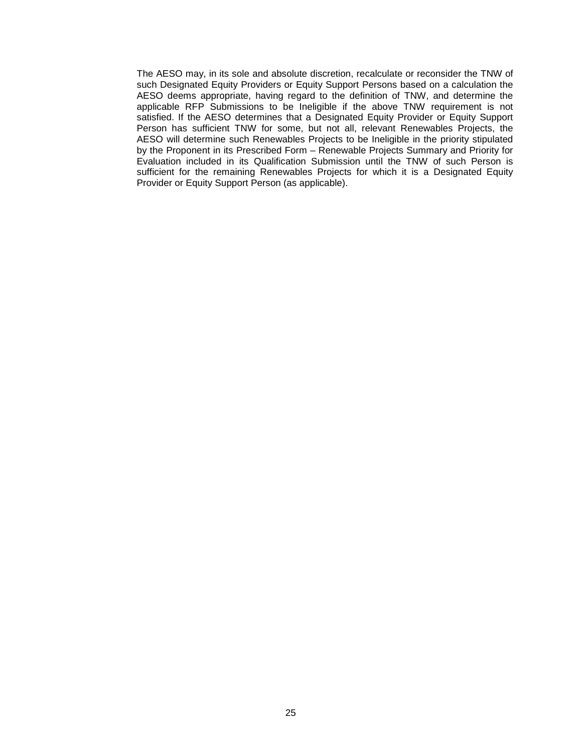The AESO may, in its sole and absolute discretion, recalculate or reconsider the TNW of such Designated Equity Providers or Equity Support Persons based on a calculation the AESO deems appropriate, having regard to the definition of TNW, and determine the applicable RFP Submissions to be Ineligible if the above TNW requirement is not satisfied. If the AESO determines that a Designated Equity Provider or Equity Support Person has sufficient TNW for some, but not all, relevant Renewables Projects, the AESO will determine such Renewables Projects to be Ineligible in the priority stipulated by the Proponent in its Prescribed Form – Renewable Projects Summary and Priority for Evaluation included in its Qualification Submission until the TNW of such Person is sufficient for the remaining Renewables Projects for which it is a Designated Equity Provider or Equity Support Person (as applicable).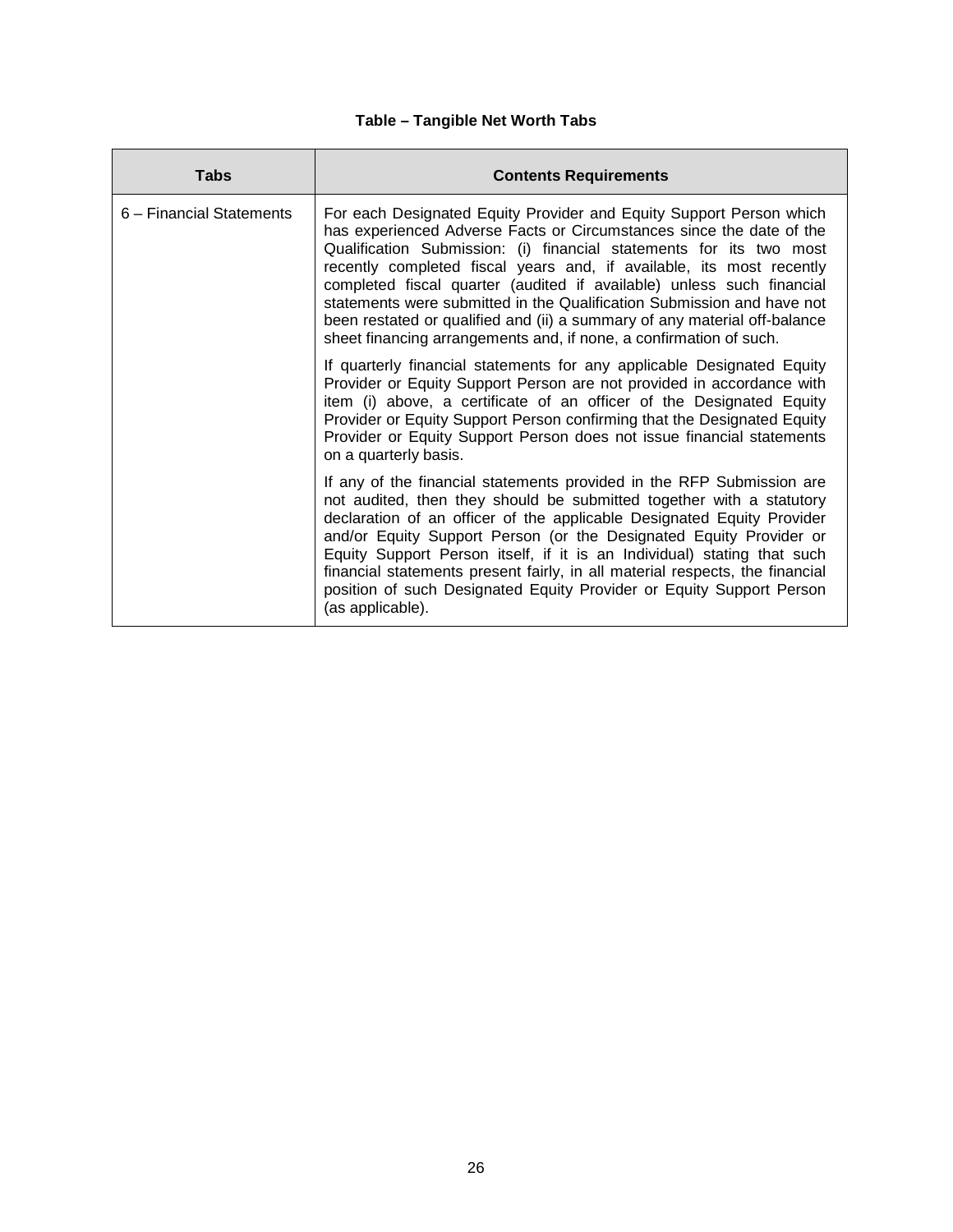**Table – Tangible Net Worth Tabs**

| Tabs | Contents Requirements |
| --- | --- |
| 6 – Financial Statements | For each Designated Equity Provider and Equity Support Person which has experienced Adverse Facts or Circumstances since the date of the Qualification Submission: (i) financial statements for its two most recently completed fiscal years and, if available, its most recently completed fiscal quarter (audited if available) unless such financial statements were submitted in the Qualification Submission and have not been restated or qualified and (ii) a summary of any material off-balance sheet financing arrangements and, if none, a confirmation of such.<br><br>If quarterly financial statements for any applicable Designated Equity Provider or Equity Support Person are not provided in accordance with item (i) above, a certificate of an officer of the Designated Equity Provider or Equity Support Person confirming that the Designated Equity Provider or Equity Support Person does not issue financial statements on a quarterly basis.<br><br>If any of the financial statements provided in the RFP Submission are not audited, then they should be submitted together with a statutory declaration of an officer of the applicable Designated Equity Provider and/or Equity Support Person (or the Designated Equity Provider or Equity Support Person itself, if it is an Individual) stating that such financial statements present fairly, in all material respects, the financial position of such Designated Equity Provider or Equity Support Person (as applicable). |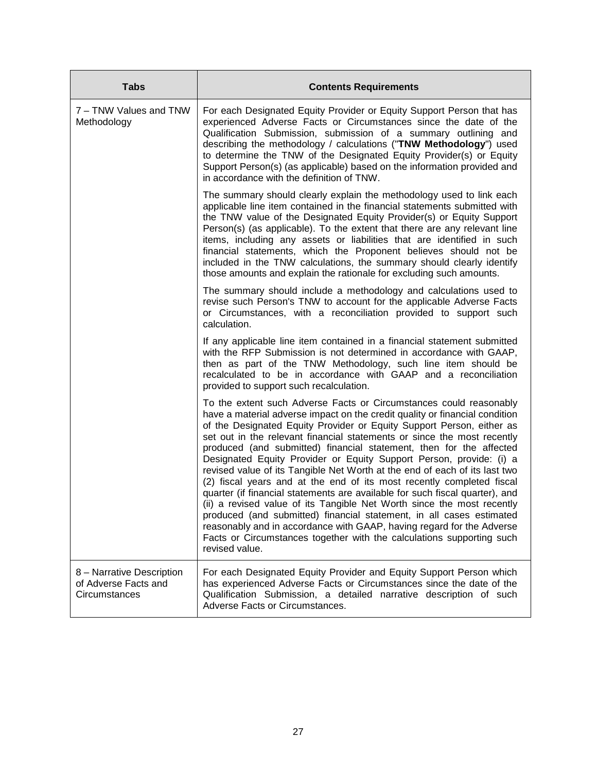| Tabs | Contents Requirements |
|---|---|
| 7 – TNW Values and TNW Methodology | For each Designated Equity Provider or Equity Support Person that has experienced Adverse Facts or Circumstances since the date of the Qualification Submission, submission of a summary outlining and describing the methodology / calculations ("**TNW Methodology**") used to determine the TNW of the Designated Equity Provider(s) or Equity Support Person(s) (as applicable) based on the information provided and in accordance with the definition of TNW.<br><br>The summary should clearly explain the methodology used to link each applicable line item contained in the financial statements submitted with the TNW value of the Designated Equity Provider(s) or Equity Support Person(s) (as applicable). To the extent that there are any relevant line items, including any assets or liabilities that are identified in such financial statements, which the Proponent believes should not be included in the TNW calculations, the summary should clearly identify those amounts and explain the rationale for excluding such amounts.<br><br>The summary should include a methodology and calculations used to revise such Person's TNW to account for the applicable Adverse Facts or Circumstances, with a reconciliation provided to support such calculation.<br><br>If any applicable line item contained in a financial statement submitted with the RFP Submission is not determined in accordance with GAAP, then as part of the TNW Methodology, such line item should be recalculated to be in accordance with GAAP and a reconciliation provided to support such recalculation.<br><br>To the extent such Adverse Facts or Circumstances could reasonably have a material adverse impact on the credit quality or financial condition of the Designated Equity Provider or Equity Support Person, either as set out in the relevant financial statements or since the most recently produced (and submitted) financial statement, then for the affected Designated Equity Provider or Equity Support Person, provide: (i) a revised value of its Tangible Net Worth at the end of each of its last two (2) fiscal years and at the end of its most recently completed fiscal quarter (if financial statements are available for such fiscal quarter), and (ii) a revised value of its Tangible Net Worth since the most recently produced (and submitted) financial statement, in all cases estimated reasonably and in accordance with GAAP, having regard for the Adverse Facts or Circumstances together with the calculations supporting such revised value. |
| 8 – Narrative Description of Adverse Facts and Circumstances | For each Designated Equity Provider and Equity Support Person which has experienced Adverse Facts or Circumstances since the date of the Qualification Submission, a detailed narrative description of such Adverse Facts or Circumstances. |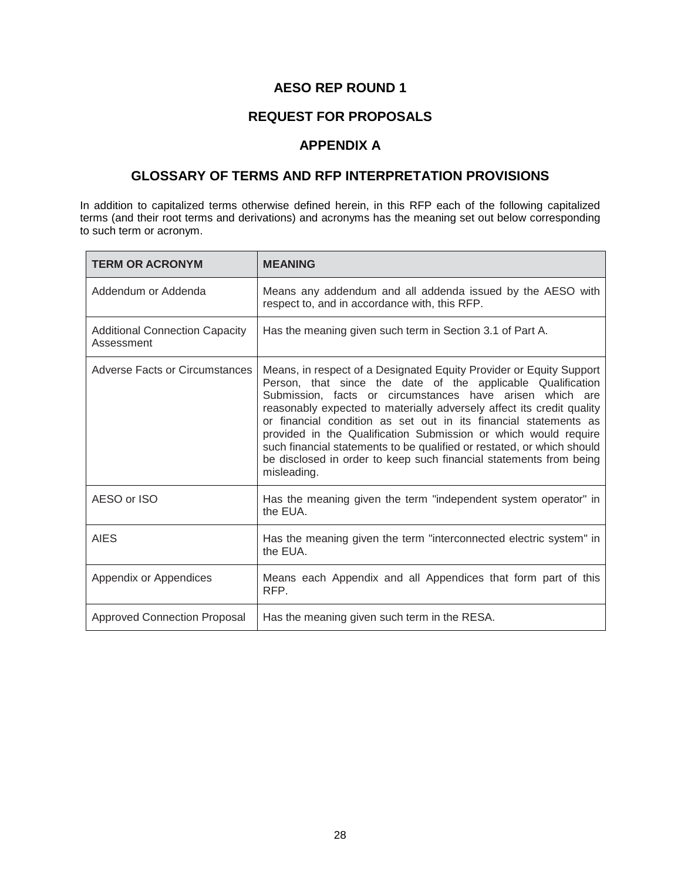# AESO REP ROUND 1

## REQUEST FOR PROPOSALS

## APPENDIX A

## GLOSSARY OF TERMS AND RFP INTERPRETATION PROVISIONS

In addition to capitalized terms otherwise defined herein, in this RFP each of the following capitalized terms (and their root terms and derivations) and acronyms has the meaning set out below corresponding to such term or acronym.

| TERM OR ACRONYM | MEANING |
|---|---|
| Addendum or Addenda | Means any addendum and all addenda issued by the AESO with respect to, and in accordance with, this RFP. |
| Additional Connection Capacity Assessment | Has the meaning given such term in Section 3.1 of Part A. |
| Adverse Facts or Circumstances | Means, in respect of a Designated Equity Provider or Equity Support Person, that since the date of the applicable Qualification Submission, facts or circumstances have arisen which are reasonably expected to materially adversely affect its credit quality or financial condition as set out in its financial statements as provided in the Qualification Submission or which would require such financial statements to be qualified or restated, or which should be disclosed in order to keep such financial statements from being misleading. |
| AESO or ISO | Has the meaning given the term "independent system operator" in the EUA. |
| AIES | Has the meaning given the term "interconnected electric system" in the EUA. |
| Appendix or Appendices | Means each Appendix and all Appendices that form part of this RFP. |
| Approved Connection Proposal | Has the meaning given such term in the RESA. |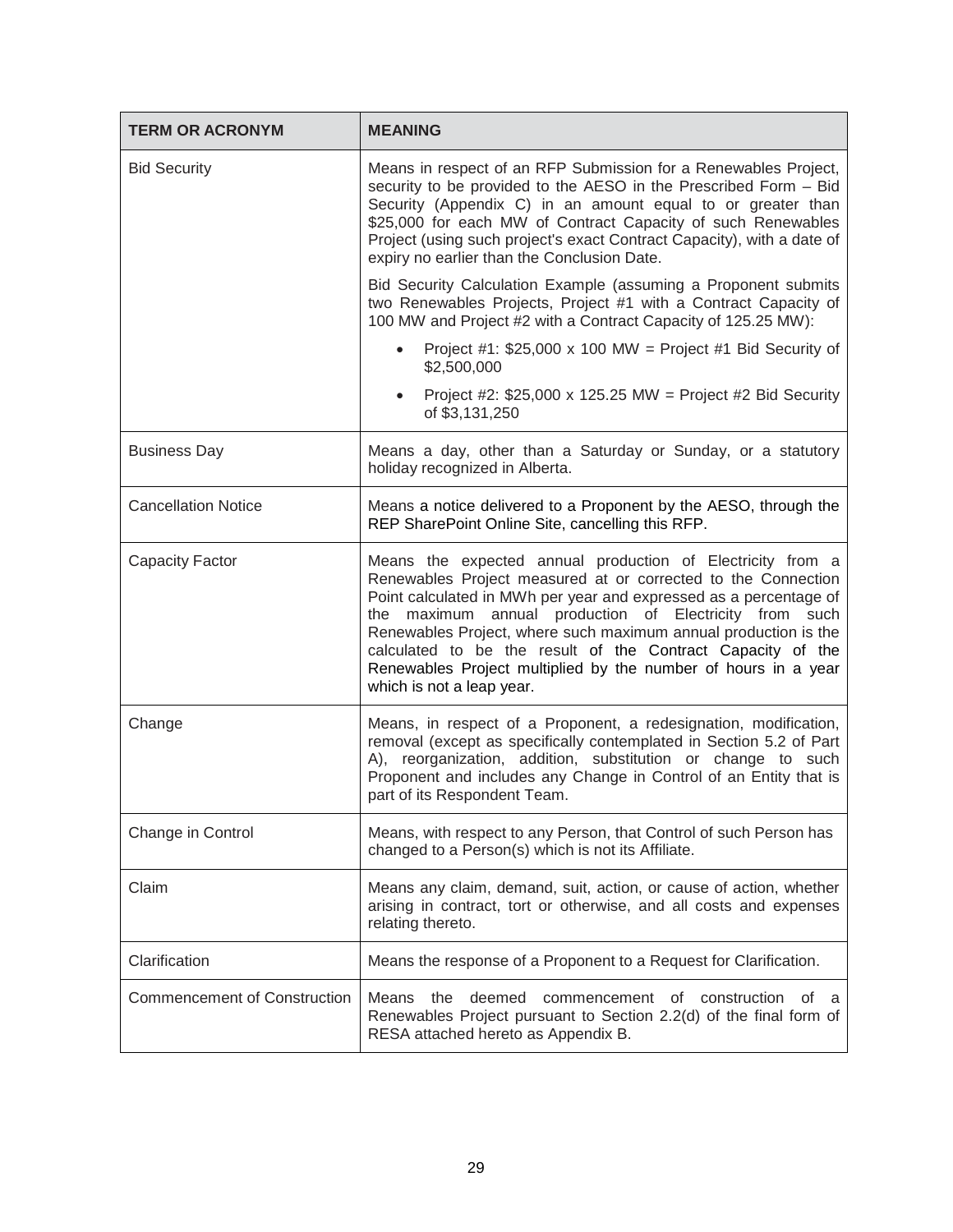| TERM OR ACRONYM | MEANING |
| --- | --- |
| Bid Security | Means in respect of an RFP Submission for a Renewables Project, security to be provided to the AESO in the Prescribed Form – Bid Security (Appendix C) in an amount equal to or greater than $25,000 for each MW of Contract Capacity of such Renewables Project (using such project's exact Contract Capacity), with a date of expiry no earlier than the Conclusion Date.<br><br>Bid Security Calculation Example (assuming a Proponent submits two Renewables Projects, Project #1 with a Contract Capacity of 100 MW and Project #2 with a Contract Capacity of 125.25 MW):<br><br>• Project #1: $25,000 x 100 MW = Project #1 Bid Security of $2,500,000<br><br>• Project #2: $25,000 x 125.25 MW = Project #2 Bid Security of $3,131,250 |
| Business Day | Means a day, other than a Saturday or Sunday, or a statutory holiday recognized in Alberta. |
| Cancellation Notice | Means a notice delivered to a Proponent by the AESO, through the REP SharePoint Online Site, cancelling this RFP. |
| Capacity Factor | Means the expected annual production of Electricity from a Renewables Project measured at or corrected to the Connection Point calculated in MWh per year and expressed as a percentage of the maximum annual production of Electricity from such Renewables Project, where such maximum annual production is the calculated to be the result of the Contract Capacity of the Renewables Project multiplied by the number of hours in a year which is not a leap year. |
| Change | Means, in respect of a Proponent, a redesignation, modification, removal (except as specifically contemplated in Section 5.2 of Part A), reorganization, addition, substitution or change to such Proponent and includes any Change in Control of an Entity that is part of its Respondent Team. |
| Change in Control | Means, with respect to any Person, that Control of such Person has changed to a Person(s) which is not its Affiliate. |
| Claim | Means any claim, demand, suit, action, or cause of action, whether arising in contract, tort or otherwise, and all costs and expenses relating thereto. |
| Clarification | Means the response of a Proponent to a Request for Clarification. |
| Commencement of Construction | Means the deemed commencement of construction of a Renewables Project pursuant to Section 2.2(d) of the final form of RESA attached hereto as Appendix B. |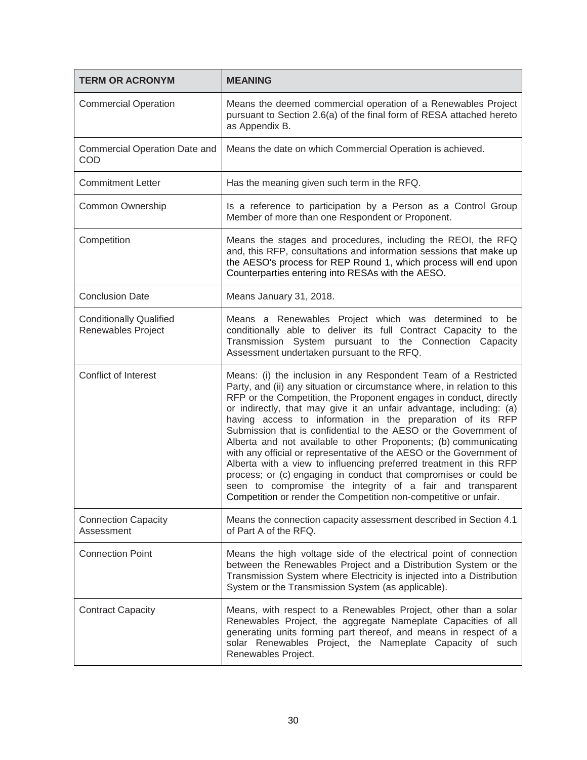| TERM OR ACRONYM | MEANING |
|---|---|
| Commercial Operation | Means the deemed commercial operation of a Renewables Project pursuant to Section 2.6(a) of the final form of RESA attached hereto as Appendix B. |
| Commercial Operation Date and COD | Means the date on which Commercial Operation is achieved. |
| Commitment Letter | Has the meaning given such term in the RFQ. |
| Common Ownership | Is a reference to participation by a Person as a Control Group Member of more than one Respondent or Proponent. |
| Competition | Means the stages and procedures, including the REOI, the RFQ and, this RFP, consultations and information sessions that make up the AESO's process for REP Round 1, which process will end upon Counterparties entering into RESAs with the AESO. |
| Conclusion Date | Means January 31, 2018. |
| Conditionally Qualified Renewables Project | Means a Renewables Project which was determined to be conditionally able to deliver its full Contract Capacity to the Transmission System pursuant to the Connection Capacity Assessment undertaken pursuant to the RFQ. |
| Conflict of Interest | Means: (i) the inclusion in any Respondent Team of a Restricted Party, and (ii) any situation or circumstance where, in relation to this RFP or the Competition, the Proponent engages in conduct, directly or indirectly, that may give it an unfair advantage, including: (a) having access to information in the preparation of its RFP Submission that is confidential to the AESO or the Government of Alberta and not available to other Proponents; (b) communicating with any official or representative of the AESO or the Government of Alberta with a view to influencing preferred treatment in this RFP process; or (c) engaging in conduct that compromises or could be seen to compromise the integrity of a fair and transparent Competition or render the Competition non-competitive or unfair. |
| Connection Capacity Assessment | Means the connection capacity assessment described in Section 4.1 of Part A of the RFQ. |
| Connection Point | Means the high voltage side of the electrical point of connection between the Renewables Project and a Distribution System or the Transmission System where Electricity is injected into a Distribution System or the Transmission System (as applicable). |
| Contract Capacity | Means, with respect to a Renewables Project, other than a solar Renewables Project, the aggregate Nameplate Capacities of all generating units forming part thereof, and means in respect of a solar Renewables Project, the Nameplate Capacity of such Renewables Project. |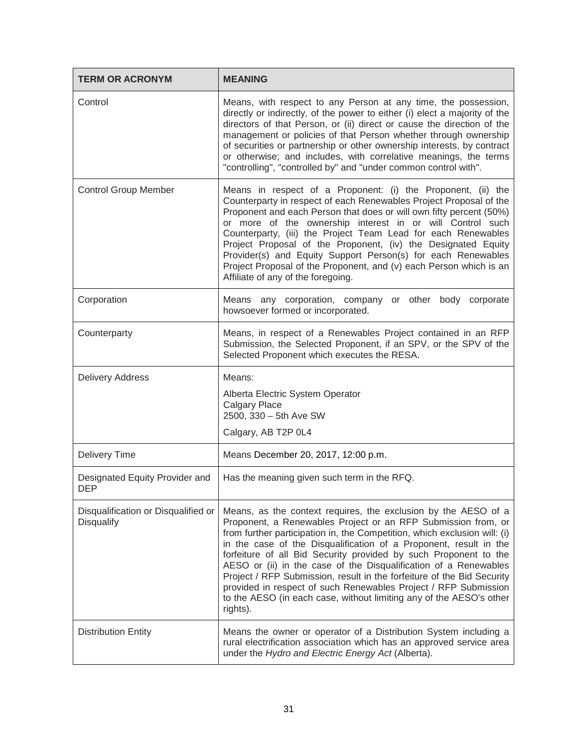| TERM OR ACRONYM | MEANING |
| --- | --- |
| Control | Means, with respect to any Person at any time, the possession, directly or indirectly, of the power to either (i) elect a majority of the directors of that Person, or (ii) direct or cause the direction of the management or policies of that Person whether through ownership of securities or partnership or other ownership interests, by contract or otherwise; and includes, with correlative meanings, the terms "controlling", "controlled by" and "under common control with". |
| Control Group Member | Means in respect of a Proponent: (i) the Proponent, (ii) the Counterparty in respect of each Renewables Project Proposal of the Proponent and each Person that does or will own fifty percent (50%) or more of the ownership interest in or will Control such Counterparty, (iii) the Project Team Lead for each Renewables Project Proposal of the Proponent, (iv) the Designated Equity Provider(s) and Equity Support Person(s) for each Renewables Project Proposal of the Proponent, and (v) each Person which is an Affiliate of any of the foregoing. |
| Corporation | Means any corporation, company or other body corporate howsoever formed or incorporated. |
| Counterparty | Means, in respect of a Renewables Project contained in an RFP Submission, the Selected Proponent, if an SPV, or the SPV of the Selected Proponent which executes the RESA. |
| Delivery Address | Means:<br>Alberta Electric System Operator<br>Calgary Place<br>2500, 330 – 5th Ave SW<br>Calgary, AB T2P 0L4 |
| Delivery Time | Means December 20, 2017, 12:00 p.m. |
| Designated Equity Provider and DEP | Has the meaning given such term in the RFQ. |
| Disqualification or Disqualified or Disqualify | Means, as the context requires, the exclusion by the AESO of a Proponent, a Renewables Project or an RFP Submission from, or from further participation in, the Competition, which exclusion will: (i) in the case of the Disqualification of a Proponent, result in the forfeiture of all Bid Security provided by such Proponent to the AESO or (ii) in the case of the Disqualification of a Renewables Project / RFP Submission, result in the forfeiture of the Bid Security provided in respect of such Renewables Project / RFP Submission to the AESO (in each case, without limiting any of the AESO's other rights). |
| Distribution Entity | Means the owner or operator of a Distribution System including a rural electrification association which has an approved service area under the *Hydro and Electric Energy Act* (Alberta). |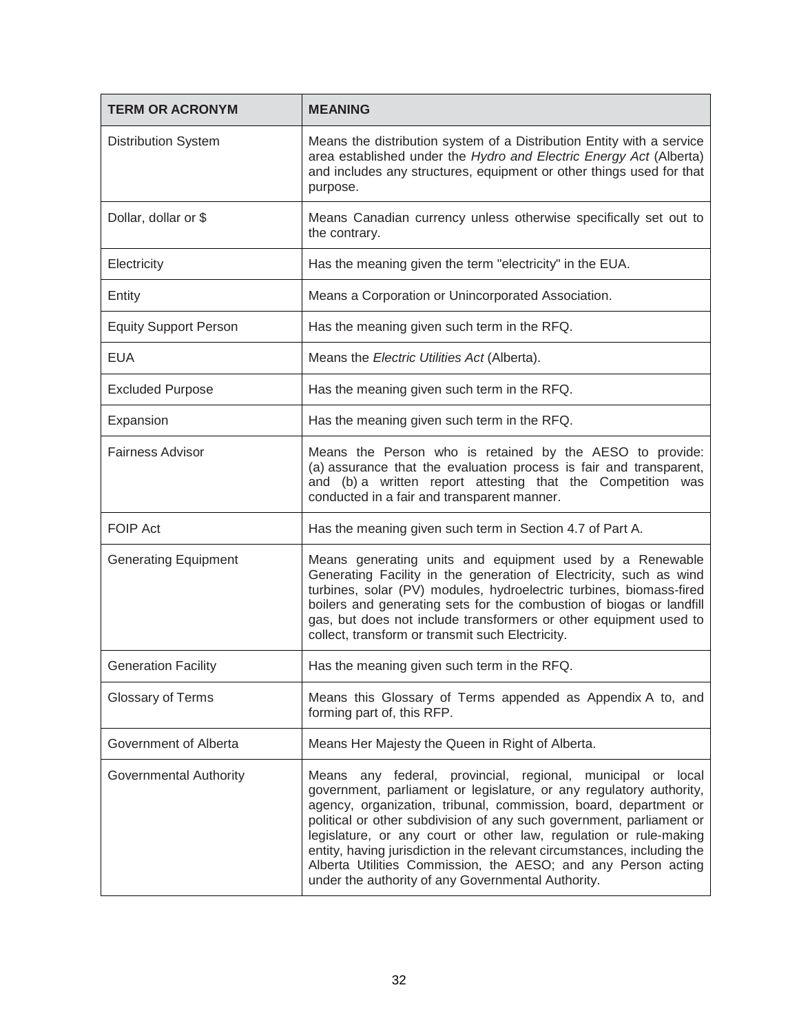| TERM OR ACRONYM | MEANING |
| --- | --- |
| Distribution System | Means the distribution system of a Distribution Entity with a service area established under the *Hydro and Electric Energy Act* (Alberta) and includes any structures, equipment or other things used for that purpose. |
| Dollar, dollar or $ | Means Canadian currency unless otherwise specifically set out to the contrary. |
| Electricity | Has the meaning given the term "electricity" in the EUA. |
| Entity | Means a Corporation or Unincorporated Association. |
| Equity Support Person | Has the meaning given such term in the RFQ. |
| EUA | Means the *Electric Utilities Act* (Alberta). |
| Excluded Purpose | Has the meaning given such term in the RFQ. |
| Expansion | Has the meaning given such term in the RFQ. |
| Fairness Advisor | Means the Person who is retained by the AESO to provide: (a) assurance that the evaluation process is fair and transparent, and (b) a written report attesting that the Competition was conducted in a fair and transparent manner. |
| FOIP Act | Has the meaning given such term in Section 4.7 of Part A. |
| Generating Equipment | Means generating units and equipment used by a Renewable Generating Facility in the generation of Electricity, such as wind turbines, solar (PV) modules, hydroelectric turbines, biomass-fired boilers and generating sets for the combustion of biogas or landfill gas, but does not include transformers or other equipment used to collect, transform or transmit such Electricity. |
| Generation Facility | Has the meaning given such term in the RFQ. |
| Glossary of Terms | Means this Glossary of Terms appended as Appendix A to, and forming part of, this RFP. |
| Government of Alberta | Means Her Majesty the Queen in Right of Alberta. |
| Governmental Authority | Means any federal, provincial, regional, municipal or local government, parliament or legislature, or any regulatory authority, agency, organization, tribunal, commission, board, department or political or other subdivision of any such government, parliament or legislature, or any court or other law, regulation or rule-making entity, having jurisdiction in the relevant circumstances, including the Alberta Utilities Commission, the AESO; and any Person acting under the authority of any Governmental Authority. |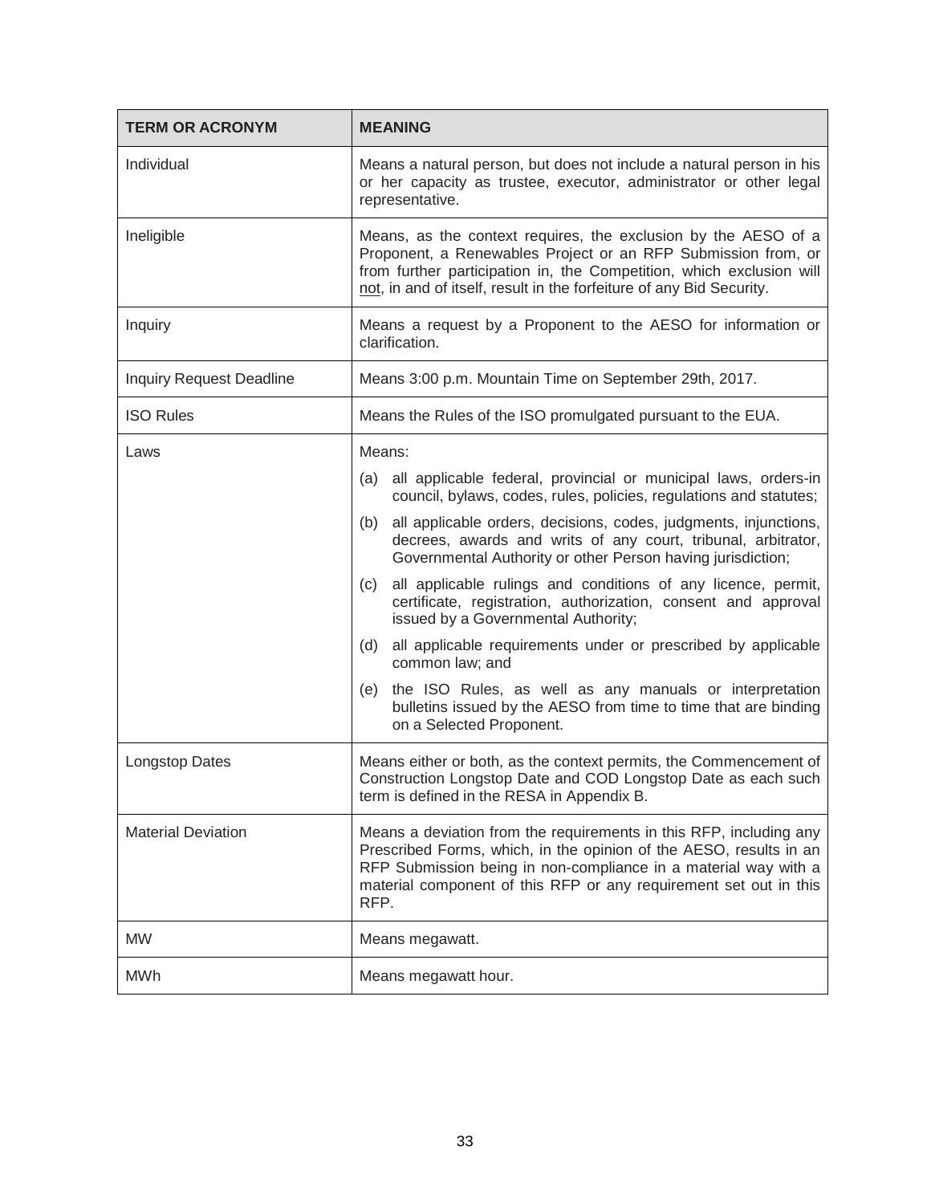| TERM OR ACRONYM | MEANING |
| --- | --- |
| Individual | Means a natural person, but does not include a natural person in his or her capacity as trustee, executor, administrator or other legal representative. |
| Ineligible | Means, as the context requires, the exclusion by the AESO of a Proponent, a Renewables Project or an RFP Submission from, or from further participation in, the Competition, which exclusion will not, in and of itself, result in the forfeiture of any Bid Security. |
| Inquiry | Means a request by a Proponent to the AESO for information or clarification. |
| Inquiry Request Deadline | Means 3:00 p.m. Mountain Time on September 29th, 2017. |
| ISO Rules | Means the Rules of the ISO promulgated pursuant to the EUA. |
| Laws | Means:<br>(a) all applicable federal, provincial or municipal laws, orders-in council, bylaws, codes, rules, policies, regulations and statutes;<br>(b) all applicable orders, decisions, codes, judgments, injunctions, decrees, awards and writs of any court, tribunal, arbitrator, Governmental Authority or other Person having jurisdiction;<br>(c) all applicable rulings and conditions of any licence, permit, certificate, registration, authorization, consent and approval issued by a Governmental Authority;<br>(d) all applicable requirements under or prescribed by applicable common law; and<br>(e) the ISO Rules, as well as any manuals or interpretation bulletins issued by the AESO from time to time that are binding on a Selected Proponent. |
| Longstop Dates | Means either or both, as the context permits, the Commencement of Construction Longstop Date and COD Longstop Date as each such term is defined in the RESA in Appendix B. |
| Material Deviation | Means a deviation from the requirements in this RFP, including any Prescribed Forms, which, in the opinion of the AESO, results in an RFP Submission being in non-compliance in a material way with a material component of this RFP or any requirement set out in this RFP. |
| MW | Means megawatt. |
| MWh | Means megawatt hour. |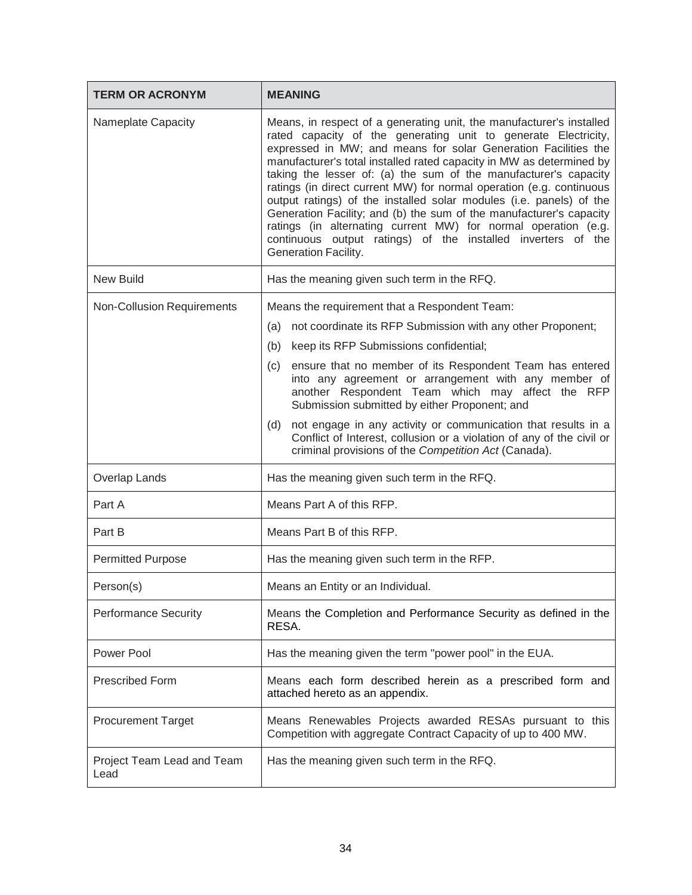| TERM OR ACRONYM | MEANING |
|---|---|
| Nameplate Capacity | Means, in respect of a generating unit, the manufacturer's installed rated capacity of the generating unit to generate Electricity, expressed in MW; and means for solar Generation Facilities the manufacturer's total installed rated capacity in MW as determined by taking the lesser of: (a) the sum of the manufacturer's capacity ratings (in direct current MW) for normal operation (e.g. continuous output ratings) of the installed solar modules (i.e. panels) of the Generation Facility; and (b) the sum of the manufacturer's capacity ratings (in alternating current MW) for normal operation (e.g. continuous output ratings) of the installed inverters of the Generation Facility. |
| New Build | Has the meaning given such term in the RFQ. |
| Non-Collusion Requirements | Means the requirement that a Respondent Team:<br>(a) not coordinate its RFP Submission with any other Proponent;<br>(b) keep its RFP Submissions confidential;<br>(c) ensure that no member of its Respondent Team has entered into any agreement or arrangement with any member of another Respondent Team which may affect the RFP Submission submitted by either Proponent; and<br>(d) not engage in any activity or communication that results in a Conflict of Interest, collusion or a violation of any of the civil or criminal provisions of the *Competition Act* (Canada). |
| Overlap Lands | Has the meaning given such term in the RFQ. |
| Part A | Means Part A of this RFP. |
| Part B | Means Part B of this RFP. |
| Permitted Purpose | Has the meaning given such term in the RFP. |
| Person(s) | Means an Entity or an Individual. |
| Performance Security | Means the Completion and Performance Security as defined in the RESA. |
| Power Pool | Has the meaning given the term "power pool" in the EUA. |
| Prescribed Form | Means each form described herein as a prescribed form and attached hereto as an appendix. |
| Procurement Target | Means Renewables Projects awarded RESAs pursuant to this Competition with aggregate Contract Capacity of up to 400 MW. |
| Project Team Lead and Team Lead | Has the meaning given such term in the RFQ. |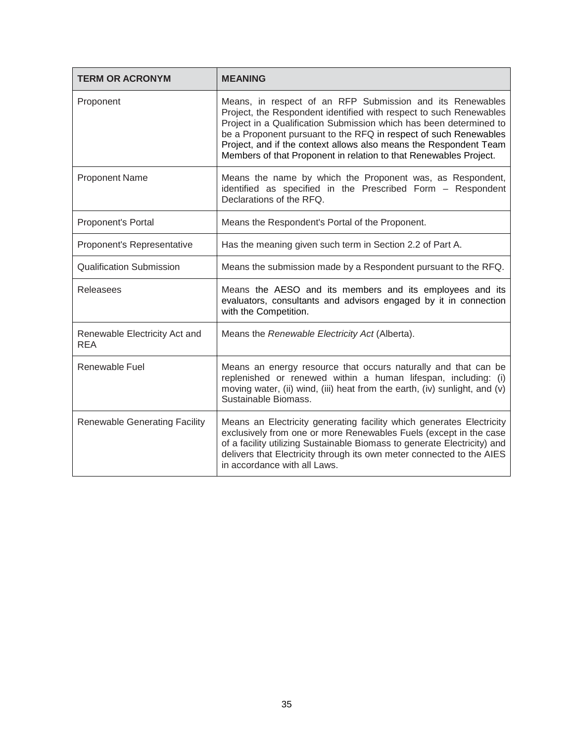| TERM OR ACRONYM | MEANING |
| --- | --- |
| Proponent | Means, in respect of an RFP Submission and its Renewables Project, the Respondent identified with respect to such Renewables Project in a Qualification Submission which has been determined to be a Proponent pursuant to the RFQ in respect of such Renewables Project, and if the context allows also means the Respondent Team Members of that Proponent in relation to that Renewables Project. |
| Proponent Name | Means the name by which the Proponent was, as Respondent, identified as specified in the Prescribed Form – Respondent Declarations of the RFQ. |
| Proponent's Portal | Means the Respondent's Portal of the Proponent. |
| Proponent's Representative | Has the meaning given such term in Section 2.2 of Part A. |
| Qualification Submission | Means the submission made by a Respondent pursuant to the RFQ. |
| Releasees | Means the AESO and its members and its employees and its evaluators, consultants and advisors engaged by it in connection with the Competition. |
| Renewable Electricity Act and REA | Means the *Renewable Electricity Act* (Alberta). |
| Renewable Fuel | Means an energy resource that occurs naturally and that can be replenished or renewed within a human lifespan, including: (i) moving water, (ii) wind, (iii) heat from the earth, (iv) sunlight, and (v) Sustainable Biomass. |
| Renewable Generating Facility | Means an Electricity generating facility which generates Electricity exclusively from one or more Renewables Fuels (except in the case of a facility utilizing Sustainable Biomass to generate Electricity) and delivers that Electricity through its own meter connected to the AIES in accordance with all Laws. |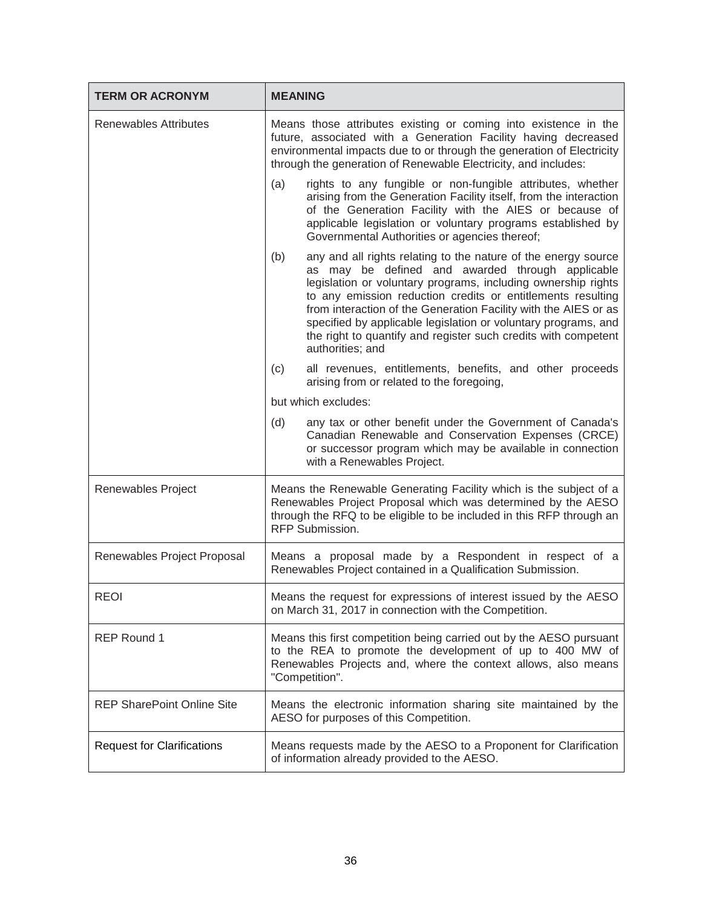| TERM OR ACRONYM | MEANING |
| --- | --- |
| Renewables Attributes | Means those attributes existing or coming into existence in the future, associated with a Generation Facility having decreased environmental impacts due to or through the generation of Electricity through the generation of Renewable Electricity, and includes:<br><br>(a) rights to any fungible or non-fungible attributes, whether arising from the Generation Facility itself, from the interaction of the Generation Facility with the AIES or because of applicable legislation or voluntary programs established by Governmental Authorities or agencies thereof;<br><br>(b) any and all rights relating to the nature of the energy source as may be defined and awarded through applicable legislation or voluntary programs, including ownership rights to any emission reduction credits or entitlements resulting from interaction of the Generation Facility with the AIES or as specified by applicable legislation or voluntary programs, and the right to quantify and register such credits with competent authorities; and<br><br>(c) all revenues, entitlements, benefits, and other proceeds arising from or related to the foregoing,<br><br>but which excludes:<br><br>(d) any tax or other benefit under the Government of Canada's Canadian Renewable and Conservation Expenses (CRCE) or successor program which may be available in connection with a Renewables Project. |
| Renewables Project | Means the Renewable Generating Facility which is the subject of a Renewables Project Proposal which was determined by the AESO through the RFQ to be eligible to be included in this RFP through an RFP Submission. |
| Renewables Project Proposal | Means a proposal made by a Respondent in respect of a Renewables Project contained in a Qualification Submission. |
| REOI | Means the request for expressions of interest issued by the AESO on March 31, 2017 in connection with the Competition. |
| REP Round 1 | Means this first competition being carried out by the AESO pursuant to the REA to promote the development of up to 400 MW of Renewables Projects and, where the context allows, also means "Competition". |
| REP SharePoint Online Site | Means the electronic information sharing site maintained by the AESO for purposes of this Competition. |
| Request for Clarifications | Means requests made by the AESO to a Proponent for Clarification of information already provided to the AESO. |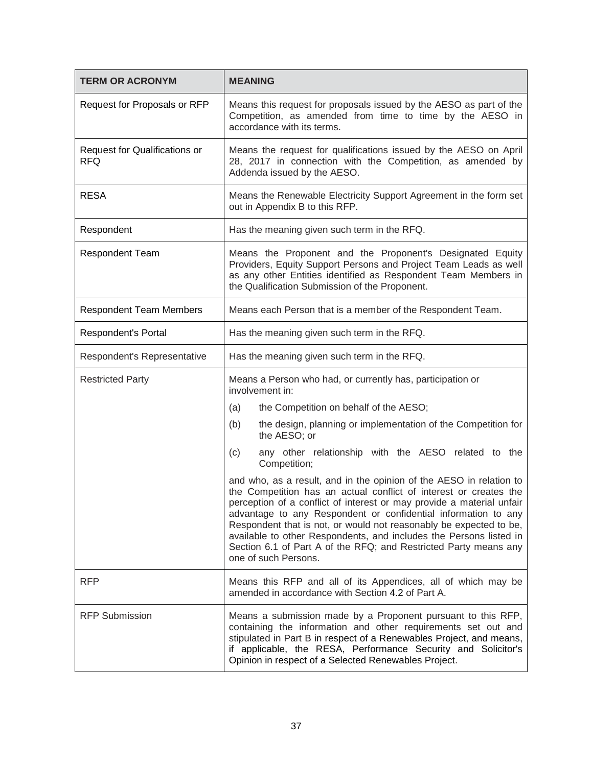| TERM OR ACRONYM | MEANING |
| --- | --- |
| Request for Proposals or RFP | Means this request for proposals issued by the AESO as part of the Competition, as amended from time to time by the AESO in accordance with its terms. |
| Request for Qualifications or RFQ | Means the request for qualifications issued by the AESO on April 28, 2017 in connection with the Competition, as amended by Addenda issued by the AESO. |
| RESA | Means the Renewable Electricity Support Agreement in the form set out in Appendix B to this RFP. |
| Respondent | Has the meaning given such term in the RFQ. |
| Respondent Team | Means the Proponent and the Proponent's Designated Equity Providers, Equity Support Persons and Project Team Leads as well as any other Entities identified as Respondent Team Members in the Qualification Submission of the Proponent. |
| Respondent Team Members | Means each Person that is a member of the Respondent Team. |
| Respondent's Portal | Has the meaning given such term in the RFQ. |
| Respondent's Representative | Has the meaning given such term in the RFQ. |
| Restricted Party | Means a Person who had, or currently has, participation or involvement in:<br>(a) the Competition on behalf of the AESO;<br>(b) the design, planning or implementation of the Competition for the AESO; or<br>(c) any other relationship with the AESO related to the Competition;<br>and who, as a result, and in the opinion of the AESO in relation to the Competition has an actual conflict of interest or creates the perception of a conflict of interest or may provide a material unfair advantage to any Respondent or confidential information to any Respondent that is not, or would not reasonably be expected to be, available to other Respondents, and includes the Persons listed in Section 6.1 of Part A of the RFQ; and Restricted Party means any one of such Persons. |
| RFP | Means this RFP and all of its Appendices, all of which may be amended in accordance with Section 4.2 of Part A. |
| RFP Submission | Means a submission made by a Proponent pursuant to this RFP, containing the information and other requirements set out and stipulated in Part B in respect of a Renewables Project, and means, if applicable, the RESA, Performance Security and Solicitor's Opinion in respect of a Selected Renewables Project. |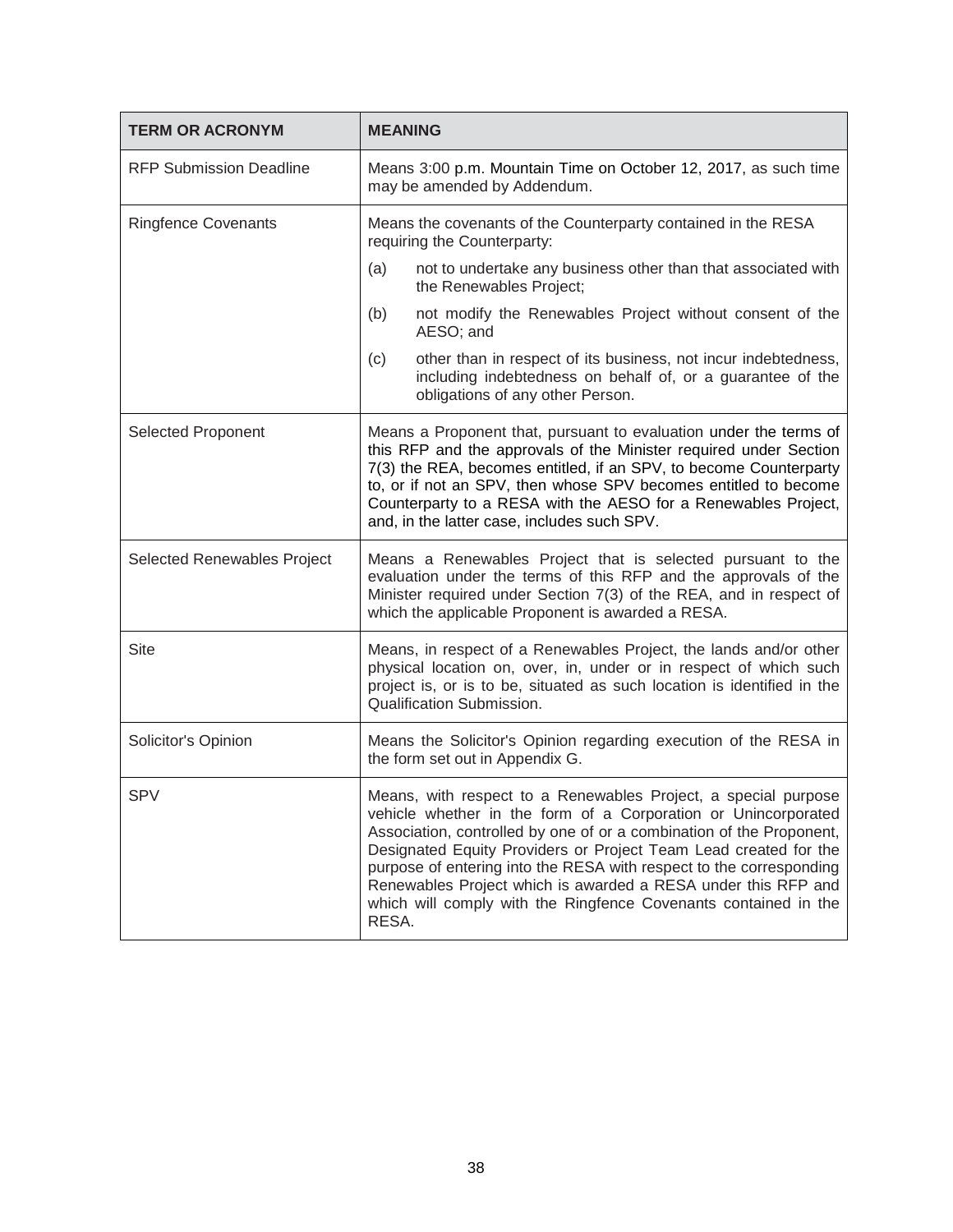| TERM OR ACRONYM | MEANING |
|---|---|
| RFP Submission Deadline | Means 3:00 p.m. Mountain Time on October 12, 2017, as such time may be amended by Addendum. |
| Ringfence Covenants | Means the covenants of the Counterparty contained in the RESA requiring the Counterparty:<br>(a) not to undertake any business other than that associated with the Renewables Project;<br>(b) not modify the Renewables Project without consent of the AESO; and<br>(c) other than in respect of its business, not incur indebtedness, including indebtedness on behalf of, or a guarantee of the obligations of any other Person. |
| Selected Proponent | Means a Proponent that, pursuant to evaluation under the terms of this RFP and the approvals of the Minister required under Section 7(3) the REA, becomes entitled, if an SPV, to become Counterparty to, or if not an SPV, then whose SPV becomes entitled to become Counterparty to a RESA with the AESO for a Renewables Project, and, in the latter case, includes such SPV. |
| Selected Renewables Project | Means a Renewables Project that is selected pursuant to the evaluation under the terms of this RFP and the approvals of the Minister required under Section 7(3) of the REA, and in respect of which the applicable Proponent is awarded a RESA. |
| Site | Means, in respect of a Renewables Project, the lands and/or other physical location on, over, in, under or in respect of which such project is, or is to be, situated as such location is identified in the Qualification Submission. |
| Solicitor's Opinion | Means the Solicitor's Opinion regarding execution of the RESA in the form set out in Appendix G. |
| SPV | Means, with respect to a Renewables Project, a special purpose vehicle whether in the form of a Corporation or Unincorporated Association, controlled by one of or a combination of the Proponent, Designated Equity Providers or Project Team Lead created for the purpose of entering into the RESA with respect to the corresponding Renewables Project which is awarded a RESA under this RFP and which will comply with the Ringfence Covenants contained in the RESA. |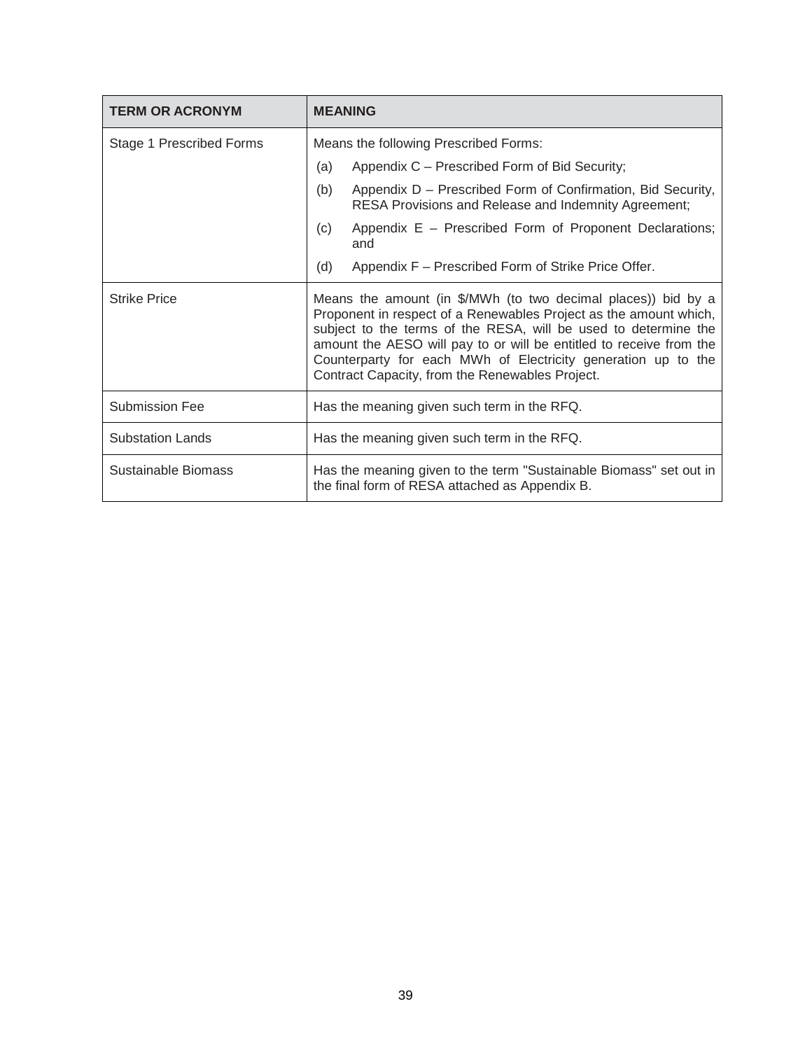| TERM OR ACRONYM | MEANING |
| --- | --- |
| Stage 1 Prescribed Forms | Means the following Prescribed Forms:<br>(a) Appendix C – Prescribed Form of Bid Security;<br>(b) Appendix D – Prescribed Form of Confirmation, Bid Security, RESA Provisions and Release and Indemnity Agreement;<br>(c) Appendix E – Prescribed Form of Proponent Declarations; and<br>(d) Appendix F – Prescribed Form of Strike Price Offer. |
| Strike Price | Means the amount (in $/MWh (to two decimal places)) bid by a Proponent in respect of a Renewables Project as the amount which, subject to the terms of the RESA, will be used to determine the amount the AESO will pay to or will be entitled to receive from the Counterparty for each MWh of Electricity generation up to the Contract Capacity, from the Renewables Project. |
| Submission Fee | Has the meaning given such term in the RFQ. |
| Substation Lands | Has the meaning given such term in the RFQ. |
| Sustainable Biomass | Has the meaning given to the term "Sustainable Biomass" set out in the final form of RESA attached as Appendix B. |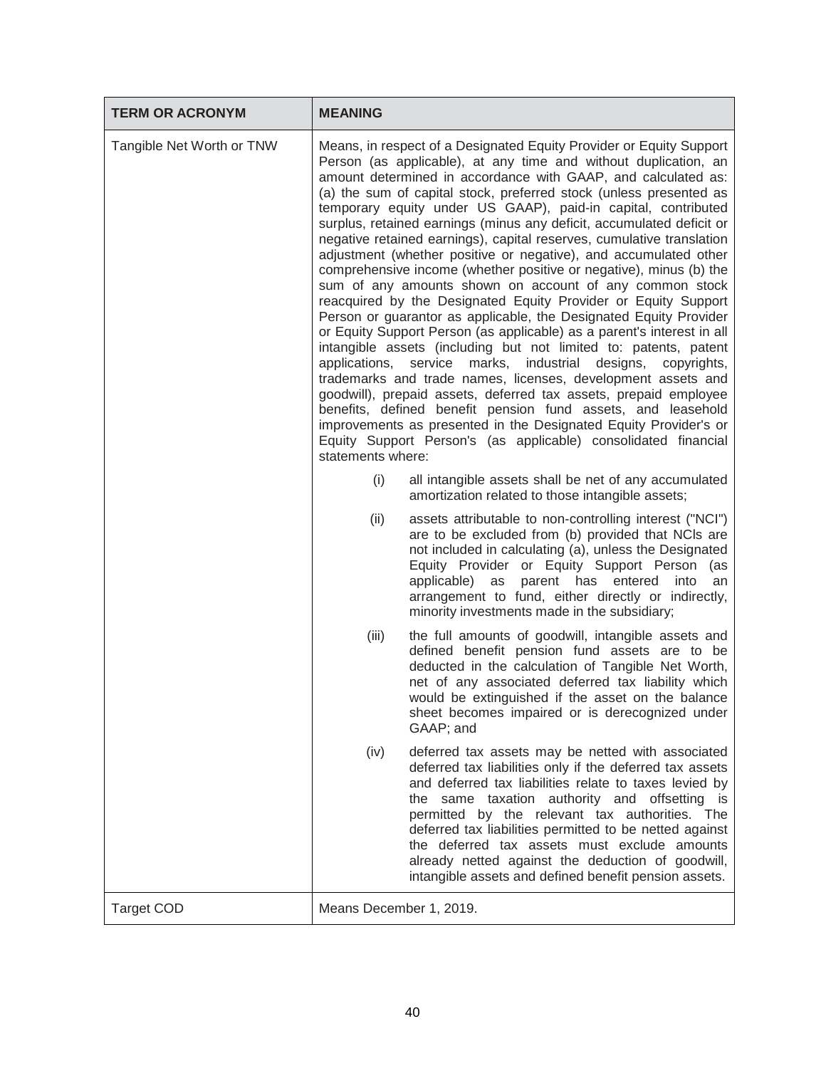| TERM OR ACRONYM | MEANING |
|---|---|
| Tangible Net Worth or TNW | Means, in respect of a Designated Equity Provider or Equity Support Person (as applicable), at any time and without duplication, an amount determined in accordance with GAAP, and calculated as: (a) the sum of capital stock, preferred stock (unless presented as temporary equity under US GAAP), paid-in capital, contributed surplus, retained earnings (minus any deficit, accumulated deficit or negative retained earnings), capital reserves, cumulative translation adjustment (whether positive or negative), and accumulated other comprehensive income (whether positive or negative), minus (b) the sum of any amounts shown on account of any common stock reacquired by the Designated Equity Provider or Equity Support Person or guarantor as applicable, the Designated Equity Provider or Equity Support Person (as applicable) as a parent's interest in all intangible assets (including but not limited to: patents, patent applications, service marks, industrial designs, copyrights, trademarks and trade names, licenses, development assets and goodwill), prepaid assets, deferred tax assets, prepaid employee benefits, defined benefit pension fund assets, and leasehold improvements as presented in the Designated Equity Provider's or Equity Support Person's (as applicable) consolidated financial statements where:<br><br>(i) all intangible assets shall be net of any accumulated amortization related to those intangible assets;<br><br>(ii) assets attributable to non-controlling interest ("NCI") are to be excluded from (b) provided that NCIs are not included in calculating (a), unless the Designated Equity Provider or Equity Support Person (as applicable) as parent has entered into an arrangement to fund, either directly or indirectly, minority investments made in the subsidiary;<br><br>(iii) the full amounts of goodwill, intangible assets and defined benefit pension fund assets are to be deducted in the calculation of Tangible Net Worth, net of any associated deferred tax liability which would be extinguished if the asset on the balance sheet becomes impaired or is derecognized under GAAP; and<br><br>(iv) deferred tax assets may be netted with associated deferred tax liabilities only if the deferred tax assets and deferred tax liabilities relate to taxes levied by the same taxation authority and offsetting is permitted by the relevant tax authorities. The deferred tax liabilities permitted to be netted against the deferred tax assets must exclude amounts already netted against the deduction of goodwill, intangible assets and defined benefit pension assets. |
| Target COD | Means December 1, 2019. |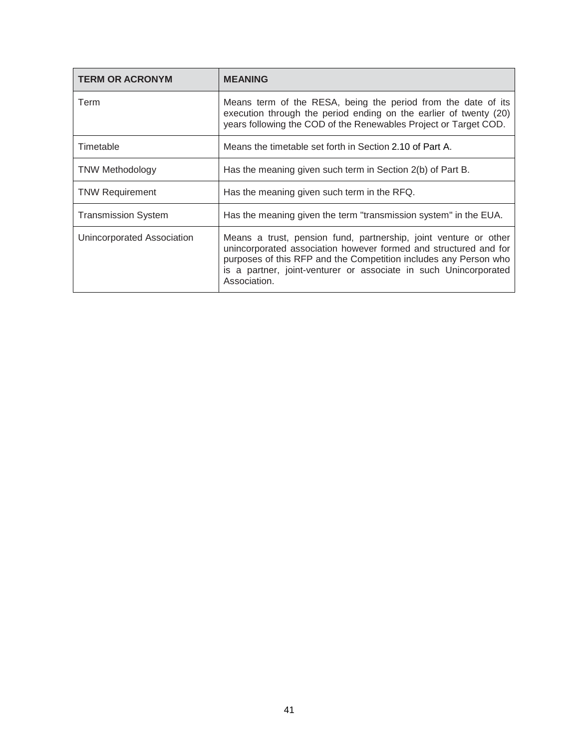| TERM OR ACRONYM | MEANING |
| --- | --- |
| Term | Means term of the RESA, being the period from the date of its execution through the period ending on the earlier of twenty (20) years following the COD of the Renewables Project or Target COD. |
| Timetable | Means the timetable set forth in Section 2.10 of Part A. |
| TNW Methodology | Has the meaning given such term in Section 2(b) of Part B. |
| TNW Requirement | Has the meaning given such term in the RFQ. |
| Transmission System | Has the meaning given the term "transmission system" in the EUA. |
| Unincorporated Association | Means a trust, pension fund, partnership, joint venture or other unincorporated association however formed and structured and for purposes of this RFP and the Competition includes any Person who is a partner, joint-venturer or associate in such Unincorporated Association. |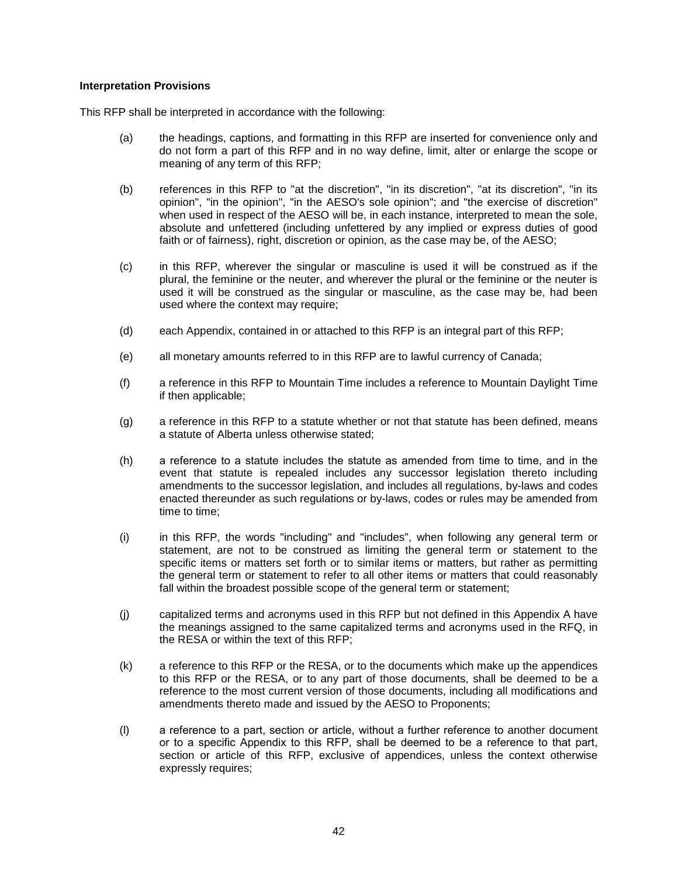**Interpretation Provisions**

This RFP shall be interpreted in accordance with the following:

(a) the headings, captions, and formatting in this RFP are inserted for convenience only and do not form a part of this RFP and in no way define, limit, alter or enlarge the scope or meaning of any term of this RFP;

(b) references in this RFP to "at the discretion", "in its discretion", "at its discretion", "in its opinion", "in the opinion", "in the AESO's sole opinion"; and "the exercise of discretion" when used in respect of the AESO will be, in each instance, interpreted to mean the sole, absolute and unfettered (including unfettered by any implied or express duties of good faith or of fairness), right, discretion or opinion, as the case may be, of the AESO;

(c) in this RFP, wherever the singular or masculine is used it will be construed as if the plural, the feminine or the neuter, and wherever the plural or the feminine or the neuter is used it will be construed as the singular or masculine, as the case may be, had been used where the context may require;

(d) each Appendix, contained in or attached to this RFP is an integral part of this RFP;

(e) all monetary amounts referred to in this RFP are to lawful currency of Canada;

(f) a reference in this RFP to Mountain Time includes a reference to Mountain Daylight Time if then applicable;

(g) a reference in this RFP to a statute whether or not that statute has been defined, means a statute of Alberta unless otherwise stated;

(h) a reference to a statute includes the statute as amended from time to time, and in the event that statute is repealed includes any successor legislation thereto including amendments to the successor legislation, and includes all regulations, by-laws and codes enacted thereunder as such regulations or by-laws, codes or rules may be amended from time to time;

(i) in this RFP, the words "including" and "includes", when following any general term or statement, are not to be construed as limiting the general term or statement to the specific items or matters set forth or to similar items or matters, but rather as permitting the general term or statement to refer to all other items or matters that could reasonably fall within the broadest possible scope of the general term or statement;

(j) capitalized terms and acronyms used in this RFP but not defined in this Appendix A have the meanings assigned to the same capitalized terms and acronyms used in the RFQ, in the RESA or within the text of this RFP;

(k) a reference to this RFP or the RESA, or to the documents which make up the appendices to this RFP or the RESA, or to any part of those documents, shall be deemed to be a reference to the most current version of those documents, including all modifications and amendments thereto made and issued by the AESO to Proponents;

(l) a reference to a part, section or article, without a further reference to another document or to a specific Appendix to this RFP, shall be deemed to be a reference to that part, section or article of this RFP, exclusive of appendices, unless the context otherwise expressly requires;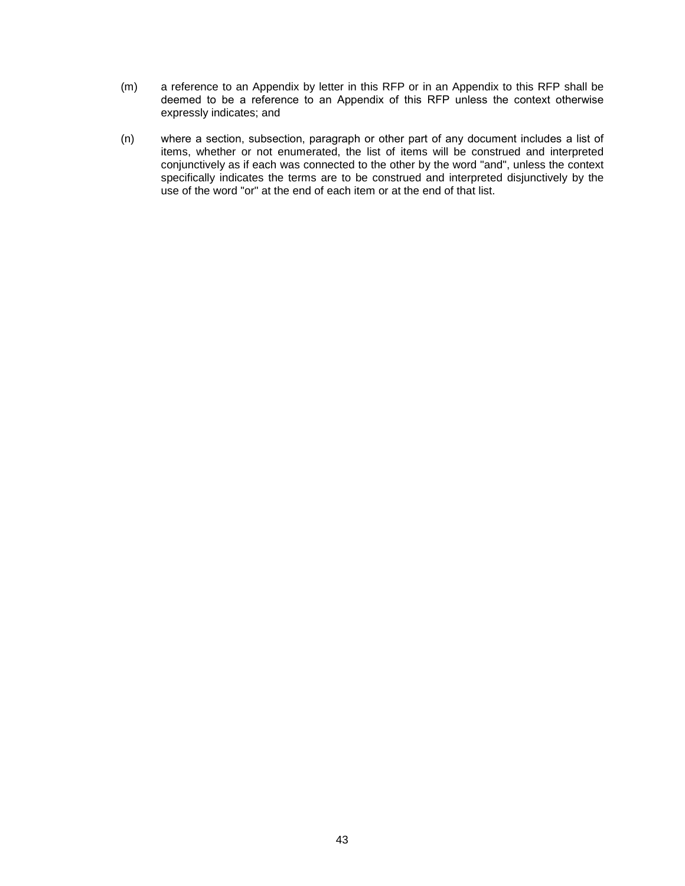(m) a reference to an Appendix by letter in this RFP or in an Appendix to this RFP shall be deemed to be a reference to an Appendix of this RFP unless the context otherwise expressly indicates; and

(n) where a section, subsection, paragraph or other part of any document includes a list of items, whether or not enumerated, the list of items will be construed and interpreted conjunctively as if each was connected to the other by the word "and", unless the context specifically indicates the terms are to be construed and interpreted disjunctively by the use of the word "or" at the end of each item or at the end of that list.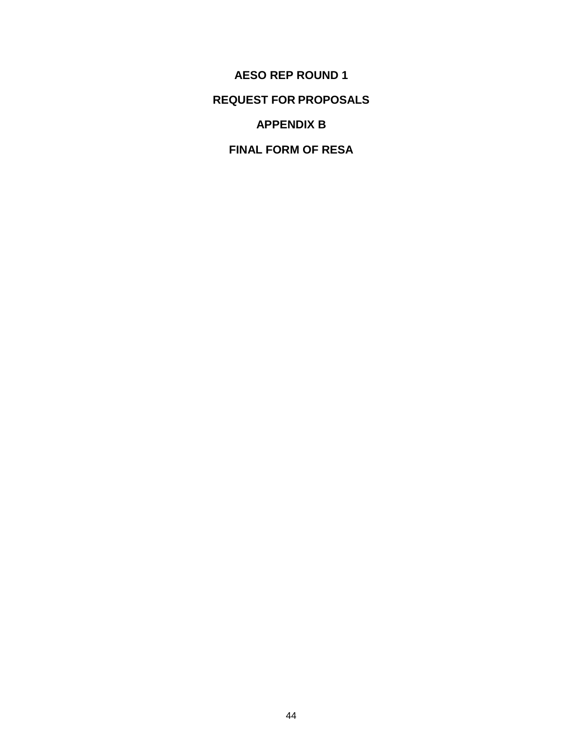# AESO REP ROUND 1

# REQUEST FOR PROPOSALS

# APPENDIX B

# FINAL FORM OF RESA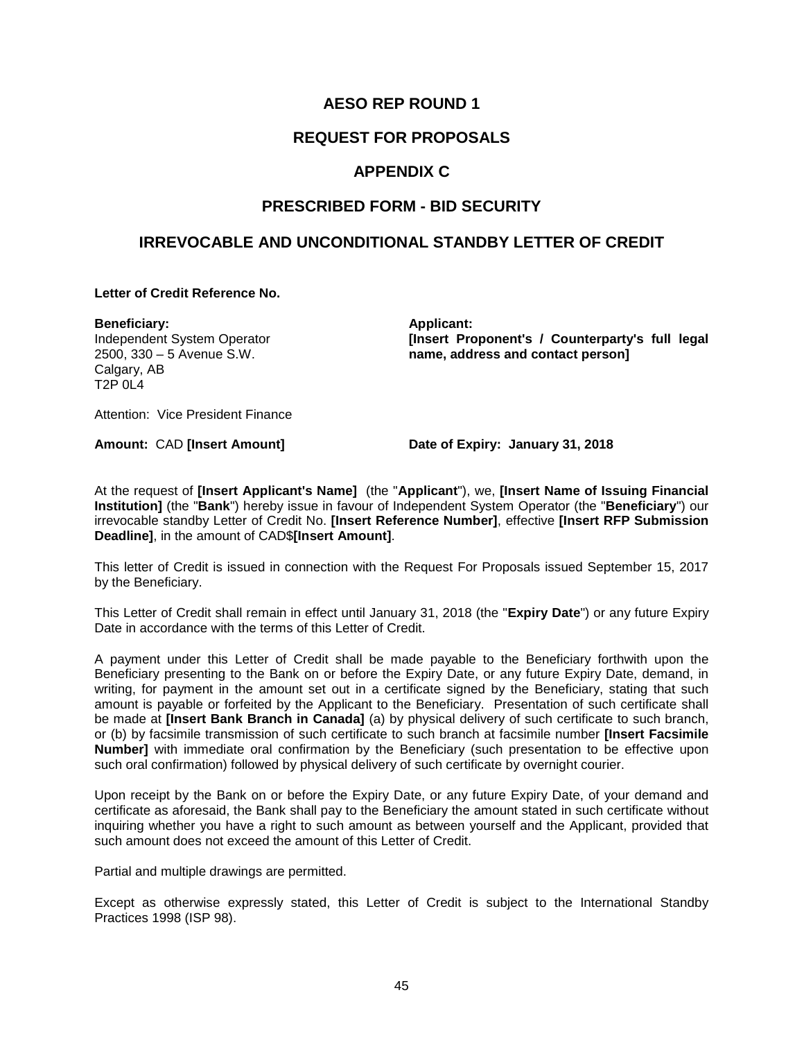# AESO REP ROUND 1

## REQUEST FOR PROPOSALS

## APPENDIX C

## PRESCRIBED FORM - BID SECURITY

## IRREVOCABLE AND UNCONDITIONAL STANDBY LETTER OF CREDIT

**Letter of Credit Reference No.**

**Beneficiary:**
Independent System Operator
2500, 330 – 5 Avenue S.W.
Calgary, AB
T2P 0L4

**Applicant:**
**[Insert Proponent's / Counterparty's full legal name, address and contact person]**

Attention: Vice President Finance

**Amount:** CAD **[Insert Amount]**

**Date of Expiry: January 31, 2018**

At the request of **[Insert Applicant's Name]** (the "**Applicant**"), we, **[Insert Name of Issuing Financial Institution]** (the "**Bank**") hereby issue in favour of Independent System Operator (the "**Beneficiary**") our irrevocable standby Letter of Credit No. **[Insert Reference Number]**, effective **[Insert RFP Submission Deadline]**, in the amount of CAD$**[Insert Amount]**.

This letter of Credit is issued in connection with the Request For Proposals issued September 15, 2017 by the Beneficiary.

This Letter of Credit shall remain in effect until January 31, 2018 (the "**Expiry Date**") or any future Expiry Date in accordance with the terms of this Letter of Credit.

A payment under this Letter of Credit shall be made payable to the Beneficiary forthwith upon the Beneficiary presenting to the Bank on or before the Expiry Date, or any future Expiry Date, demand, in writing, for payment in the amount set out in a certificate signed by the Beneficiary, stating that such amount is payable or forfeited by the Applicant to the Beneficiary. Presentation of such certificate shall be made at **[Insert Bank Branch in Canada]** (a) by physical delivery of such certificate to such branch, or (b) by facsimile transmission of such certificate to such branch at facsimile number **[Insert Facsimile Number]** with immediate oral confirmation by the Beneficiary (such presentation to be effective upon such oral confirmation) followed by physical delivery of such certificate by overnight courier.

Upon receipt by the Bank on or before the Expiry Date, or any future Expiry Date, of your demand and certificate as aforesaid, the Bank shall pay to the Beneficiary the amount stated in such certificate without inquiring whether you have a right to such amount as between yourself and the Applicant, provided that such amount does not exceed the amount of this Letter of Credit.

Partial and multiple drawings are permitted.

Except as otherwise expressly stated, this Letter of Credit is subject to the International Standby Practices 1998 (ISP 98).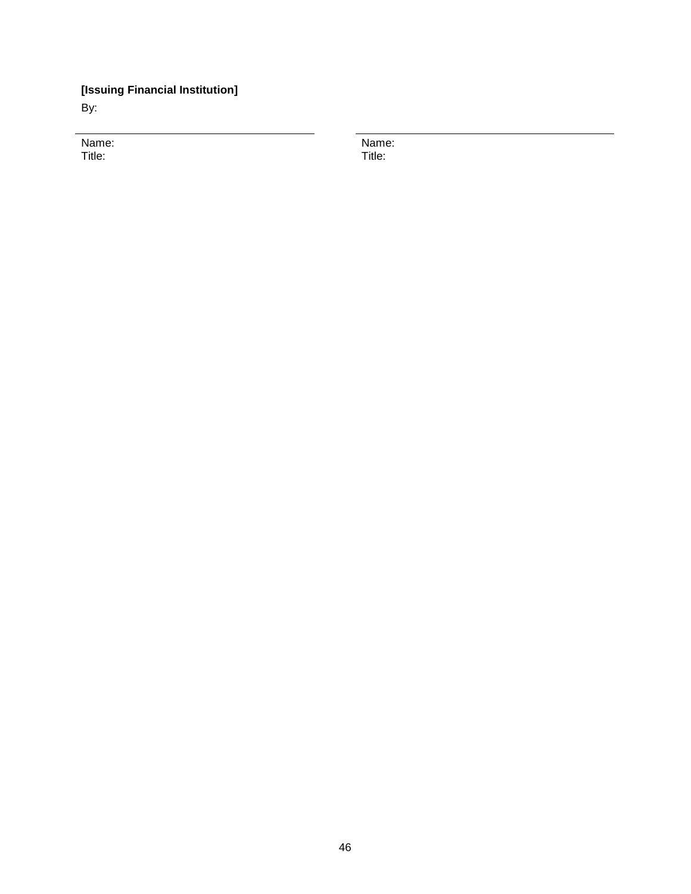**[Issuing Financial Institution]**

By:

| \_\_\_\_\_\_\_\_\_\_\_\_\_\_\_\_\_\_\_\_\_\_\_\_\_\_\_\_\_\_ | \_\_\_\_\_\_\_\_\_\_\_\_\_\_\_\_\_\_\_\_\_\_\_\_\_\_\_\_\_\_ |
|---|---|
| Name: | Name: |
| Title: | Title: |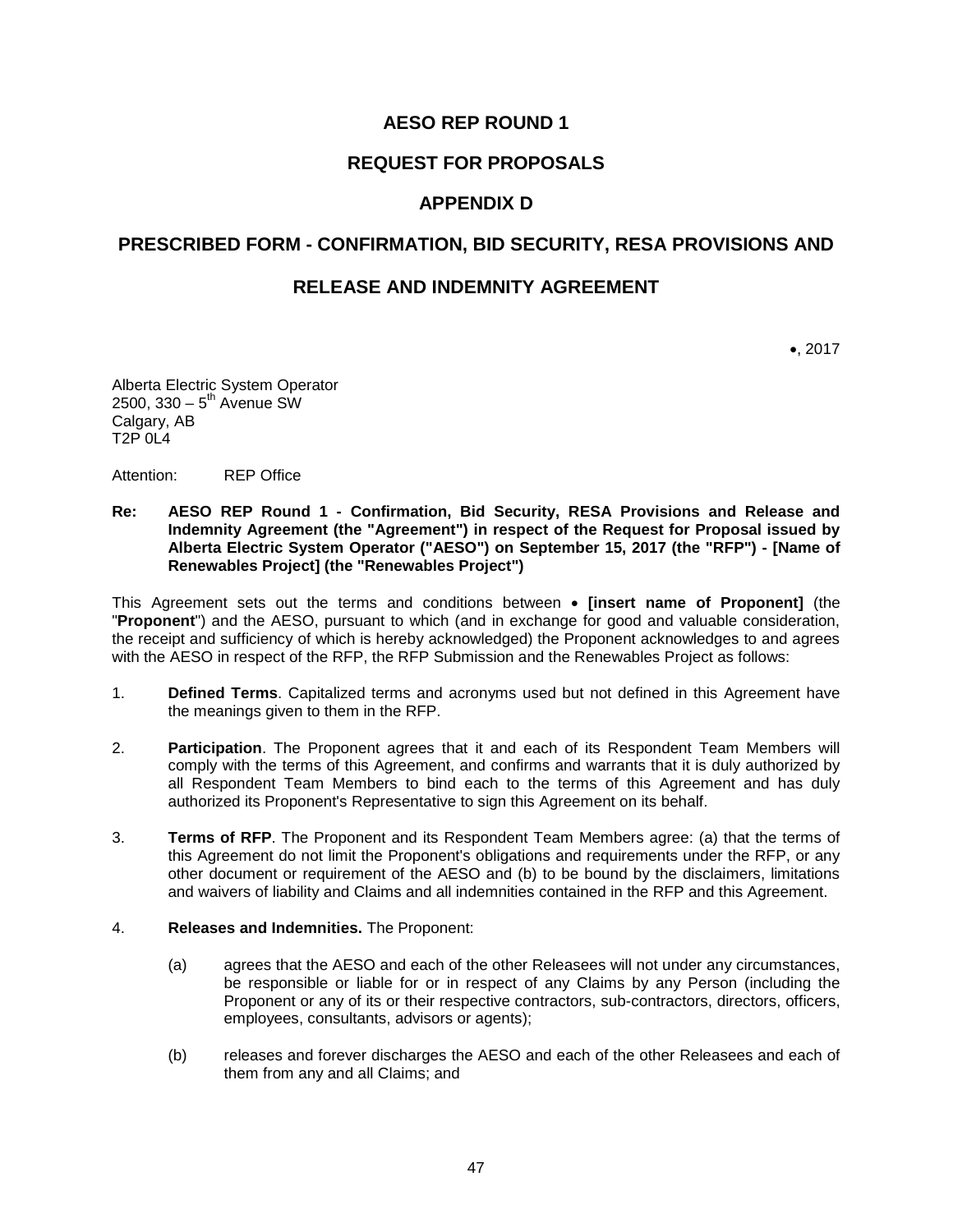# AESO REP ROUND 1

# REQUEST FOR PROPOSALS

# APPENDIX D

# PRESCRIBED FORM - CONFIRMATION, BID SECURITY, RESA PROVISIONS AND RELEASE AND INDEMNITY AGREEMENT

•, 2017

Alberta Electric System Operator
2500, 330 – 5th Avenue SW
Calgary, AB
T2P 0L4

Attention: REP Office

**Re: AESO REP Round 1 - Confirmation, Bid Security, RESA Provisions and Release and Indemnity Agreement (the "Agreement") in respect of the Request for Proposal issued by Alberta Electric System Operator ("AESO") on September 15, 2017 (the "RFP") - [Name of Renewables Project] (the "Renewables Project")**

This Agreement sets out the terms and conditions between • **[insert name of Proponent]** (the "**Proponent**") and the AESO, pursuant to which (and in exchange for good and valuable consideration, the receipt and sufficiency of which is hereby acknowledged) the Proponent acknowledges to and agrees with the AESO in respect of the RFP, the RFP Submission and the Renewables Project as follows:

1. **Defined Terms**. Capitalized terms and acronyms used but not defined in this Agreement have the meanings given to them in the RFP.

2. **Participation**. The Proponent agrees that it and each of its Respondent Team Members will comply with the terms of this Agreement, and confirms and warrants that it is duly authorized by all Respondent Team Members to bind each to the terms of this Agreement and has duly authorized its Proponent's Representative to sign this Agreement on its behalf.

3. **Terms of RFP**. The Proponent and its Respondent Team Members agree: (a) that the terms of this Agreement do not limit the Proponent's obligations and requirements under the RFP, or any other document or requirement of the AESO and (b) to be bound by the disclaimers, limitations and waivers of liability and Claims and all indemnities contained in the RFP and this Agreement.

4. **Releases and Indemnities.** The Proponent:

   (a) agrees that the AESO and each of the other Releasees will not under any circumstances, be responsible or liable for or in respect of any Claims by any Person (including the Proponent or any of its or their respective contractors, sub-contractors, directors, officers, employees, consultants, advisors or agents);

   (b) releases and forever discharges the AESO and each of the other Releasees and each of them from any and all Claims; and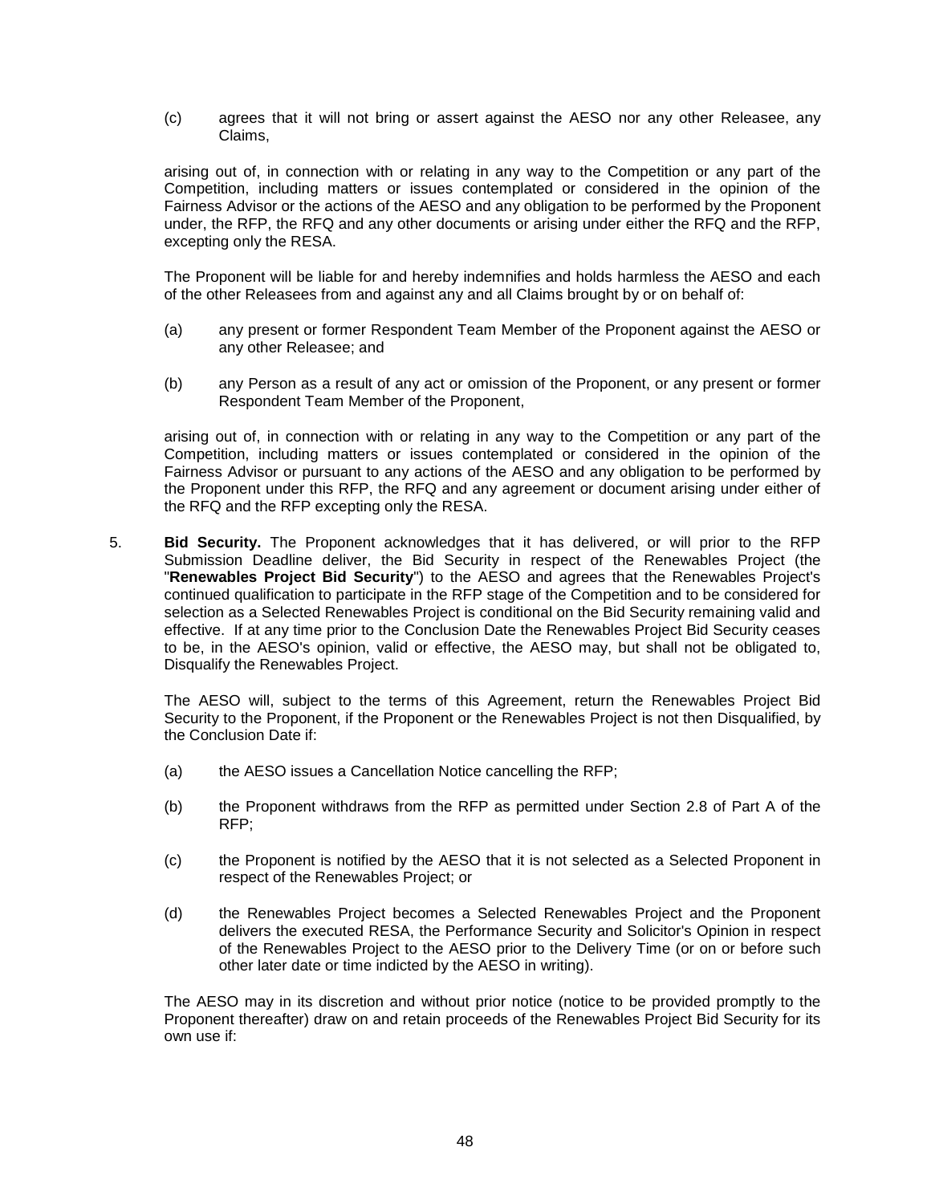(c) agrees that it will not bring or assert against the AESO nor any other Releasee, any Claims,

arising out of, in connection with or relating in any way to the Competition or any part of the Competition, including matters or issues contemplated or considered in the opinion of the Fairness Advisor or the actions of the AESO and any obligation to be performed by the Proponent under, the RFP, the RFQ and any other documents or arising under either the RFQ and the RFP, excepting only the RESA.

The Proponent will be liable for and hereby indemnifies and holds harmless the AESO and each of the other Releasees from and against any and all Claims brought by or on behalf of:

(a) any present or former Respondent Team Member of the Proponent against the AESO or any other Releasee; and

(b) any Person as a result of any act or omission of the Proponent, or any present or former Respondent Team Member of the Proponent,

arising out of, in connection with or relating in any way to the Competition or any part of the Competition, including matters or issues contemplated or considered in the opinion of the Fairness Advisor or pursuant to any actions of the AESO and any obligation to be performed by the Proponent under this RFP, the RFQ and any agreement or document arising under either of the RFQ and the RFP excepting only the RESA.

5. **Bid Security.** The Proponent acknowledges that it has delivered, or will prior to the RFP Submission Deadline deliver, the Bid Security in respect of the Renewables Project (the "**Renewables Project Bid Security**") to the AESO and agrees that the Renewables Project's continued qualification to participate in the RFP stage of the Competition and to be considered for selection as a Selected Renewables Project is conditional on the Bid Security remaining valid and effective. If at any time prior to the Conclusion Date the Renewables Project Bid Security ceases to be, in the AESO's opinion, valid or effective, the AESO may, but shall not be obligated to, Disqualify the Renewables Project.

The AESO will, subject to the terms of this Agreement, return the Renewables Project Bid Security to the Proponent, if the Proponent or the Renewables Project is not then Disqualified, by the Conclusion Date if:

(a) the AESO issues a Cancellation Notice cancelling the RFP;

(b) the Proponent withdraws from the RFP as permitted under Section 2.8 of Part A of the RFP;

(c) the Proponent is notified by the AESO that it is not selected as a Selected Proponent in respect of the Renewables Project; or

(d) the Renewables Project becomes a Selected Renewables Project and the Proponent delivers the executed RESA, the Performance Security and Solicitor's Opinion in respect of the Renewables Project to the AESO prior to the Delivery Time (or on or before such other later date or time indicted by the AESO in writing).

The AESO may in its discretion and without prior notice (notice to be provided promptly to the Proponent thereafter) draw on and retain proceeds of the Renewables Project Bid Security for its own use if: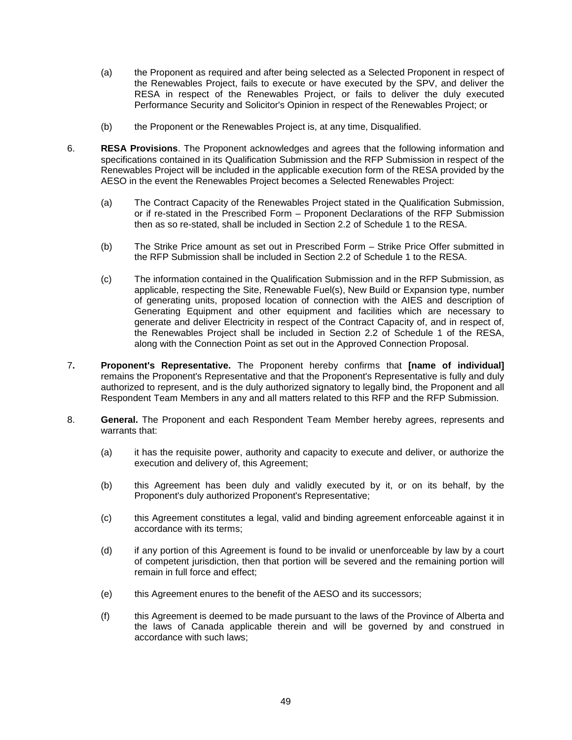(a) the Proponent as required and after being selected as a Selected Proponent in respect of the Renewables Project, fails to execute or have executed by the SPV, and deliver the RESA in respect of the Renewables Project, or fails to deliver the duly executed Performance Security and Solicitor's Opinion in respect of the Renewables Project; or

(b) the Proponent or the Renewables Project is, at any time, Disqualified.

6. **RESA Provisions**. The Proponent acknowledges and agrees that the following information and specifications contained in its Qualification Submission and the RFP Submission in respect of the Renewables Project will be included in the applicable execution form of the RESA provided by the AESO in the event the Renewables Project becomes a Selected Renewables Project:

   (a) The Contract Capacity of the Renewables Project stated in the Qualification Submission, or if re-stated in the Prescribed Form – Proponent Declarations of the RFP Submission then as so re-stated, shall be included in Section 2.2 of Schedule 1 to the RESA.

   (b) The Strike Price amount as set out in Prescribed Form – Strike Price Offer submitted in the RFP Submission shall be included in Section 2.2 of Schedule 1 to the RESA.

   (c) The information contained in the Qualification Submission and in the RFP Submission, as applicable, respecting the Site, Renewable Fuel(s), New Build or Expansion type, number of generating units, proposed location of connection with the AIES and description of Generating Equipment and other equipment and facilities which are necessary to generate and deliver Electricity in respect of the Contract Capacity of, and in respect of, the Renewables Project shall be included in Section 2.2 of Schedule 1 of the RESA, along with the Connection Point as set out in the Approved Connection Proposal.

7. **Proponent's Representative.** The Proponent hereby confirms that **[name of individual]** remains the Proponent's Representative and that the Proponent's Representative is fully and duly authorized to represent, and is the duly authorized signatory to legally bind, the Proponent and all Respondent Team Members in any and all matters related to this RFP and the RFP Submission.

8. **General.** The Proponent and each Respondent Team Member hereby agrees, represents and warrants that:

   (a) it has the requisite power, authority and capacity to execute and deliver, or authorize the execution and delivery of, this Agreement;

   (b) this Agreement has been duly and validly executed by it, or on its behalf, by the Proponent's duly authorized Proponent's Representative;

   (c) this Agreement constitutes a legal, valid and binding agreement enforceable against it in accordance with its terms;

   (d) if any portion of this Agreement is found to be invalid or unenforceable by law by a court of competent jurisdiction, then that portion will be severed and the remaining portion will remain in full force and effect;

   (e) this Agreement enures to the benefit of the AESO and its successors;

   (f) this Agreement is deemed to be made pursuant to the laws of the Province of Alberta and the laws of Canada applicable therein and will be governed by and construed in accordance with such laws;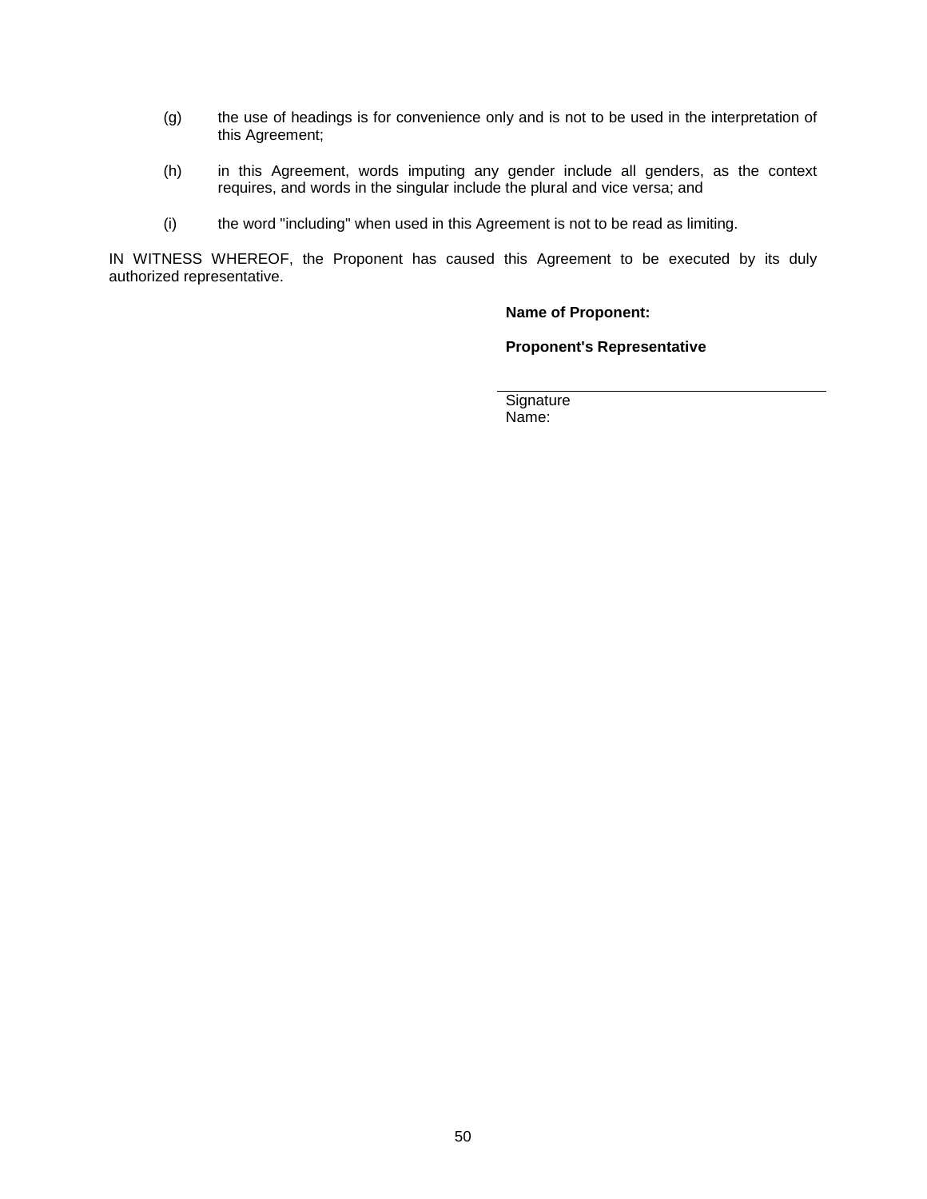(g) the use of headings is for convenience only and is not to be used in the interpretation of this Agreement;

(h) in this Agreement, words imputing any gender include all genders, as the context requires, and words in the singular include the plural and vice versa; and

(i) the word "including" when used in this Agreement is not to be read as limiting.

IN WITNESS WHEREOF, the Proponent has caused this Agreement to be executed by its duly authorized representative.

**Name of Proponent:**

**Proponent's Representative**

\_\_\_\_\_\_\_\_\_\_\_\_\_\_\_\_\_\_\_\_\_\_\_\_\_\_\_\_\_\_\_\_\_\_\_\_\_\_\_\_

Signature
Name: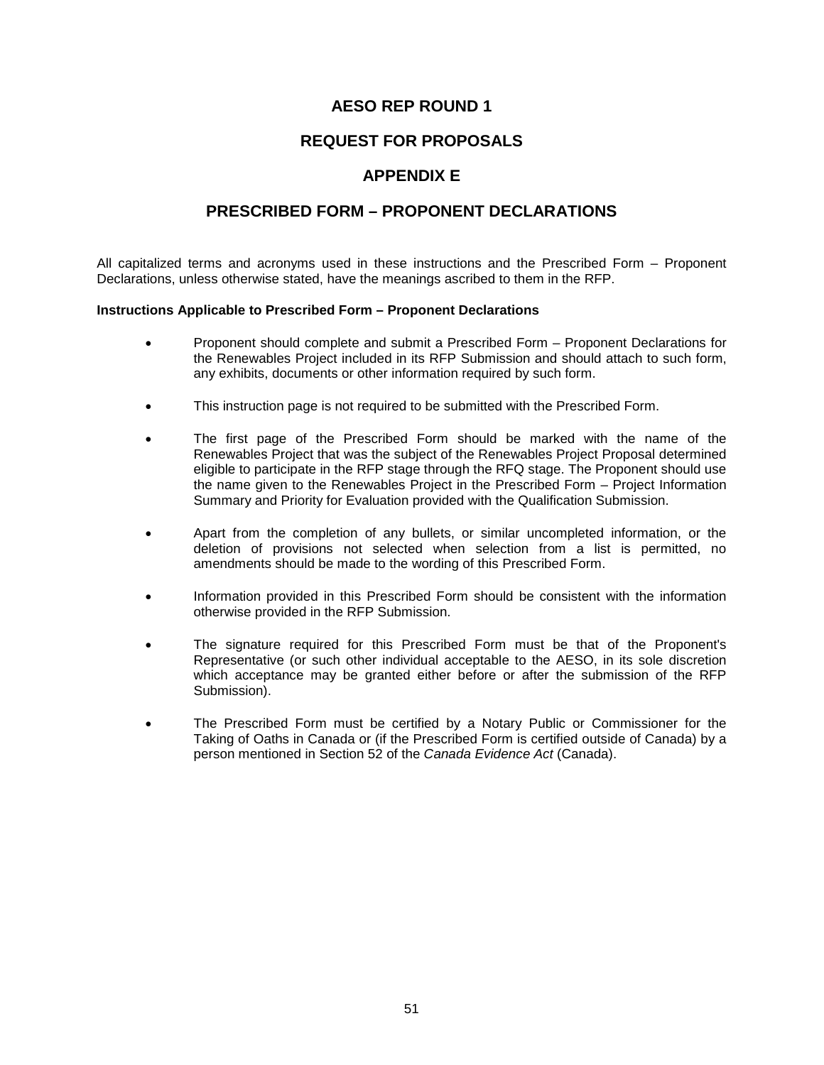# AESO REP ROUND 1

# REQUEST FOR PROPOSALS

# APPENDIX E

# PRESCRIBED FORM – PROPONENT DECLARATIONS

All capitalized terms and acronyms used in these instructions and the Prescribed Form – Proponent Declarations, unless otherwise stated, have the meanings ascribed to them in the RFP.

**Instructions Applicable to Prescribed Form – Proponent Declarations**

- Proponent should complete and submit a Prescribed Form – Proponent Declarations for the Renewables Project included in its RFP Submission and should attach to such form, any exhibits, documents or other information required by such form.

- This instruction page is not required to be submitted with the Prescribed Form.

- The first page of the Prescribed Form should be marked with the name of the Renewables Project that was the subject of the Renewables Project Proposal determined eligible to participate in the RFP stage through the RFQ stage. The Proponent should use the name given to the Renewables Project in the Prescribed Form – Project Information Summary and Priority for Evaluation provided with the Qualification Submission.

- Apart from the completion of any bullets, or similar uncompleted information, or the deletion of provisions not selected when selection from a list is permitted, no amendments should be made to the wording of this Prescribed Form.

- Information provided in this Prescribed Form should be consistent with the information otherwise provided in the RFP Submission.

- The signature required for this Prescribed Form must be that of the Proponent's Representative (or such other individual acceptable to the AESO, in its sole discretion which acceptance may be granted either before or after the submission of the RFP Submission).

- The Prescribed Form must be certified by a Notary Public or Commissioner for the Taking of Oaths in Canada or (if the Prescribed Form is certified outside of Canada) by a person mentioned in Section 52 of the *Canada Evidence Act* (Canada).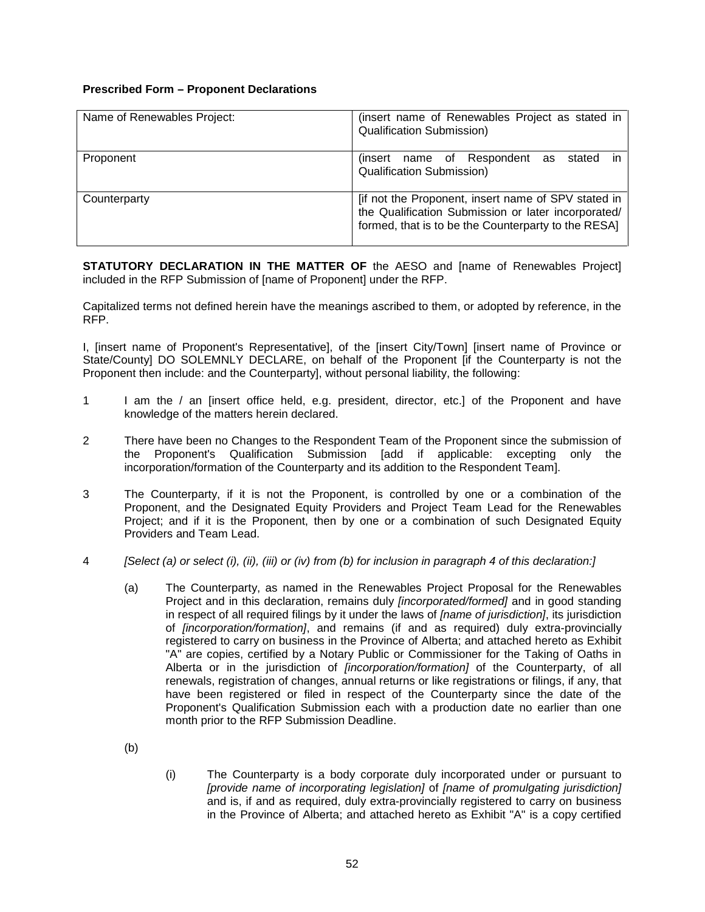**Prescribed Form – Proponent Declarations**

| Name of Renewables Project: | (insert name of Renewables Project as stated in Qualification Submission) |
|---|---|
| Proponent | (insert name of Respondent as stated in Qualification Submission) |
| Counterparty | [if not the Proponent, insert name of SPV stated in the Qualification Submission or later incorporated/ formed, that is to be the Counterparty to the RESA] |

**STATUTORY DECLARATION IN THE MATTER OF** the AESO and [name of Renewables Project] included in the RFP Submission of [name of Proponent] under the RFP.

Capitalized terms not defined herein have the meanings ascribed to them, or adopted by reference, in the RFP.

I, [insert name of Proponent's Representative], of the [insert City/Town] [insert name of Province or State/County] DO SOLEMNLY DECLARE, on behalf of the Proponent [if the Counterparty is not the Proponent then include: and the Counterparty], without personal liability, the following:

1 I am the / an [insert office held, e.g. president, director, etc.] of the Proponent and have knowledge of the matters herein declared.

2 There have been no Changes to the Respondent Team of the Proponent since the submission of the Proponent's Qualification Submission [add if applicable: excepting only the incorporation/formation of the Counterparty and its addition to the Respondent Team].

3 The Counterparty, if it is not the Proponent, is controlled by one or a combination of the Proponent, and the Designated Equity Providers and Project Team Lead for the Renewables Project; and if it is the Proponent, then by one or a combination of such Designated Equity Providers and Team Lead.

4 *[Select (a) or select (i), (ii), (iii) or (iv) from (b) for inclusion in paragraph 4 of this declaration:]*

(a) The Counterparty, as named in the Renewables Project Proposal for the Renewables Project and in this declaration, remains duly *[incorporated/formed]* and in good standing in respect of all required filings by it under the laws of *[name of jurisdiction]*, its jurisdiction of *[incorporation/formation]*, and remains (if and as required) duly extra-provincially registered to carry on business in the Province of Alberta; and attached hereto as Exhibit "A" are copies, certified by a Notary Public or Commissioner for the Taking of Oaths in Alberta or in the jurisdiction of *[incorporation/formation]* of the Counterparty, of all renewals, registration of changes, annual returns or like registrations or filings, if any, that have been registered or filed in respect of the Counterparty since the date of the Proponent's Qualification Submission each with a production date no earlier than one month prior to the RFP Submission Deadline.

(b)

(i) The Counterparty is a body corporate duly incorporated under or pursuant to *[provide name of incorporating legislation]* of *[name of promulgating jurisdiction]* and is, if and as required, duly extra-provincially registered to carry on business in the Province of Alberta; and attached hereto as Exhibit "A" is a copy certified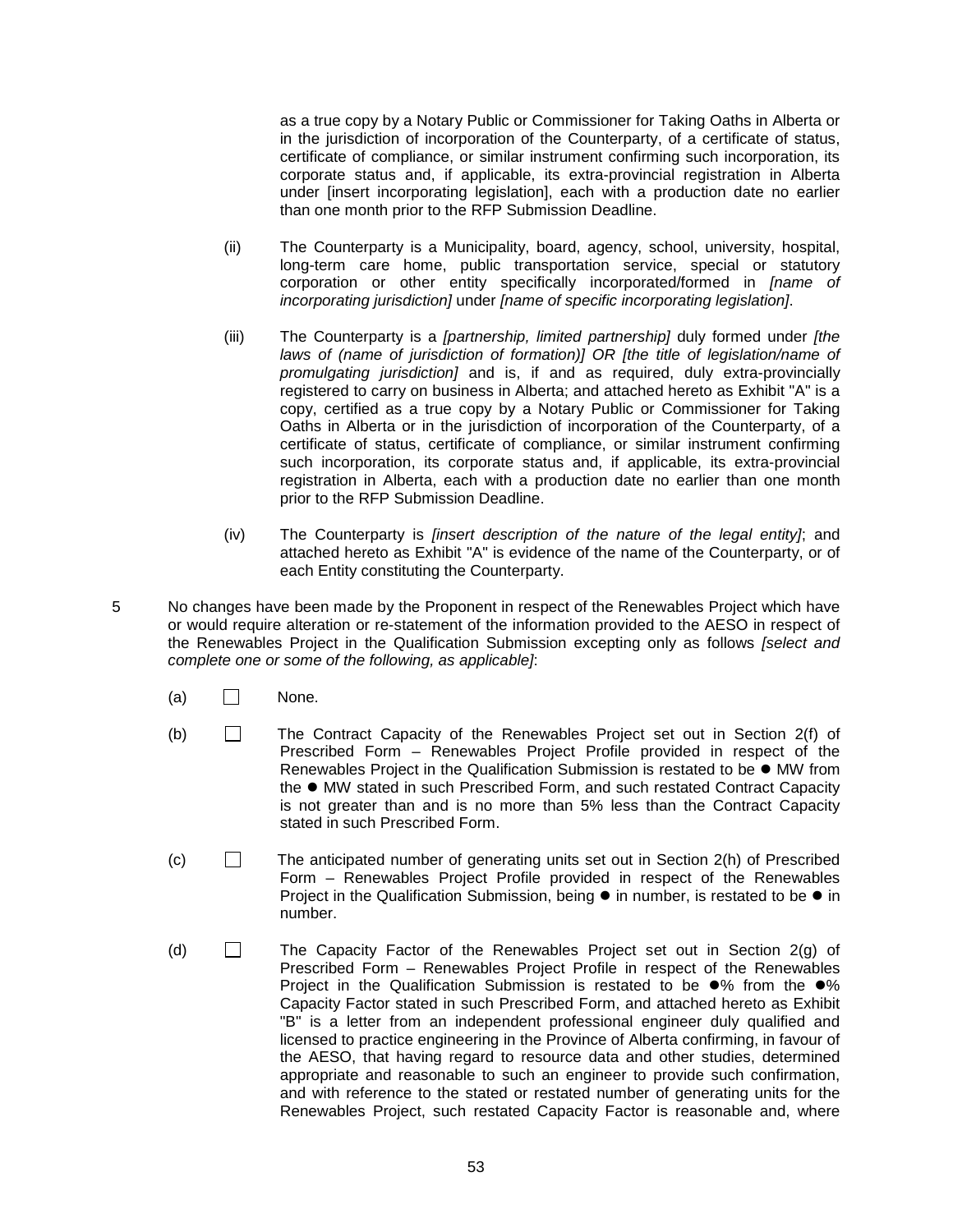as a true copy by a Notary Public or Commissioner for Taking Oaths in Alberta or in the jurisdiction of incorporation of the Counterparty, of a certificate of status, certificate of compliance, or similar instrument confirming such incorporation, its corporate status and, if applicable, its extra-provincial registration in Alberta under [insert incorporating legislation], each with a production date no earlier than one month prior to the RFP Submission Deadline.

(ii) The Counterparty is a Municipality, board, agency, school, university, hospital, long-term care home, public transportation service, special or statutory corporation or other entity specifically incorporated/formed in *[name of incorporating jurisdiction]* under *[name of specific incorporating legislation]*.

(iii) The Counterparty is a *[partnership, limited partnership]* duly formed under *[the laws of (name of jurisdiction of formation)] OR [the title of legislation/name of promulgating jurisdiction]* and is, if and as required, duly extra-provincially registered to carry on business in Alberta; and attached hereto as Exhibit "A" is a copy, certified as a true copy by a Notary Public or Commissioner for Taking Oaths in Alberta or in the jurisdiction of incorporation of the Counterparty, of a certificate of status, certificate of compliance, or similar instrument confirming such incorporation, its corporate status and, if applicable, its extra-provincial registration in Alberta, each with a production date no earlier than one month prior to the RFP Submission Deadline.

(iv) The Counterparty is *[insert description of the nature of the legal entity]*; and attached hereto as Exhibit "A" is evidence of the name of the Counterparty, or of each Entity constituting the Counterparty.

5 No changes have been made by the Proponent in respect of the Renewables Project which have or would require alteration or re-statement of the information provided to the AESO in respect of the Renewables Project in the Qualification Submission excepting only as follows *[select and complete one or some of the following, as applicable]*:

(a) ☐ None.

(b) ☐ The Contract Capacity of the Renewables Project set out in Section 2(f) of Prescribed Form – Renewables Project Profile provided in respect of the Renewables Project in the Qualification Submission is restated to be ● MW from the ● MW stated in such Prescribed Form, and such restated Contract Capacity is not greater than and is no more than 5% less than the Contract Capacity stated in such Prescribed Form.

(c) ☐ The anticipated number of generating units set out in Section 2(h) of Prescribed Form – Renewables Project Profile provided in respect of the Renewables Project in the Qualification Submission, being ● in number, is restated to be ● in number.

(d) ☐ The Capacity Factor of the Renewables Project set out in Section 2(g) of Prescribed Form – Renewables Project Profile in respect of the Renewables Project in the Qualification Submission is restated to be ●% from the ●% Capacity Factor stated in such Prescribed Form, and attached hereto as Exhibit "B" is a letter from an independent professional engineer duly qualified and licensed to practice engineering in the Province of Alberta confirming, in favour of the AESO, that having regard to resource data and other studies, determined appropriate and reasonable to such an engineer to provide such confirmation, and with reference to the stated or restated number of generating units for the Renewables Project, such restated Capacity Factor is reasonable and, where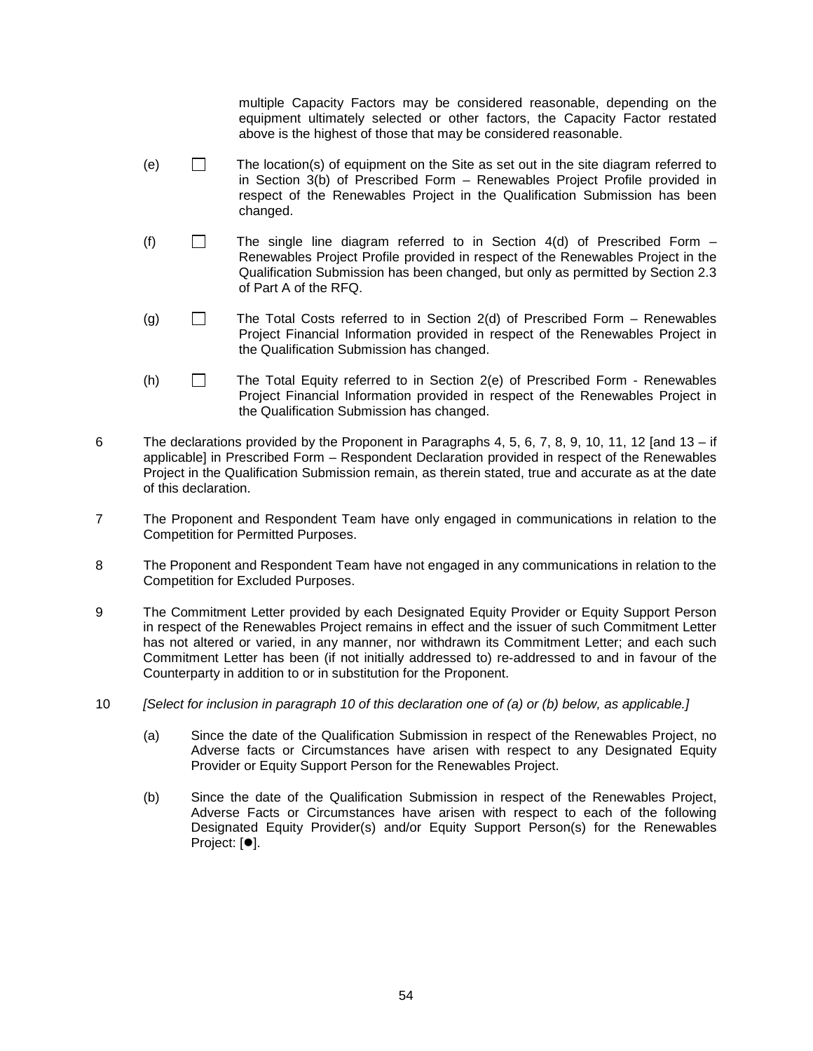multiple Capacity Factors may be considered reasonable, depending on the equipment ultimately selected or other factors, the Capacity Factor restated above is the highest of those that may be considered reasonable.

(e) ☐ The location(s) of equipment on the Site as set out in the site diagram referred to in Section 3(b) of Prescribed Form – Renewables Project Profile provided in respect of the Renewables Project in the Qualification Submission has been changed.

(f) ☐ The single line diagram referred to in Section 4(d) of Prescribed Form – Renewables Project Profile provided in respect of the Renewables Project in the Qualification Submission has been changed, but only as permitted by Section 2.3 of Part A of the RFQ.

(g) ☐ The Total Costs referred to in Section 2(d) of Prescribed Form – Renewables Project Financial Information provided in respect of the Renewables Project in the Qualification Submission has changed.

(h) ☐ The Total Equity referred to in Section 2(e) of Prescribed Form - Renewables Project Financial Information provided in respect of the Renewables Project in the Qualification Submission has changed.

6 The declarations provided by the Proponent in Paragraphs 4, 5, 6, 7, 8, 9, 10, 11, 12 [and 13 – if applicable] in Prescribed Form – Respondent Declaration provided in respect of the Renewables Project in the Qualification Submission remain, as therein stated, true and accurate as at the date of this declaration.

7 The Proponent and Respondent Team have only engaged in communications in relation to the Competition for Permitted Purposes.

8 The Proponent and Respondent Team have not engaged in any communications in relation to the Competition for Excluded Purposes.

9 The Commitment Letter provided by each Designated Equity Provider or Equity Support Person in respect of the Renewables Project remains in effect and the issuer of such Commitment Letter has not altered or varied, in any manner, nor withdrawn its Commitment Letter; and each such Commitment Letter has been (if not initially addressed to) re-addressed to and in favour of the Counterparty in addition to or in substitution for the Proponent.

10 *[Select for inclusion in paragraph 10 of this declaration one of (a) or (b) below, as applicable.]*

(a) Since the date of the Qualification Submission in respect of the Renewables Project, no Adverse facts or Circumstances have arisen with respect to any Designated Equity Provider or Equity Support Person for the Renewables Project.

(b) Since the date of the Qualification Submission in respect of the Renewables Project, Adverse Facts or Circumstances have arisen with respect to each of the following Designated Equity Provider(s) and/or Equity Support Person(s) for the Renewables Project: [●].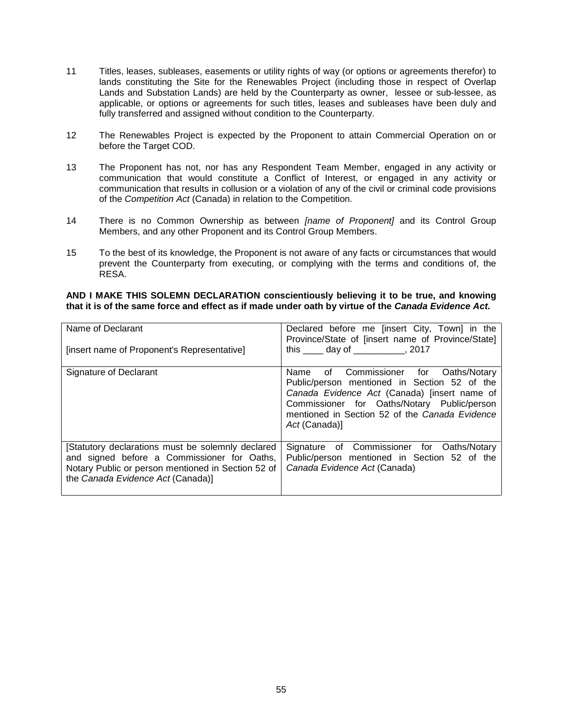11 Titles, leases, subleases, easements or utility rights of way (or options or agreements therefor) to lands constituting the Site for the Renewables Project (including those in respect of Overlap Lands and Substation Lands) are held by the Counterparty as owner, lessee or sub-lessee, as applicable, or options or agreements for such titles, leases and subleases have been duly and fully transferred and assigned without condition to the Counterparty.

12 The Renewables Project is expected by the Proponent to attain Commercial Operation on or before the Target COD.

13 The Proponent has not, nor has any Respondent Team Member, engaged in any activity or communication that would constitute a Conflict of Interest, or engaged in any activity or communication that results in collusion or a violation of any of the civil or criminal code provisions of the *Competition Act* (Canada) in relation to the Competition.

14 There is no Common Ownership as between *[name of Proponent]* and its Control Group Members, and any other Proponent and its Control Group Members.

15 To the best of its knowledge, the Proponent is not aware of any facts or circumstances that would prevent the Counterparty from executing, or complying with the terms and conditions of, the RESA.

**AND I MAKE THIS SOLEMN DECLARATION conscientiously believing it to be true, and knowing that it is of the same force and effect as if made under oath by virtue of the *Canada Evidence Act.***

| | |
|---|---|
| Name of Declarant<br><br>[insert name of Proponent's Representative] | Declared before me [insert City, Town] in the Province/State of [insert name of Province/State] this ____ day of __________, 2017 |
| Signature of Declarant | Name of Commissioner for Oaths/Notary Public/person mentioned in Section 52 of the *Canada Evidence Act* (Canada) [insert name of Commissioner for Oaths/Notary Public/person mentioned in Section 52 of the *Canada Evidence Act* (Canada)] |
| [Statutory declarations must be solemnly declared and signed before a Commissioner for Oaths, Notary Public or person mentioned in Section 52 of the *Canada Evidence Act* (Canada)] | Signature of Commissioner for Oaths/Notary Public/person mentioned in Section 52 of the *Canada Evidence Act* (Canada) |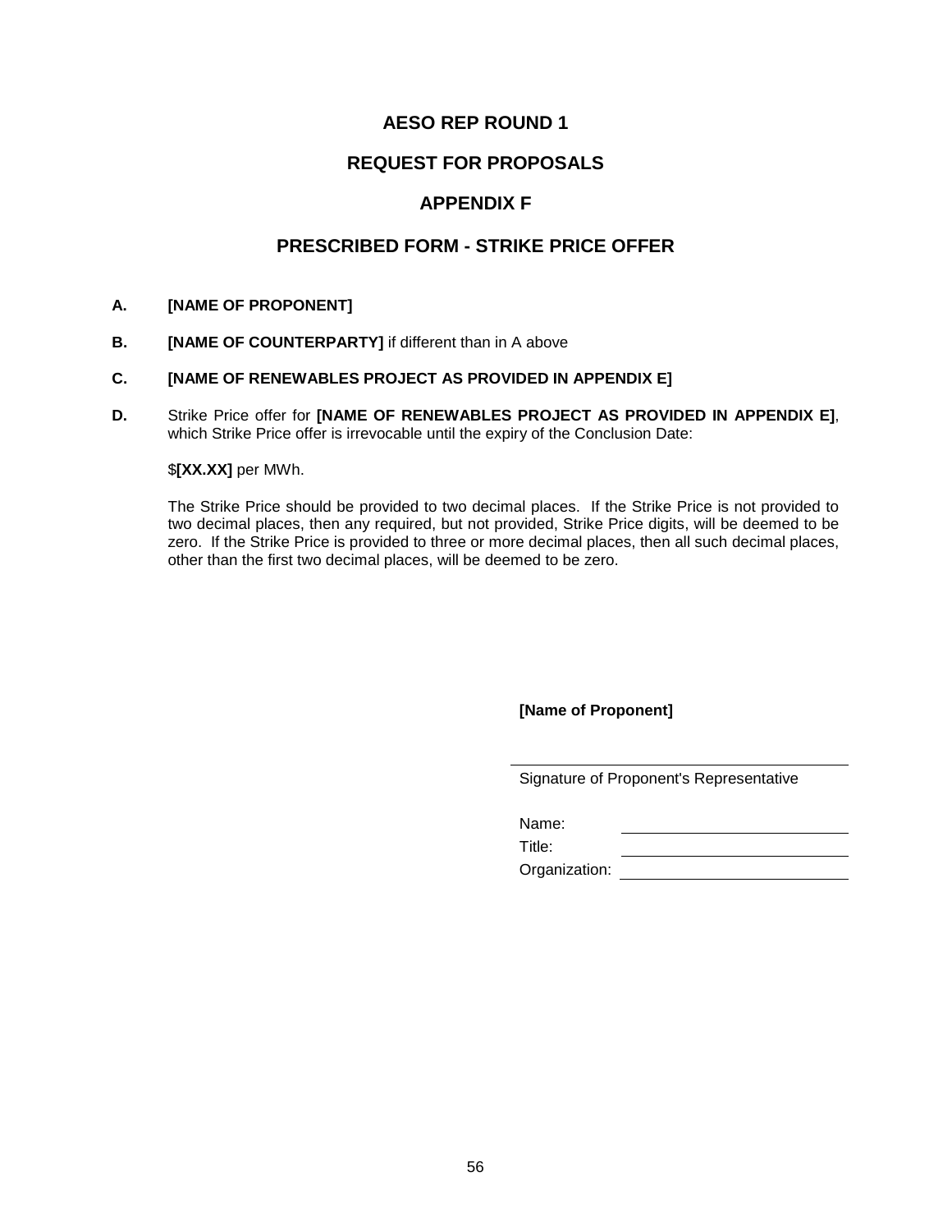# AESO REP ROUND 1

## REQUEST FOR PROPOSALS

## APPENDIX F

## PRESCRIBED FORM - STRIKE PRICE OFFER

**A.** **[NAME OF PROPONENT]**

**B.** **[NAME OF COUNTERPARTY]** if different than in A above

**C.** **[NAME OF RENEWABLES PROJECT AS PROVIDED IN APPENDIX E]**

**D.** Strike Price offer for **[NAME OF RENEWABLES PROJECT AS PROVIDED IN APPENDIX E]**, which Strike Price offer is irrevocable until the expiry of the Conclusion Date:

$**[XX.XX]** per MWh.

The Strike Price should be provided to two decimal places. If the Strike Price is not provided to two decimal places, then any required, but not provided, Strike Price digits, will be deemed to be zero. If the Strike Price is provided to three or more decimal places, then all such decimal places, other than the first two decimal places, will be deemed to be zero.

**[Name of Proponent]**

\_\_\_\_\_\_\_\_\_\_\_\_\_\_\_\_\_\_\_\_\_\_\_\_\_\_\_\_\_\_\_\_\_\_\_\_

Signature of Proponent's Representative

Name: \_\_\_\_\_\_\_\_\_\_\_\_\_\_\_\_\_\_\_\_\_\_\_\_

Title: \_\_\_\_\_\_\_\_\_\_\_\_\_\_\_\_\_\_\_\_\_\_\_\_

Organization: \_\_\_\_\_\_\_\_\_\_\_\_\_\_\_\_\_\_\_\_\_\_\_\_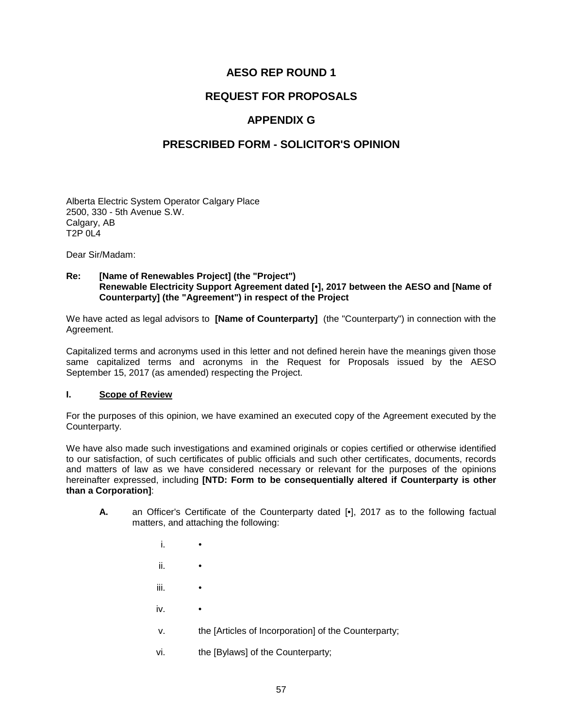# AESO REP ROUND 1

# REQUEST FOR PROPOSALS

# APPENDIX G

# PRESCRIBED FORM - SOLICITOR'S OPINION

Alberta Electric System Operator Calgary Place
2500, 330 - 5th Avenue S.W.
Calgary, AB
T2P 0L4

Dear Sir/Madam:

**Re: [Name of Renewables Project] (the "Project")**
**Renewable Electricity Support Agreement dated [•], 2017 between the AESO and [Name of Counterparty] (the "Agreement") in respect of the Project**

We have acted as legal advisors to **[Name of Counterparty]** (the "Counterparty") in connection with the Agreement.

Capitalized terms and acronyms used in this letter and not defined herein have the meanings given those same capitalized terms and acronyms in the Request for Proposals issued by the AESO September 15, 2017 (as amended) respecting the Project.

## I. Scope of Review

For the purposes of this opinion, we have examined an executed copy of the Agreement executed by the Counterparty.

We have also made such investigations and examined originals or copies certified or otherwise identified to our satisfaction, of such certificates of public officials and such other certificates, documents, records and matters of law as we have considered necessary or relevant for the purposes of the opinions hereinafter expressed, including **[NTD: Form to be consequentially altered if Counterparty is other than a Corporation]**:

**A.** an Officer's Certificate of the Counterparty dated [•], 2017 as to the following factual matters, and attaching the following:

i. •

ii. •

iii. •

iv. •

v. the [Articles of Incorporation] of the Counterparty;

vi. the [Bylaws] of the Counterparty;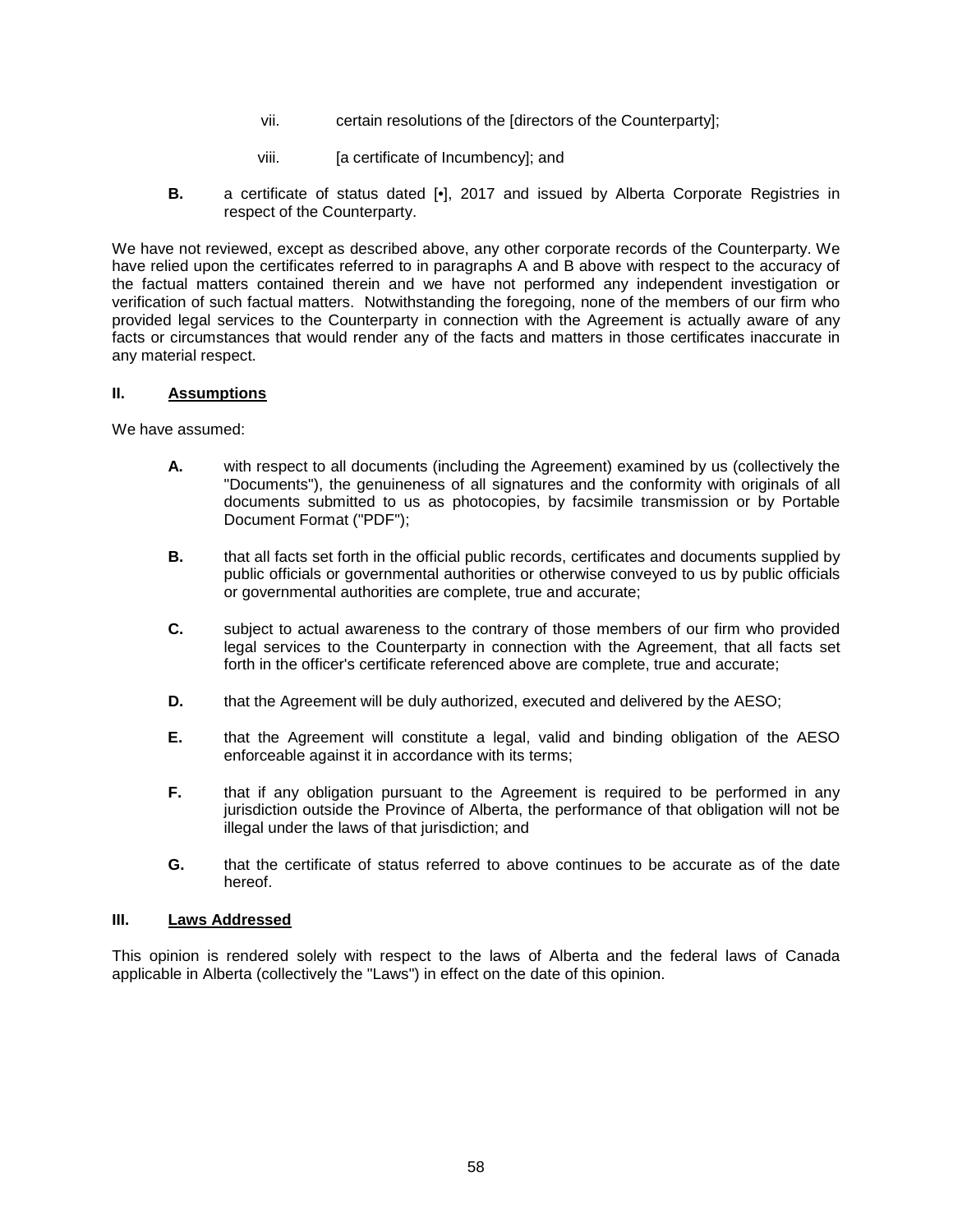vii. certain resolutions of the [directors of the Counterparty];

viii. [a certificate of Incumbency]; and

**B.** a certificate of status dated [•], 2017 and issued by Alberta Corporate Registries in respect of the Counterparty.

We have not reviewed, except as described above, any other corporate records of the Counterparty. We have relied upon the certificates referred to in paragraphs A and B above with respect to the accuracy of the factual matters contained therein and we have not performed any independent investigation or verification of such factual matters. Notwithstanding the foregoing, none of the members of our firm who provided legal services to the Counterparty in connection with the Agreement is actually aware of any facts or circumstances that would render any of the facts and matters in those certificates inaccurate in any material respect.

## II. Assumptions

We have assumed:

**A.** with respect to all documents (including the Agreement) examined by us (collectively the "Documents"), the genuineness of all signatures and the conformity with originals of all documents submitted to us as photocopies, by facsimile transmission or by Portable Document Format ("PDF");

**B.** that all facts set forth in the official public records, certificates and documents supplied by public officials or governmental authorities or otherwise conveyed to us by public officials or governmental authorities are complete, true and accurate;

**C.** subject to actual awareness to the contrary of those members of our firm who provided legal services to the Counterparty in connection with the Agreement, that all facts set forth in the officer's certificate referenced above are complete, true and accurate;

**D.** that the Agreement will be duly authorized, executed and delivered by the AESO;

**E.** that the Agreement will constitute a legal, valid and binding obligation of the AESO enforceable against it in accordance with its terms;

**F.** that if any obligation pursuant to the Agreement is required to be performed in any jurisdiction outside the Province of Alberta, the performance of that obligation will not be illegal under the laws of that jurisdiction; and

**G.** that the certificate of status referred to above continues to be accurate as of the date hereof.

## III. Laws Addressed

This opinion is rendered solely with respect to the laws of Alberta and the federal laws of Canada applicable in Alberta (collectively the "Laws") in effect on the date of this opinion.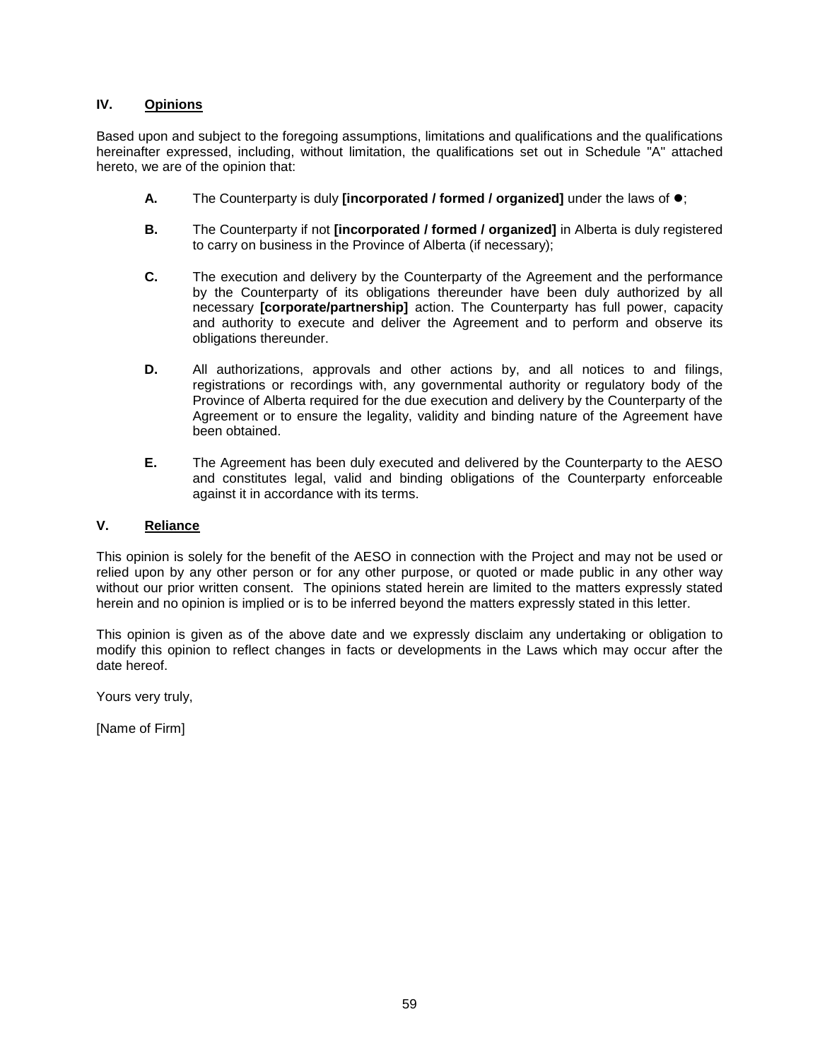## IV. Opinions

Based upon and subject to the foregoing assumptions, limitations and qualifications and the qualifications hereinafter expressed, including, without limitation, the qualifications set out in Schedule "A" attached hereto, we are of the opinion that:

**A.** The Counterparty is duly **[incorporated / formed / organized]** under the laws of ●;

**B.** The Counterparty if not **[incorporated / formed / organized]** in Alberta is duly registered to carry on business in the Province of Alberta (if necessary);

**C.** The execution and delivery by the Counterparty of the Agreement and the performance by the Counterparty of its obligations thereunder have been duly authorized by all necessary **[corporate/partnership]** action. The Counterparty has full power, capacity and authority to execute and deliver the Agreement and to perform and observe its obligations thereunder.

**D.** All authorizations, approvals and other actions by, and all notices to and filings, registrations or recordings with, any governmental authority or regulatory body of the Province of Alberta required for the due execution and delivery by the Counterparty of the Agreement or to ensure the legality, validity and binding nature of the Agreement have been obtained.

**E.** The Agreement has been duly executed and delivered by the Counterparty to the AESO and constitutes legal, valid and binding obligations of the Counterparty enforceable against it in accordance with its terms.

## V. Reliance

This opinion is solely for the benefit of the AESO in connection with the Project and may not be used or relied upon by any other person or for any other purpose, or quoted or made public in any other way without our prior written consent. The opinions stated herein are limited to the matters expressly stated herein and no opinion is implied or is to be inferred beyond the matters expressly stated in this letter.

This opinion is given as of the above date and we expressly disclaim any undertaking or obligation to modify this opinion to reflect changes in facts or developments in the Laws which may occur after the date hereof.

Yours very truly,

[Name of Firm]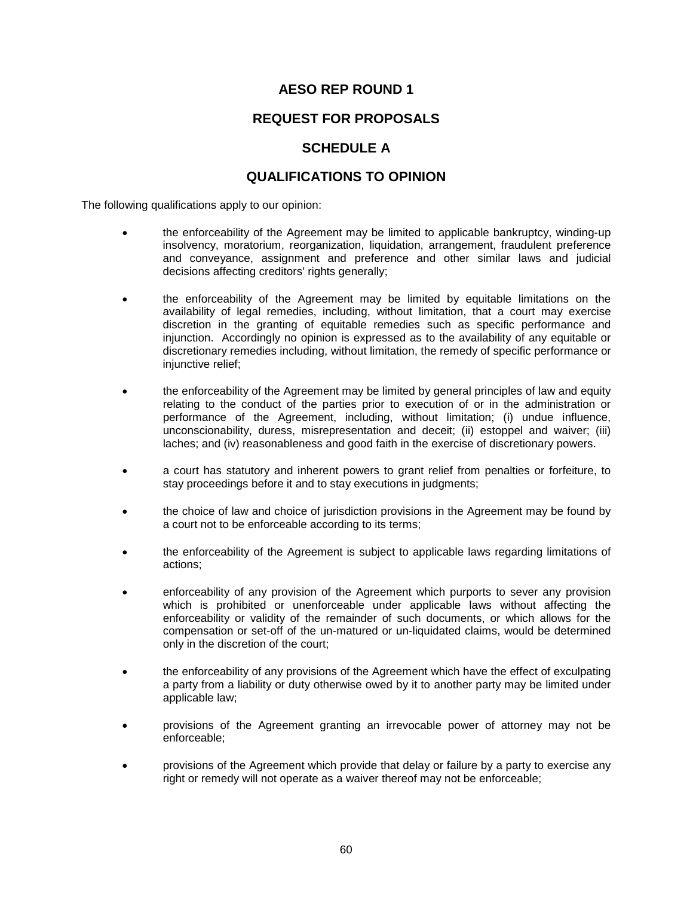# AESO REP ROUND 1

## REQUEST FOR PROPOSALS

## SCHEDULE A

## QUALIFICATIONS TO OPINION

The following qualifications apply to our opinion:

- the enforceability of the Agreement may be limited to applicable bankruptcy, winding-up insolvency, moratorium, reorganization, liquidation, arrangement, fraudulent preference and conveyance, assignment and preference and other similar laws and judicial decisions affecting creditors' rights generally;

- the enforceability of the Agreement may be limited by equitable limitations on the availability of legal remedies, including, without limitation, that a court may exercise discretion in the granting of equitable remedies such as specific performance and injunction. Accordingly no opinion is expressed as to the availability of any equitable or discretionary remedies including, without limitation, the remedy of specific performance or injunctive relief;

- the enforceability of the Agreement may be limited by general principles of law and equity relating to the conduct of the parties prior to execution of or in the administration or performance of the Agreement, including, without limitation; (i) undue influence, unconscionability, duress, misrepresentation and deceit; (ii) estoppel and waiver; (iii) laches; and (iv) reasonableness and good faith in the exercise of discretionary powers.

- a court has statutory and inherent powers to grant relief from penalties or forfeiture, to stay proceedings before it and to stay executions in judgments;

- the choice of law and choice of jurisdiction provisions in the Agreement may be found by a court not to be enforceable according to its terms;

- the enforceability of the Agreement is subject to applicable laws regarding limitations of actions;

- enforceability of any provision of the Agreement which purports to sever any provision which is prohibited or unenforceable under applicable laws without affecting the enforceability or validity of the remainder of such documents, or which allows for the compensation or set-off of the un-matured or un-liquidated claims, would be determined only in the discretion of the court;

- the enforceability of any provisions of the Agreement which have the effect of exculpating a party from a liability or duty otherwise owed by it to another party may be limited under applicable law;

- provisions of the Agreement granting an irrevocable power of attorney may not be enforceable;

- provisions of the Agreement which provide that delay or failure by a party to exercise any right or remedy will not operate as a waiver thereof may not be enforceable;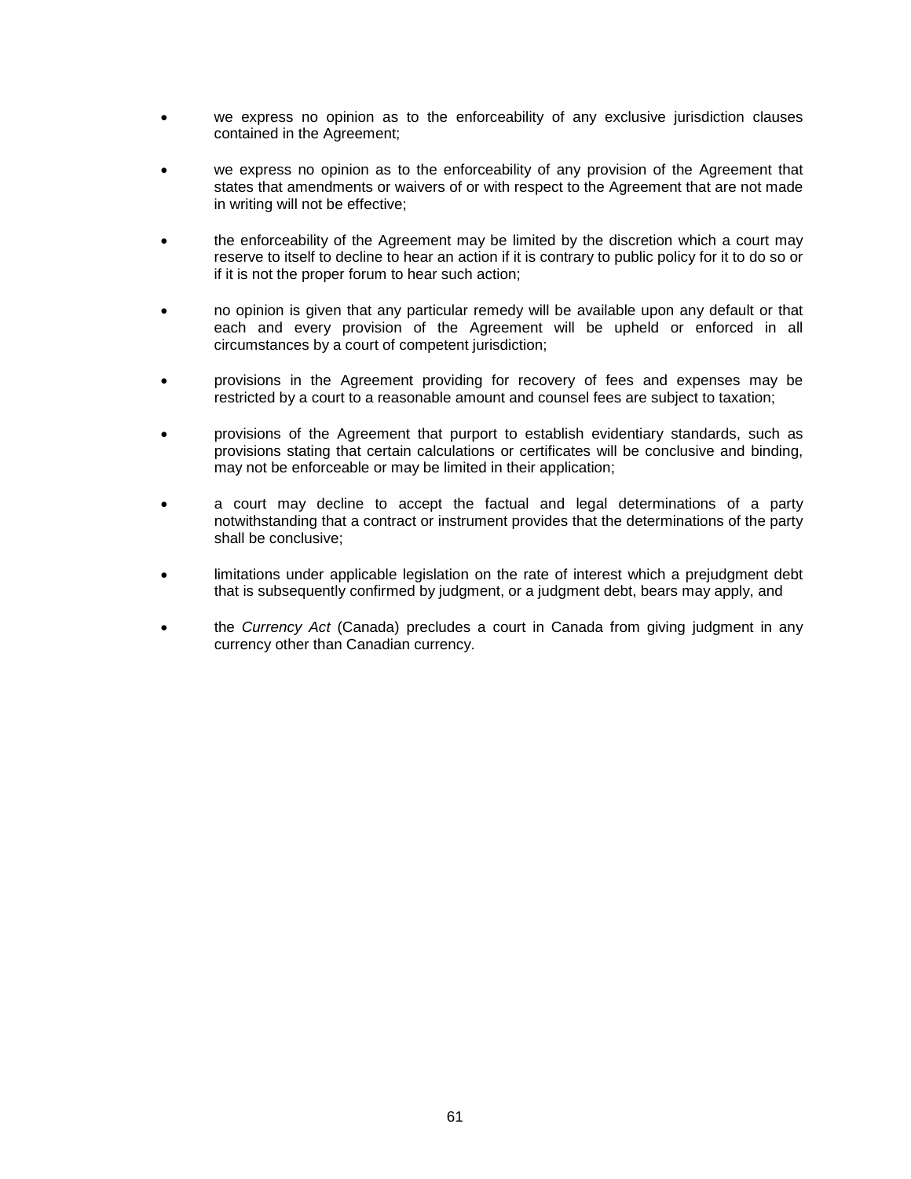- we express no opinion as to the enforceability of any exclusive jurisdiction clauses contained in the Agreement;
- we express no opinion as to the enforceability of any provision of the Agreement that states that amendments or waivers of or with respect to the Agreement that are not made in writing will not be effective;
- the enforceability of the Agreement may be limited by the discretion which a court may reserve to itself to decline to hear an action if it is contrary to public policy for it to do so or if it is not the proper forum to hear such action;
- no opinion is given that any particular remedy will be available upon any default or that each and every provision of the Agreement will be upheld or enforced in all circumstances by a court of competent jurisdiction;
- provisions in the Agreement providing for recovery of fees and expenses may be restricted by a court to a reasonable amount and counsel fees are subject to taxation;
- provisions of the Agreement that purport to establish evidentiary standards, such as provisions stating that certain calculations or certificates will be conclusive and binding, may not be enforceable or may be limited in their application;
- a court may decline to accept the factual and legal determinations of a party notwithstanding that a contract or instrument provides that the determinations of the party shall be conclusive;
- limitations under applicable legislation on the rate of interest which a prejudgment debt that is subsequently confirmed by judgment, or a judgment debt, bears may apply, and
- the *Currency Act* (Canada) precludes a court in Canada from giving judgment in any currency other than Canadian currency.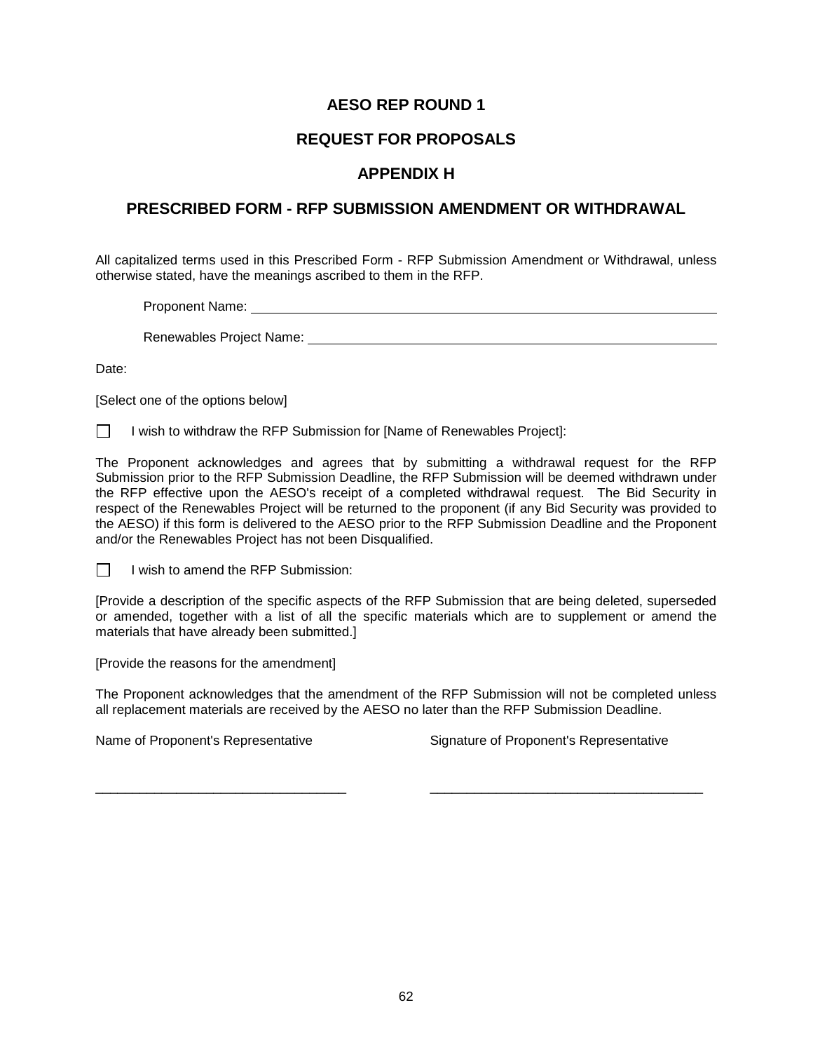# AESO REP ROUND 1

# REQUEST FOR PROPOSALS

# APPENDIX H

# PRESCRIBED FORM - RFP SUBMISSION AMENDMENT OR WITHDRAWAL

All capitalized terms used in this Prescribed Form - RFP Submission Amendment or Withdrawal, unless otherwise stated, have the meanings ascribed to them in the RFP.

Proponent Name: ______________________________________________

Renewables Project Name: ______________________________________________

Date:

[Select one of the options below]

☐ I wish to withdraw the RFP Submission for [Name of Renewables Project]:

The Proponent acknowledges and agrees that by submitting a withdrawal request for the RFP Submission prior to the RFP Submission Deadline, the RFP Submission will be deemed withdrawn under the RFP effective upon the AESO's receipt of a completed withdrawal request. The Bid Security in respect of the Renewables Project will be returned to the proponent (if any Bid Security was provided to the AESO) if this form is delivered to the AESO prior to the RFP Submission Deadline and the Proponent and/or the Renewables Project has not been Disqualified.

☐ I wish to amend the RFP Submission:

[Provide a description of the specific aspects of the RFP Submission that are being deleted, superseded or amended, together with a list of all the specific materials which are to supplement or amend the materials that have already been submitted.]

[Provide the reasons for the amendment]

The Proponent acknowledges that the amendment of the RFP Submission will not be completed unless all replacement materials are received by the AESO no later than the RFP Submission Deadline.

| Name of Proponent's Representative | Signature of Proponent's Representative |
| --- | --- |
| ________________________________ | ____________________________________ |